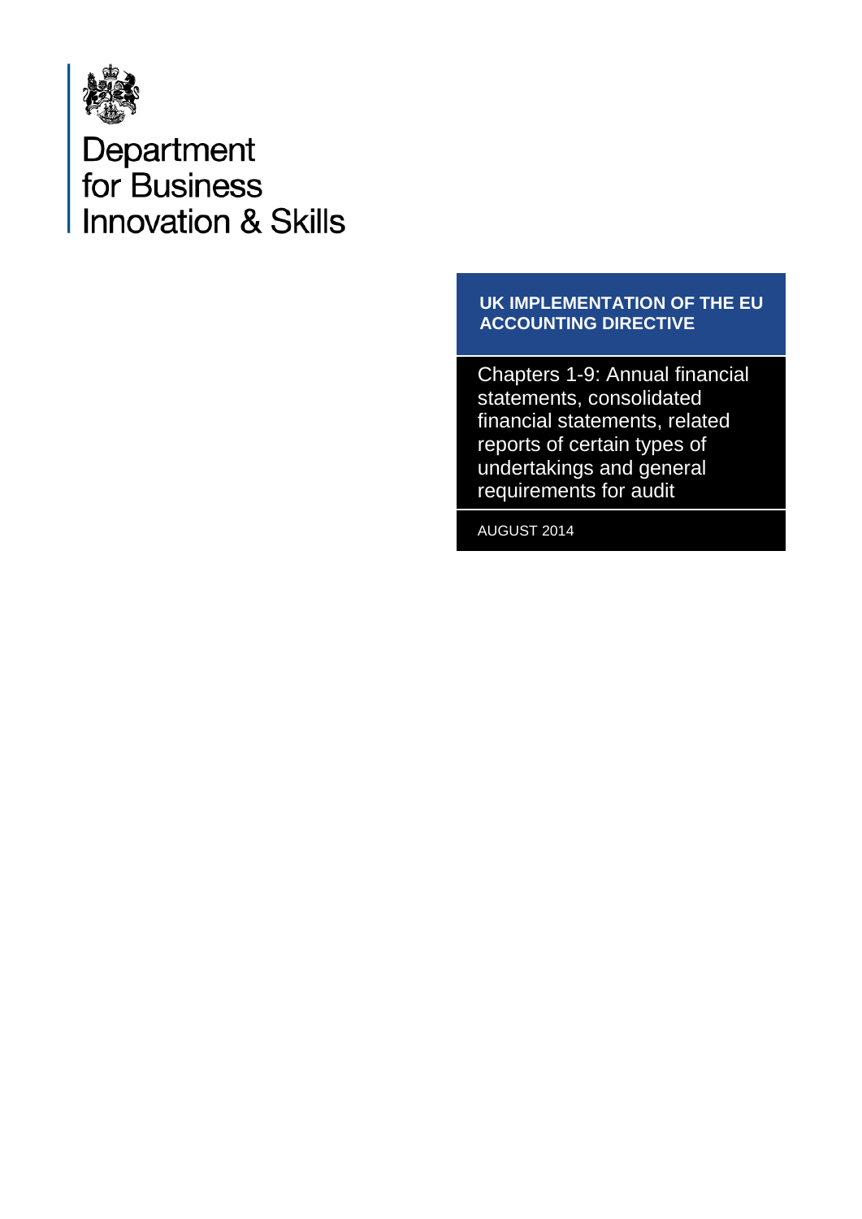Department for Business Innovation & Skills

# UK IMPLEMENTATION OF THE EU ACCOUNTING DIRECTIVE

Chapters 1-9: Annual financial statements, consolidated financial statements, related reports of certain types of undertakings and general requirements for audit

AUGUST 2014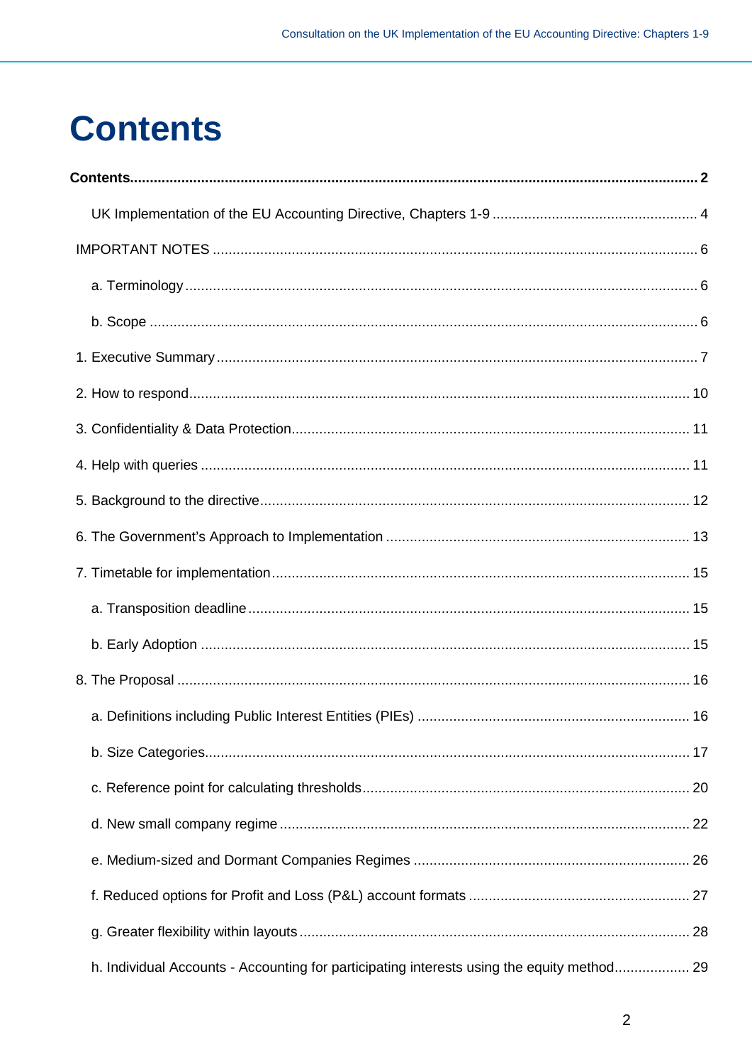# Contents

**Contents** .............................................................................................................................................. **2**

UK Implementation of the EU Accounting Directive, Chapters 1-9 .................................................... 4

IMPORTANT NOTES ........................................................................................................................... 6

a. Terminology ................................................................................................................................. 6

b. Scope ........................................................................................................................................... 6

1. Executive Summary ......................................................................................................................... 7

2. How to respond .............................................................................................................................. 10

3. Confidentiality & Data Protection .................................................................................................... 11

4. Help with queries ........................................................................................................................... 11

5. Background to the directive ............................................................................................................ 12

6. The Government's Approach to Implementation ............................................................................ 13

7. Timetable for implementation ......................................................................................................... 15

a. Transposition deadline ................................................................................................................ 15

b. Early Adoption ............................................................................................................................ 15

8. The Proposal .................................................................................................................................. 16

a. Definitions including Public Interest Entities (PIEs) ..................................................................... 16

b. Size Categories ........................................................................................................................... 17

c. Reference point for calculating thresholds ................................................................................... 20

d. New small company regime ........................................................................................................ 22

e. Medium-sized and Dormant Companies Regimes ...................................................................... 26

f. Reduced options for Profit and Loss (P&L) account formats ........................................................ 27

g. Greater flexibility within layouts ................................................................................................... 28

h. Individual Accounts - Accounting for participating interests using the equity method ................... 29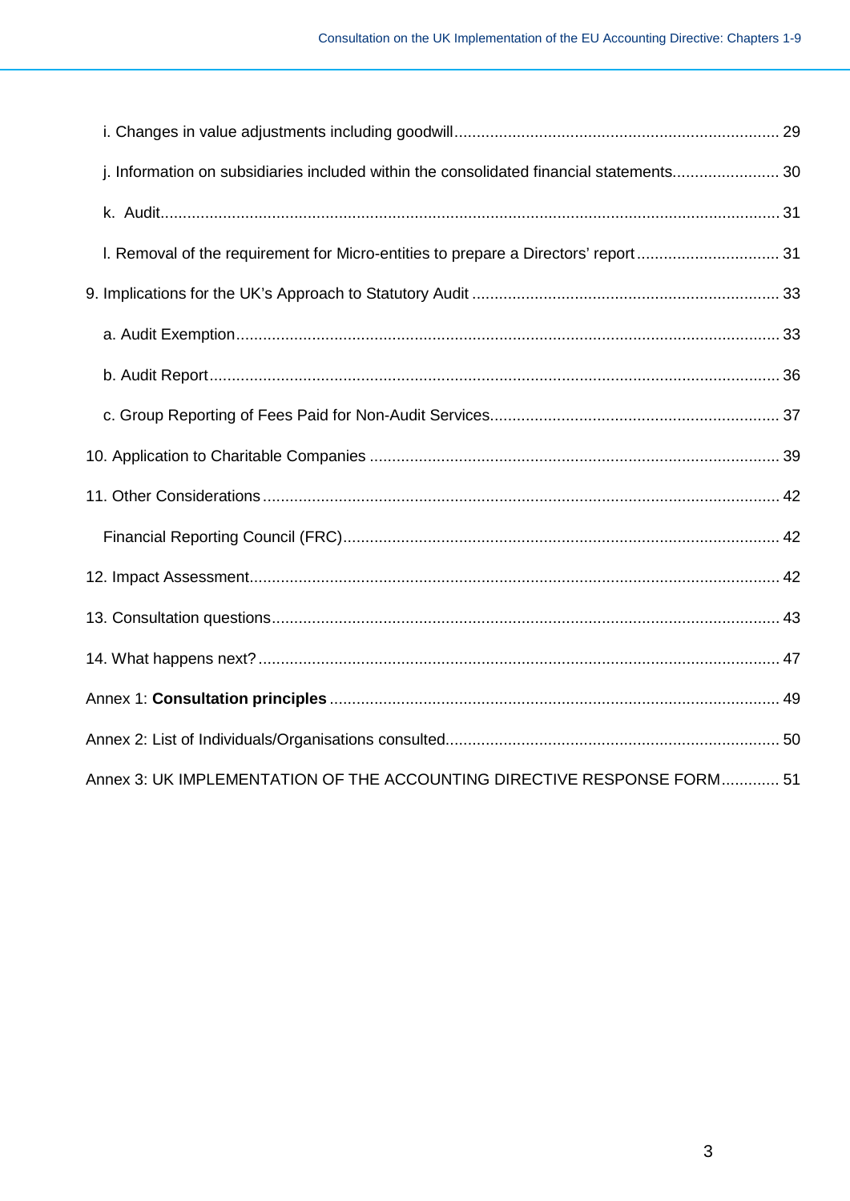i. Changes in value adjustments including goodwill ........................................................................ 29

j. Information on subsidiaries included within the consolidated financial statements........................ 30

k. Audit.......................................................................................................................................... 31

l. Removal of the requirement for Micro-entities to prepare a Directors' report ................................ 31

9. Implications for the UK's Approach to Statutory Audit .................................................................... 33

a. Audit Exemption......................................................................................................................... 33

b. Audit Report ............................................................................................................................... 36

c. Group Reporting of Fees Paid for Non-Audit Services................................................................ 37

10. Application to Charitable Companies ........................................................................................... 39

11. Other Considerations .................................................................................................................... 42

Financial Reporting Council (FRC)................................................................................................. 42

12. Impact Assessment....................................................................................................................... 42

13. Consultation questions.................................................................................................................. 43

14. What happens next? ..................................................................................................................... 47

Annex 1: **Consultation principles** .................................................................................................... 49

Annex 2: List of Individuals/Organisations consulted.......................................................................... 50

Annex 3: UK IMPLEMENTATION OF THE ACCOUNTING DIRECTIVE RESPONSE FORM............. 51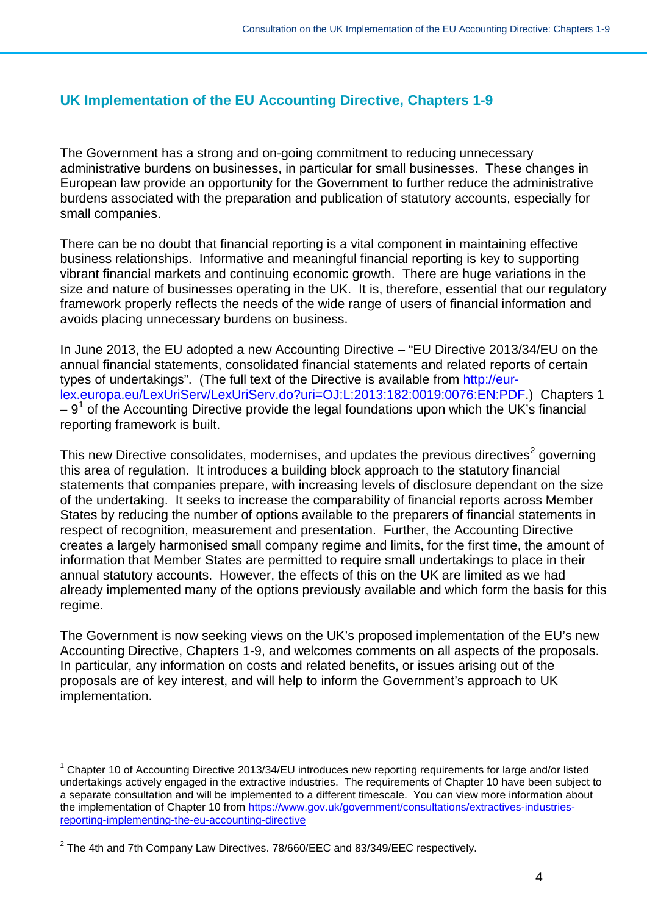## UK Implementation of the EU Accounting Directive, Chapters 1-9

The Government has a strong and on-going commitment to reducing unnecessary administrative burdens on businesses, in particular for small businesses. These changes in European law provide an opportunity for the Government to further reduce the administrative burdens associated with the preparation and publication of statutory accounts, especially for small companies.

There can be no doubt that financial reporting is a vital component in maintaining effective business relationships. Informative and meaningful financial reporting is key to supporting vibrant financial markets and continuing economic growth. There are huge variations in the size and nature of businesses operating in the UK. It is, therefore, essential that our regulatory framework properly reflects the needs of the wide range of users of financial information and avoids placing unnecessary burdens on business.

In June 2013, the EU adopted a new Accounting Directive – "EU Directive 2013/34/EU on the annual financial statements, consolidated financial statements and related reports of certain types of undertakings". (The full text of the Directive is available from [http://eur-lex.europa.eu/LexUriServ/LexUriServ.do?uri=OJ:L:2013:182:0019:0076:EN:PDF](http://eur-lex.europa.eu/LexUriServ/LexUriServ.do?uri=OJ:L:2013:182:0019:0076:EN:PDF).) Chapters 1 – 9[1] of the Accounting Directive provide the legal foundations upon which the UK's financial reporting framework is built.

This new Directive consolidates, modernises, and updates the previous directives[2] governing this area of regulation. It introduces a building block approach to the statutory financial statements that companies prepare, with increasing levels of disclosure dependant on the size of the undertaking. It seeks to increase the comparability of financial reports across Member States by reducing the number of options available to the preparers of financial statements in respect of recognition, measurement and presentation. Further, the Accounting Directive creates a largely harmonised small company regime and limits, for the first time, the amount of information that Member States are permitted to require small undertakings to place in their annual statutory accounts. However, the effects of this on the UK are limited as we had already implemented many of the options previously available and which form the basis for this regime.

The Government is now seeking views on the UK's proposed implementation of the EU's new Accounting Directive, Chapters 1-9, and welcomes comments on all aspects of the proposals. In particular, any information on costs and related benefits, or issues arising out of the proposals are of key interest, and will help to inform the Government's approach to UK implementation.

---

[1] Chapter 10 of Accounting Directive 2013/34/EU introduces new reporting requirements for large and/or listed undertakings actively engaged in the extractive industries. The requirements of Chapter 10 have been subject to a separate consultation and will be implemented to a different timescale. You can view more information about the implementation of Chapter 10 from [https://www.gov.uk/government/consultations/extractives-industries-reporting-implementing-the-eu-accounting-directive](https://www.gov.uk/government/consultations/extractives-industries-reporting-implementing-the-eu-accounting-directive)

[2] The 4th and 7th Company Law Directives. 78/660/EEC and 83/349/EEC respectively.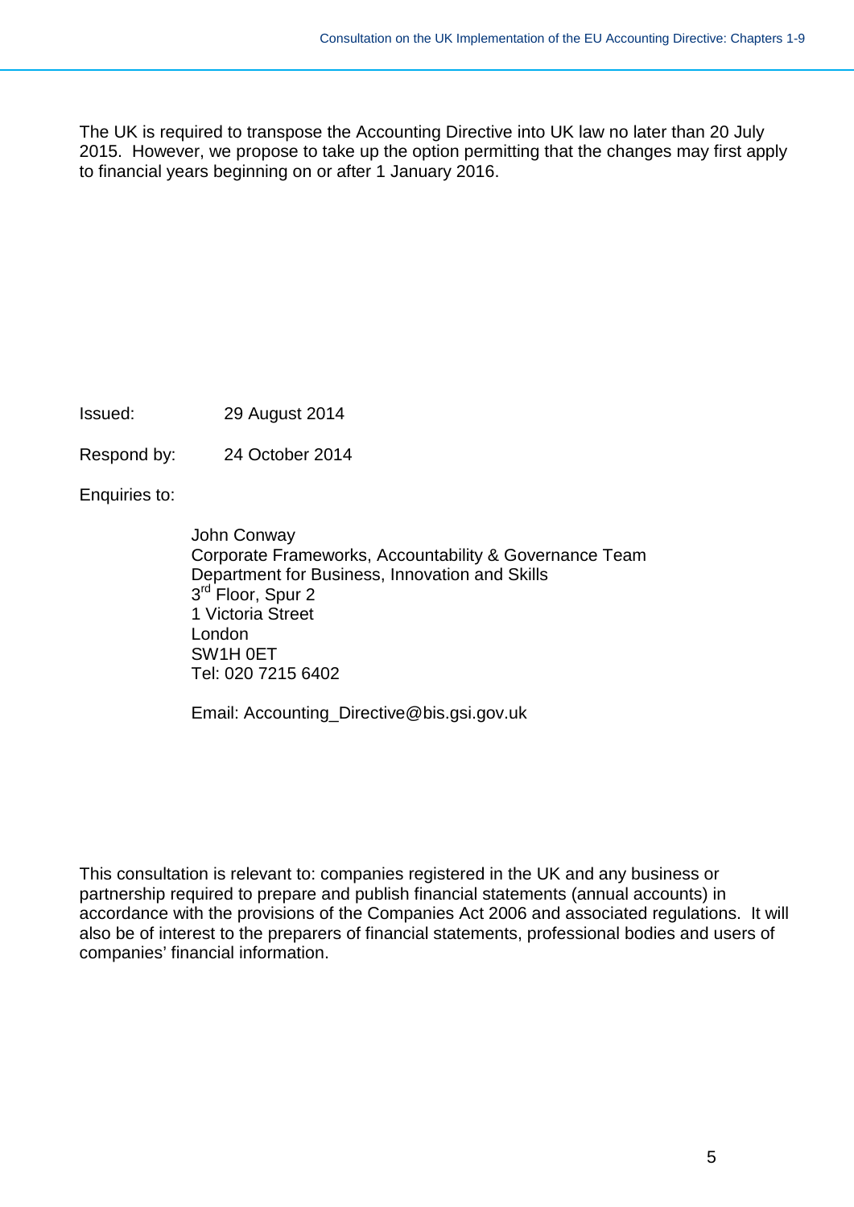The UK is required to transpose the Accounting Directive into UK law no later than 20 July 2015. However, we propose to take up the option permitting that the changes may first apply to financial years beginning on or after 1 January 2016.

Issued: 29 August 2014

Respond by: 24 October 2014

Enquiries to:

John Conway
Corporate Frameworks, Accountability & Governance Team
Department for Business, Innovation and Skills
3rd Floor, Spur 2
1 Victoria Street
London
SW1H 0ET
Tel: 020 7215 6402

Email: Accounting_Directive@bis.gsi.gov.uk

This consultation is relevant to: companies registered in the UK and any business or partnership required to prepare and publish financial statements (annual accounts) in accordance with the provisions of the Companies Act 2006 and associated regulations. It will also be of interest to the preparers of financial statements, professional bodies and users of companies' financial information.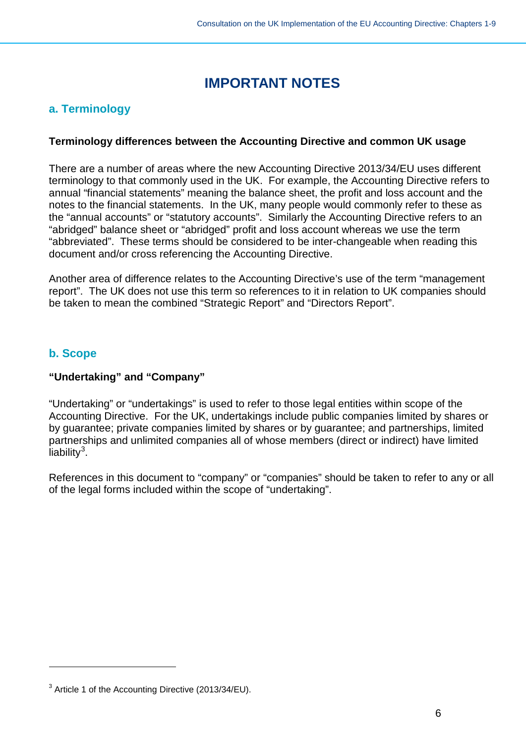# IMPORTANT NOTES

## a. Terminology

**Terminology differences between the Accounting Directive and common UK usage**

There are a number of areas where the new Accounting Directive 2013/34/EU uses different terminology to that commonly used in the UK. For example, the Accounting Directive refers to annual “financial statements” meaning the balance sheet, the profit and loss account and the notes to the financial statements. In the UK, many people would commonly refer to these as the “annual accounts” or “statutory accounts”. Similarly the Accounting Directive refers to an “abridged” balance sheet or “abridged” profit and loss account whereas we use the term “abbreviated”. These terms should be considered to be inter-changeable when reading this document and/or cross referencing the Accounting Directive.

Another area of difference relates to the Accounting Directive’s use of the term “management report”. The UK does not use this term so references to it in relation to UK companies should be taken to mean the combined “Strategic Report” and “Directors Report”.

## b. Scope

**“Undertaking” and “Company”**

“Undertaking” or “undertakings” is used to refer to those legal entities within scope of the Accounting Directive. For the UK, undertakings include public companies limited by shares or by guarantee; private companies limited by shares or by guarantee; and partnerships, limited partnerships and unlimited companies all of whose members (direct or indirect) have limited liability[3].

References in this document to “company” or “companies” should be taken to refer to any or all of the legal forms included within the scope of “undertaking”.

[3] Article 1 of the Accounting Directive (2013/34/EU).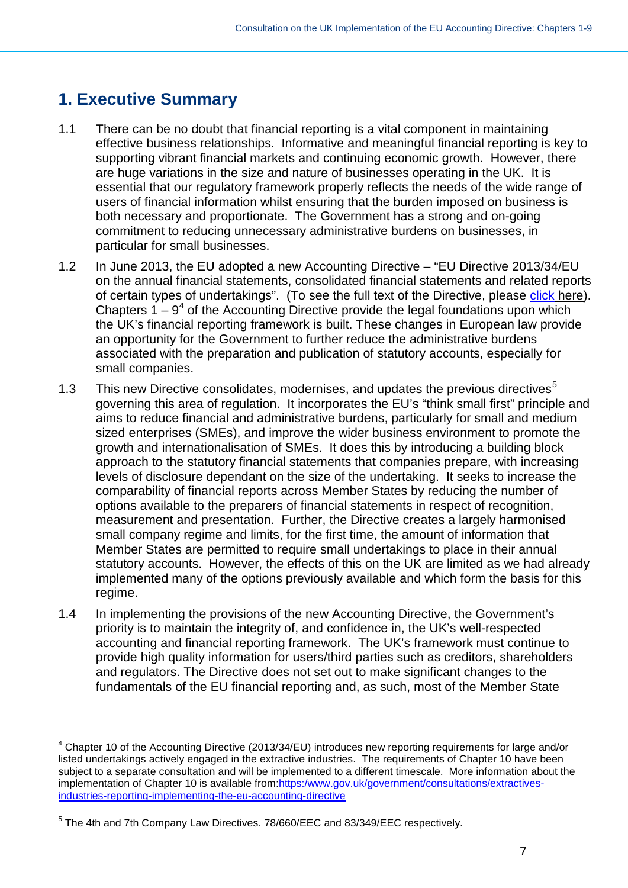## 1. Executive Summary

1.1 There can be no doubt that financial reporting is a vital component in maintaining effective business relationships. Informative and meaningful financial reporting is key to supporting vibrant financial markets and continuing economic growth. However, there are huge variations in the size and nature of businesses operating in the UK. It is essential that our regulatory framework properly reflects the needs of the wide range of users of financial information whilst ensuring that the burden imposed on business is both necessary and proportionate. The Government has a strong and on-going commitment to reducing unnecessary administrative burdens on businesses, in particular for small businesses.

1.2 In June 2013, the EU adopted a new Accounting Directive – "EU Directive 2013/34/EU on the annual financial statements, consolidated financial statements and related reports of certain types of undertakings". (To see the full text of the Directive, please click here). Chapters 1 – 9[4] of the Accounting Directive provide the legal foundations upon which the UK's financial reporting framework is built. These changes in European law provide an opportunity for the Government to further reduce the administrative burdens associated with the preparation and publication of statutory accounts, especially for small companies.

1.3 This new Directive consolidates, modernises, and updates the previous directives[5] governing this area of regulation. It incorporates the EU's "think small first" principle and aims to reduce financial and administrative burdens, particularly for small and medium sized enterprises (SMEs), and improve the wider business environment to promote the growth and internationalisation of SMEs. It does this by introducing a building block approach to the statutory financial statements that companies prepare, with increasing levels of disclosure dependant on the size of the undertaking. It seeks to increase the comparability of financial reports across Member States by reducing the number of options available to the preparers of financial statements in respect of recognition, measurement and presentation. Further, the Directive creates a largely harmonised small company regime and limits, for the first time, the amount of information that Member States are permitted to require small undertakings to place in their annual statutory accounts. However, the effects of this on the UK are limited as we had already implemented many of the options previously available and which form the basis for this regime.

1.4 In implementing the provisions of the new Accounting Directive, the Government's priority is to maintain the integrity of, and confidence in, the UK's well-respected accounting and financial reporting framework. The UK's framework must continue to provide high quality information for users/third parties such as creditors, shareholders and regulators. The Directive does not set out to make significant changes to the fundamentals of the EU financial reporting and, as such, most of the Member State

---

[4] Chapter 10 of the Accounting Directive (2013/34/EU) introduces new reporting requirements for large and/or listed undertakings actively engaged in the extractive industries. The requirements of Chapter 10 have been subject to a separate consultation and will be implemented to a different timescale. More information about the implementation of Chapter 10 is available from:https://www.gov.uk/government/consultations/extractives-industries-reporting-implementing-the-eu-accounting-directive

[5] The 4th and 7th Company Law Directives. 78/660/EEC and 83/349/EEC respectively.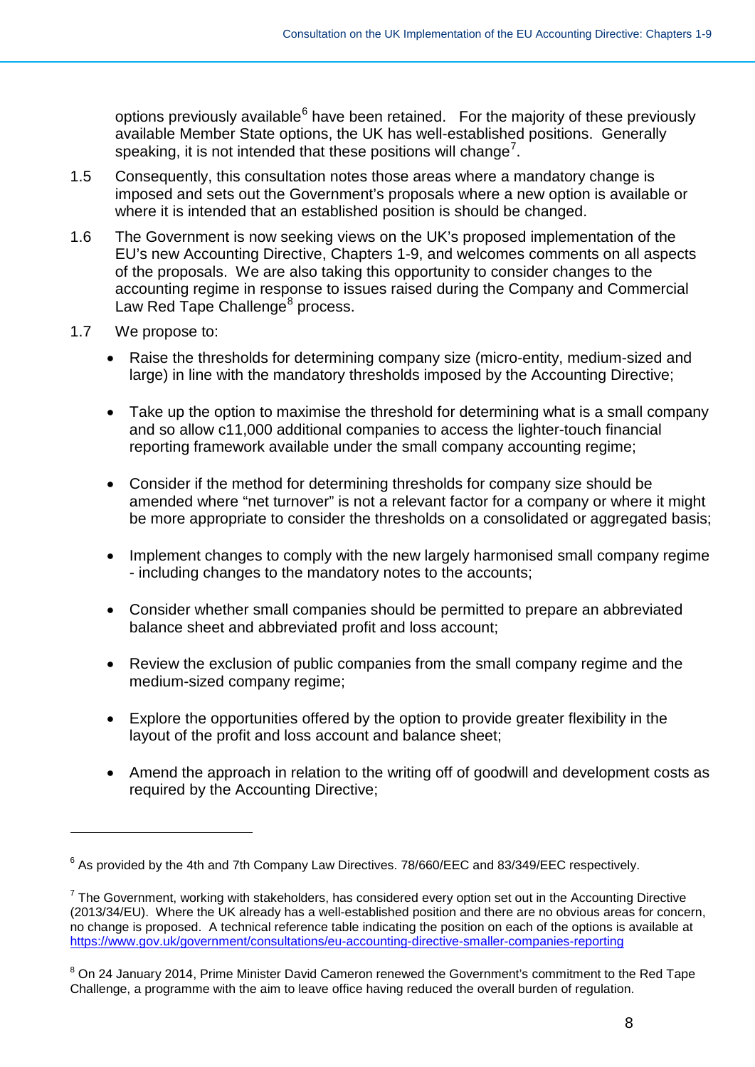options previously available[6] have been retained. For the majority of these previously available Member State options, the UK has well-established positions. Generally speaking, it is not intended that these positions will change[7].

1.5 Consequently, this consultation notes those areas where a mandatory change is imposed and sets out the Government's proposals where a new option is available or where it is intended that an established position is should be changed.

1.6 The Government is now seeking views on the UK's proposed implementation of the EU's new Accounting Directive, Chapters 1-9, and welcomes comments on all aspects of the proposals. We are also taking this opportunity to consider changes to the accounting regime in response to issues raised during the Company and Commercial Law Red Tape Challenge[8] process.

1.7 We propose to:

- Raise the thresholds for determining company size (micro-entity, medium-sized and large) in line with the mandatory thresholds imposed by the Accounting Directive;
- Take up the option to maximise the threshold for determining what is a small company and so allow c11,000 additional companies to access the lighter-touch financial reporting framework available under the small company accounting regime;
- Consider if the method for determining thresholds for company size should be amended where "net turnover" is not a relevant factor for a company or where it might be more appropriate to consider the thresholds on a consolidated or aggregated basis;
- Implement changes to comply with the new largely harmonised small company regime - including changes to the mandatory notes to the accounts;
- Consider whether small companies should be permitted to prepare an abbreviated balance sheet and abbreviated profit and loss account;
- Review the exclusion of public companies from the small company regime and the medium-sized company regime;
- Explore the opportunities offered by the option to provide greater flexibility in the layout of the profit and loss account and balance sheet;
- Amend the approach in relation to the writing off of goodwill and development costs as required by the Accounting Directive;

---

[6] As provided by the 4th and 7th Company Law Directives. 78/660/EEC and 83/349/EEC respectively.

[7] The Government, working with stakeholders, has considered every option set out in the Accounting Directive (2013/34/EU). Where the UK already has a well-established position and there are no obvious areas for concern, no change is proposed. A technical reference table indicating the position on each of the options is available at https://www.gov.uk/government/consultations/eu-accounting-directive-smaller-companies-reporting

[8] On 24 January 2014, Prime Minister David Cameron renewed the Government's commitment to the Red Tape Challenge, a programme with the aim to leave office having reduced the overall burden of regulation.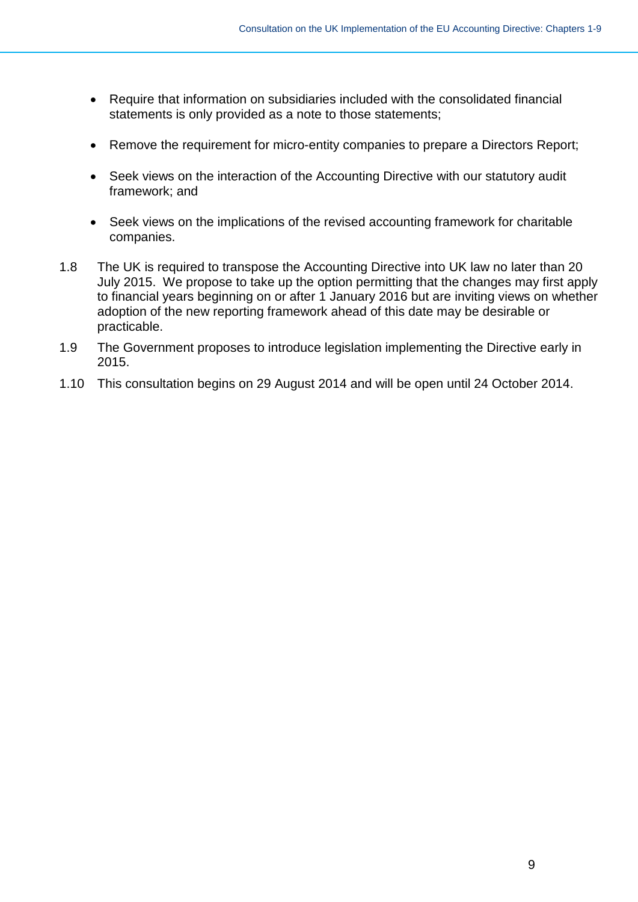- Require that information on subsidiaries included with the consolidated financial statements is only provided as a note to those statements;

- Remove the requirement for micro-entity companies to prepare a Directors Report;

- Seek views on the interaction of the Accounting Directive with our statutory audit framework; and

- Seek views on the implications of the revised accounting framework for charitable companies.

1.8 The UK is required to transpose the Accounting Directive into UK law no later than 20 July 2015. We propose to take up the option permitting that the changes may first apply to financial years beginning on or after 1 January 2016 but are inviting views on whether adoption of the new reporting framework ahead of this date may be desirable or practicable.

1.9 The Government proposes to introduce legislation implementing the Directive early in 2015.

1.10 This consultation begins on 29 August 2014 and will be open until 24 October 2014.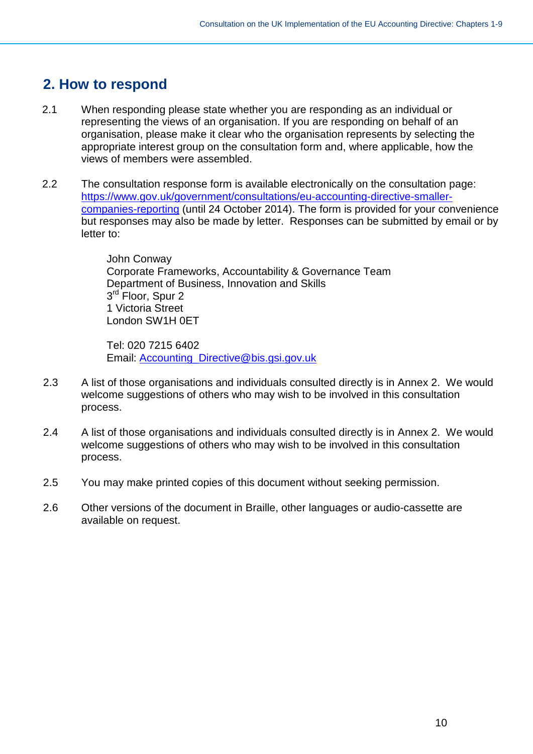## 2. How to respond

2.1 When responding please state whether you are responding as an individual or representing the views of an organisation. If you are responding on behalf of an organisation, please make it clear who the organisation represents by selecting the appropriate interest group on the consultation form and, where applicable, how the views of members were assembled.

2.2 The consultation response form is available electronically on the consultation page: https://www.gov.uk/government/consultations/eu-accounting-directive-smaller-companies-reporting (until 24 October 2014). The form is provided for your convenience but responses may also be made by letter. Responses can be submitted by email or by letter to:

John Conway
Corporate Frameworks, Accountability & Governance Team
Department of Business, Innovation and Skills
3rd Floor, Spur 2
1 Victoria Street
London SW1H 0ET

Tel: 020 7215 6402
Email: Accounting_Directive@bis.gsi.gov.uk

2.3 A list of those organisations and individuals consulted directly is in Annex 2. We would welcome suggestions of others who may wish to be involved in this consultation process.

2.4 A list of those organisations and individuals consulted directly is in Annex 2. We would welcome suggestions of others who may wish to be involved in this consultation process.

2.5 You may make printed copies of this document without seeking permission.

2.6 Other versions of the document in Braille, other languages or audio-cassette are available on request.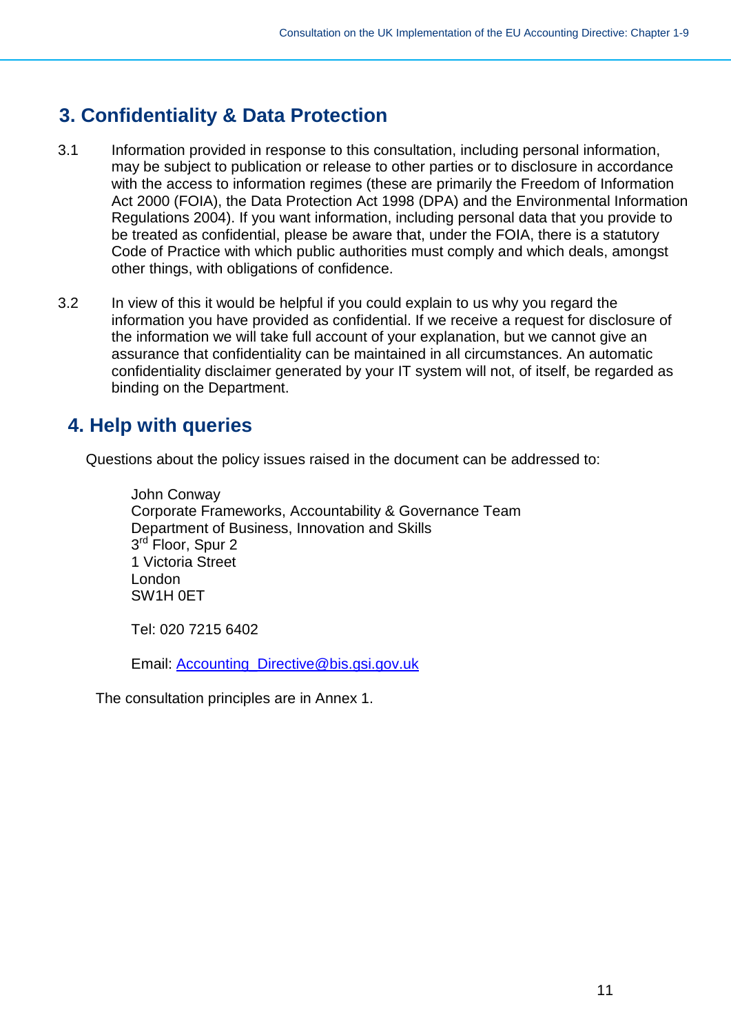## 3. Confidentiality & Data Protection

3.1 Information provided in response to this consultation, including personal information, may be subject to publication or release to other parties or to disclosure in accordance with the access to information regimes (these are primarily the Freedom of Information Act 2000 (FOIA), the Data Protection Act 1998 (DPA) and the Environmental Information Regulations 2004). If you want information, including personal data that you provide to be treated as confidential, please be aware that, under the FOIA, there is a statutory Code of Practice with which public authorities must comply and which deals, amongst other things, with obligations of confidence.

3.2 In view of this it would be helpful if you could explain to us why you regard the information you have provided as confidential. If we receive a request for disclosure of the information we will take full account of your explanation, but we cannot give an assurance that confidentiality can be maintained in all circumstances. An automatic confidentiality disclaimer generated by your IT system will not, of itself, be regarded as binding on the Department.

## 4. Help with queries

Questions about the policy issues raised in the document can be addressed to:

John Conway
Corporate Frameworks, Accountability & Governance Team
Department of Business, Innovation and Skills
3rd Floor, Spur 2
1 Victoria Street
London
SW1H 0ET

Tel: 020 7215 6402

Email: Accounting_Directive@bis.gsi.gov.uk

The consultation principles are in Annex 1.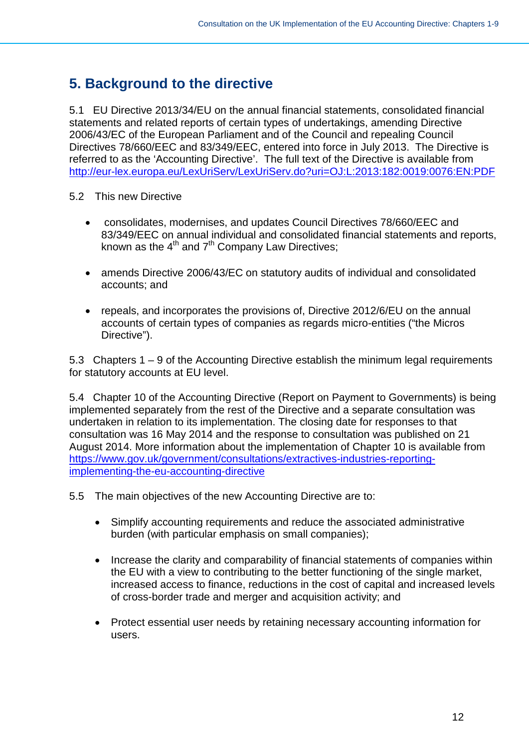## 5. Background to the directive

5.1 EU Directive 2013/34/EU on the annual financial statements, consolidated financial statements and related reports of certain types of undertakings, amending Directive 2006/43/EC of the European Parliament and of the Council and repealing Council Directives 78/660/EEC and 83/349/EEC, entered into force in July 2013. The Directive is referred to as the 'Accounting Directive'. The full text of the Directive is available from http://eur-lex.europa.eu/LexUriServ/LexUriServ.do?uri=OJ:L:2013:182:0019:0076:EN:PDF

5.2 This new Directive

- consolidates, modernises, and updates Council Directives 78/660/EEC and 83/349/EEC on annual individual and consolidated financial statements and reports, known as the 4th and 7th Company Law Directives;
- amends Directive 2006/43/EC on statutory audits of individual and consolidated accounts; and
- repeals, and incorporates the provisions of, Directive 2012/6/EU on the annual accounts of certain types of companies as regards micro-entities ("the Micros Directive").

5.3 Chapters 1 – 9 of the Accounting Directive establish the minimum legal requirements for statutory accounts at EU level.

5.4 Chapter 10 of the Accounting Directive (Report on Payment to Governments) is being implemented separately from the rest of the Directive and a separate consultation was undertaken in relation to its implementation. The closing date for responses to that consultation was 16 May 2014 and the response to consultation was published on 21 August 2014. More information about the implementation of Chapter 10 is available from https://www.gov.uk/government/consultations/extractives-industries-reporting-implementing-the-eu-accounting-directive

5.5 The main objectives of the new Accounting Directive are to:

- Simplify accounting requirements and reduce the associated administrative burden (with particular emphasis on small companies);
- Increase the clarity and comparability of financial statements of companies within the EU with a view to contributing to the better functioning of the single market, increased access to finance, reductions in the cost of capital and increased levels of cross-border trade and merger and acquisition activity; and
- Protect essential user needs by retaining necessary accounting information for users.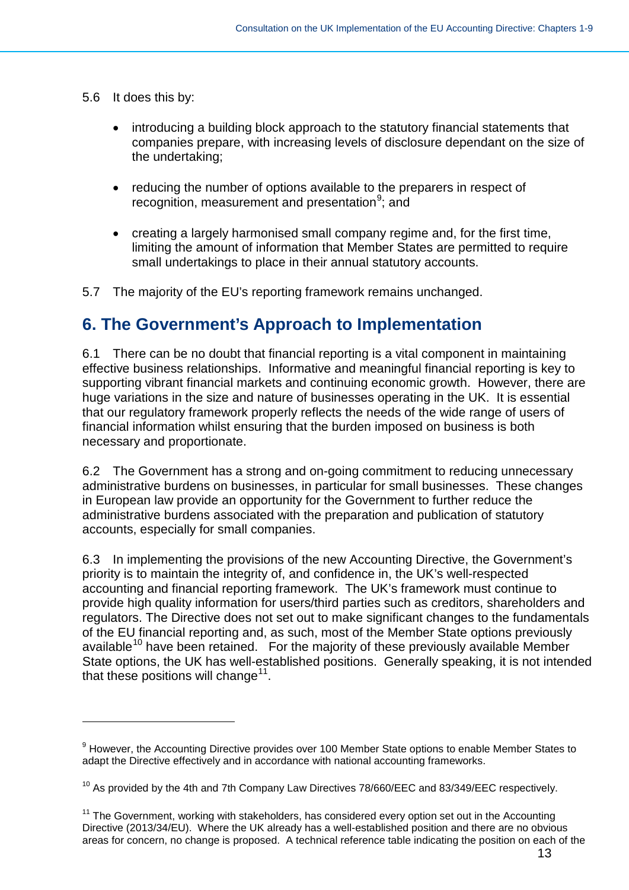5.6 It does this by:

- introducing a building block approach to the statutory financial statements that companies prepare, with increasing levels of disclosure dependant on the size of the undertaking;

- reducing the number of options available to the preparers in respect of recognition, measurement and presentation[9]; and

- creating a largely harmonised small company regime and, for the first time, limiting the amount of information that Member States are permitted to require small undertakings to place in their annual statutory accounts.

5.7 The majority of the EU's reporting framework remains unchanged.

## 6. The Government's Approach to Implementation

6.1 There can be no doubt that financial reporting is a vital component in maintaining effective business relationships. Informative and meaningful financial reporting is key to supporting vibrant financial markets and continuing economic growth. However, there are huge variations in the size and nature of businesses operating in the UK. It is essential that our regulatory framework properly reflects the needs of the wide range of users of financial information whilst ensuring that the burden imposed on business is both necessary and proportionate.

6.2 The Government has a strong and on-going commitment to reducing unnecessary administrative burdens on businesses, in particular for small businesses. These changes in European law provide an opportunity for the Government to further reduce the administrative burdens associated with the preparation and publication of statutory accounts, especially for small companies.

6.3 In implementing the provisions of the new Accounting Directive, the Government's priority is to maintain the integrity of, and confidence in, the UK's well-respected accounting and financial reporting framework. The UK's framework must continue to provide high quality information for users/third parties such as creditors, shareholders and regulators. The Directive does not set out to make significant changes to the fundamentals of the EU financial reporting and, as such, most of the Member State options previously available[10] have been retained. For the majority of these previously available Member State options, the UK has well-established positions. Generally speaking, it is not intended that these positions will change[11].

---

[9] However, the Accounting Directive provides over 100 Member State options to enable Member States to adapt the Directive effectively and in accordance with national accounting frameworks.

[10] As provided by the 4th and 7th Company Law Directives 78/660/EEC and 83/349/EEC respectively.

[11] The Government, working with stakeholders, has considered every option set out in the Accounting Directive (2013/34/EU). Where the UK already has a well-established position and there are no obvious areas for concern, no change is proposed. A technical reference table indicating the position on each of the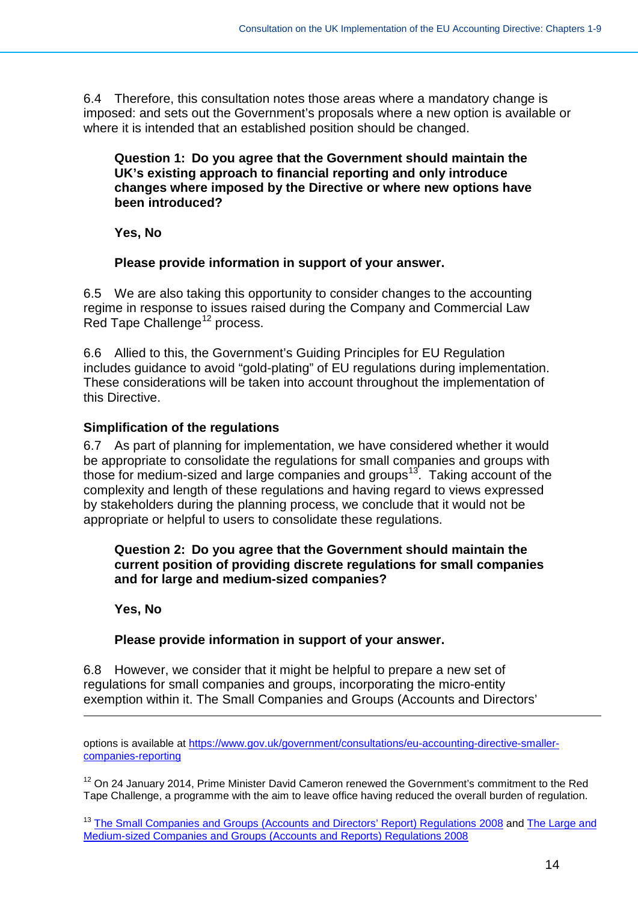6.4 Therefore, this consultation notes those areas where a mandatory change is imposed: and sets out the Government's proposals where a new option is available or where it is intended that an established position should be changed.

> **Question 1: Do you agree that the Government should maintain the UK's existing approach to financial reporting and only introduce changes where imposed by the Directive or where new options have been introduced?**
>
> **Yes, No**
>
> **Please provide information in support of your answer.**

6.5 We are also taking this opportunity to consider changes to the accounting regime in response to issues raised during the Company and Commercial Law Red Tape Challenge[12] process.

6.6 Allied to this, the Government's Guiding Principles for EU Regulation includes guidance to avoid "gold-plating" of EU regulations during implementation. These considerations will be taken into account throughout the implementation of this Directive.

**Simplification of the regulations**

6.7 As part of planning for implementation, we have considered whether it would be appropriate to consolidate the regulations for small companies and groups with those for medium-sized and large companies and groups[13]. Taking account of the complexity and length of these regulations and having regard to views expressed by stakeholders during the planning process, we conclude that it would not be appropriate or helpful to users to consolidate these regulations.

> **Question 2: Do you agree that the Government should maintain the current position of providing discrete regulations for small companies and for large and medium-sized companies?**
>
> **Yes, No**
>
> **Please provide information in support of your answer.**

6.8 However, we consider that it might be helpful to prepare a new set of regulations for small companies and groups, incorporating the micro-entity exemption within it. The Small Companies and Groups (Accounts and Directors'

---

options is available at [https://www.gov.uk/government/consultations/eu-accounting-directive-smaller-companies-reporting](https://www.gov.uk/government/consultations/eu-accounting-directive-smaller-companies-reporting)

[12] On 24 January 2014, Prime Minister David Cameron renewed the Government's commitment to the Red Tape Challenge, a programme with the aim to leave office having reduced the overall burden of regulation.

[13] The Small Companies and Groups (Accounts and Directors' Report) Regulations 2008 and The Large and Medium-sized Companies and Groups (Accounts and Reports) Regulations 2008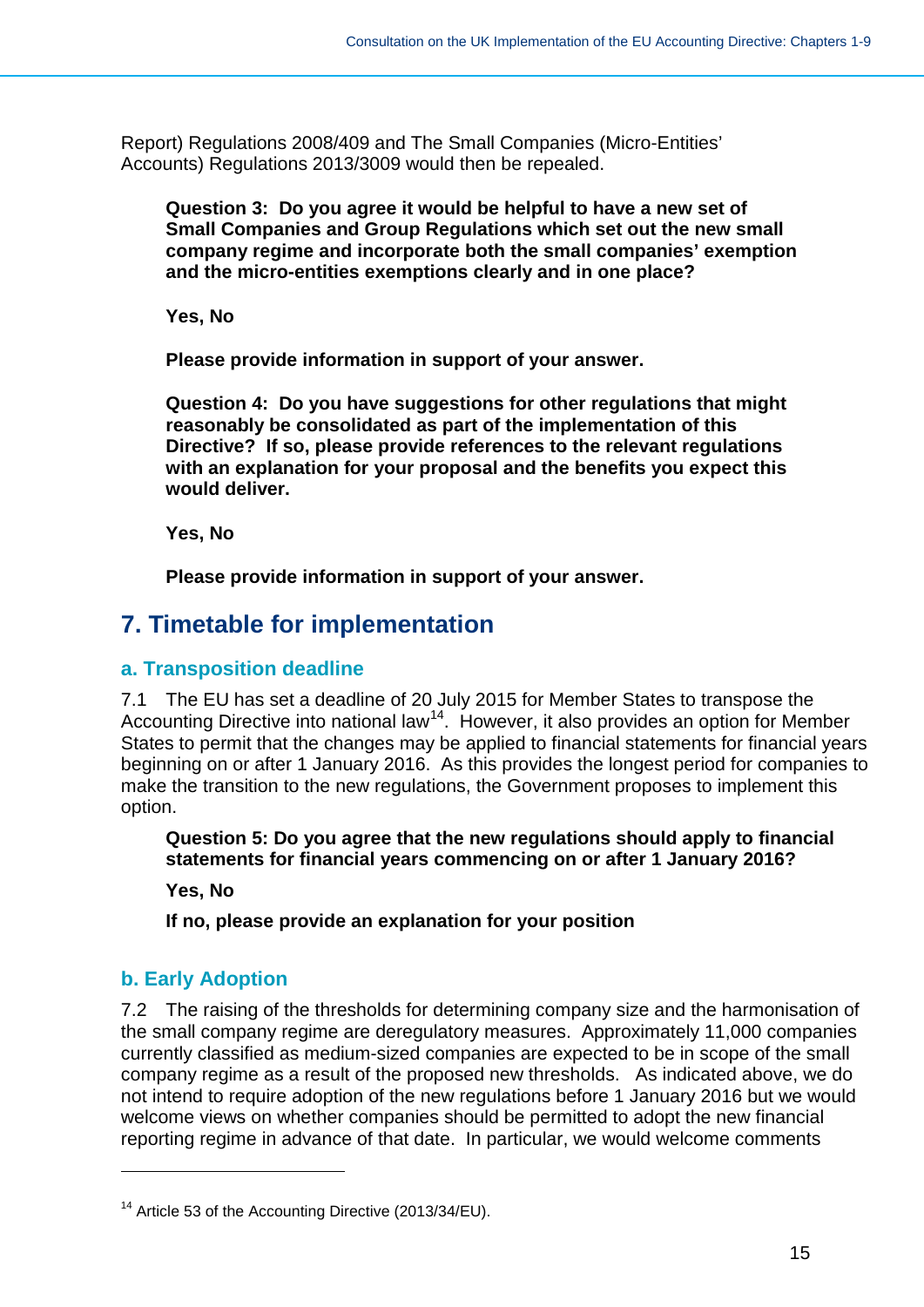Report) Regulations 2008/409 and The Small Companies (Micro-Entities' Accounts) Regulations 2013/3009 would then be repealed.

**Question 3: Do you agree it would be helpful to have a new set of Small Companies and Group Regulations which set out the new small company regime and incorporate both the small companies' exemption and the micro-entities exemptions clearly and in one place?**

**Yes, No**

**Please provide information in support of your answer.**

**Question 4: Do you have suggestions for other regulations that might reasonably be consolidated as part of the implementation of this Directive? If so, please provide references to the relevant regulations with an explanation for your proposal and the benefits you expect this would deliver.**

**Yes, No**

**Please provide information in support of your answer.**

## 7. Timetable for implementation

### a. Transposition deadline

7.1 The EU has set a deadline of 20 July 2015 for Member States to transpose the Accounting Directive into national law[14]. However, it also provides an option for Member States to permit that the changes may be applied to financial statements for financial years beginning on or after 1 January 2016. As this provides the longest period for companies to make the transition to the new regulations, the Government proposes to implement this option.

**Question 5: Do you agree that the new regulations should apply to financial statements for financial years commencing on or after 1 January 2016?**

**Yes, No**

**If no, please provide an explanation for your position**

### b. Early Adoption

7.2 The raising of the thresholds for determining company size and the harmonisation of the small company regime are deregulatory measures. Approximately 11,000 companies currently classified as medium-sized companies are expected to be in scope of the small company regime as a result of the proposed new thresholds. As indicated above, we do not intend to require adoption of the new regulations before 1 January 2016 but we would welcome views on whether companies should be permitted to adopt the new financial reporting regime in advance of that date. In particular, we would welcome comments

---

[14] Article 53 of the Accounting Directive (2013/34/EU).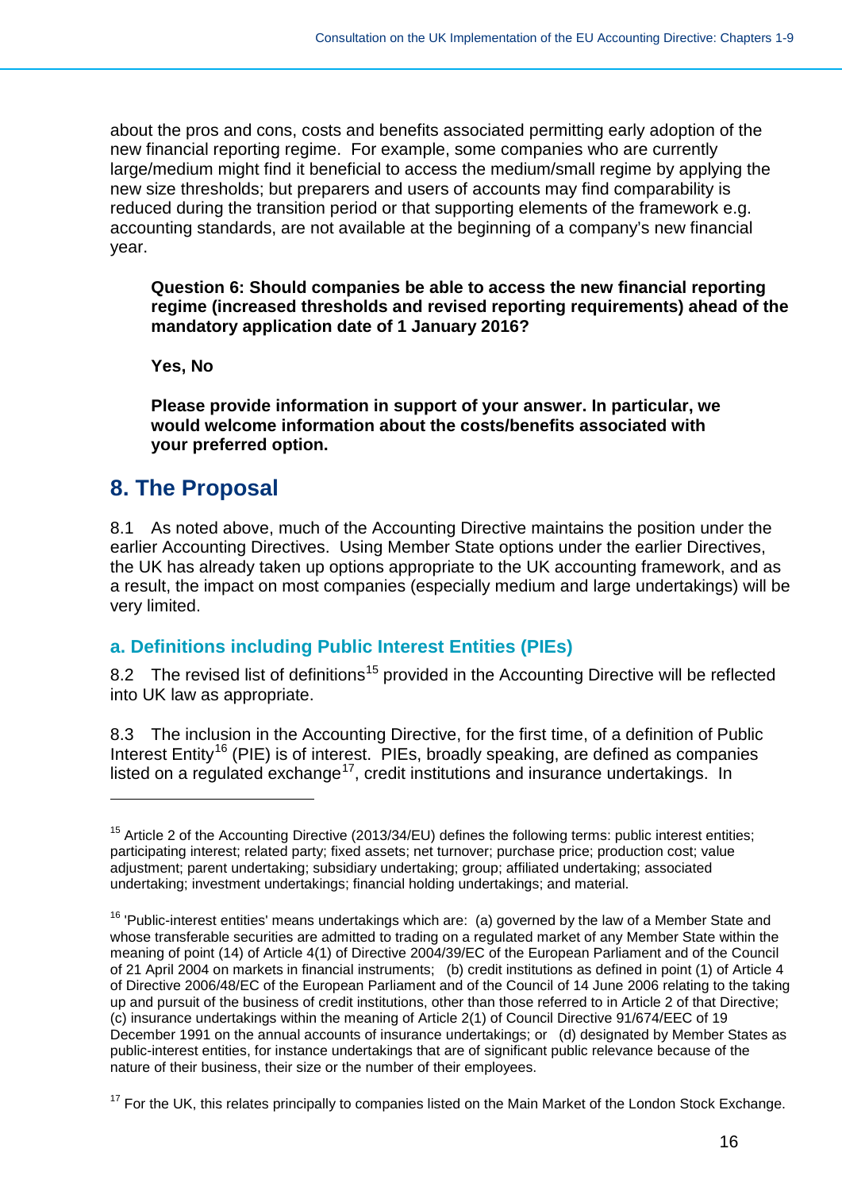about the pros and cons, costs and benefits associated permitting early adoption of the new financial reporting regime. For example, some companies who are currently large/medium might find it beneficial to access the medium/small regime by applying the new size thresholds; but preparers and users of accounts may find comparability is reduced during the transition period or that supporting elements of the framework e.g. accounting standards, are not available at the beginning of a company's new financial year.

> **Question 6: Should companies be able to access the new financial reporting regime (increased thresholds and revised reporting requirements) ahead of the mandatory application date of 1 January 2016?**
>
> **Yes, No**
>
> **Please provide information in support of your answer. In particular, we would welcome information about the costs/benefits associated with your preferred option.**

## 8. The Proposal

8.1 As noted above, much of the Accounting Directive maintains the position under the earlier Accounting Directives. Using Member State options under the earlier Directives, the UK has already taken up options appropriate to the UK accounting framework, and as a result, the impact on most companies (especially medium and large undertakings) will be very limited.

### a. Definitions including Public Interest Entities (PIEs)

8.2 The revised list of definitions[15] provided in the Accounting Directive will be reflected into UK law as appropriate.

8.3 The inclusion in the Accounting Directive, for the first time, of a definition of Public Interest Entity[16] (PIE) is of interest. PIEs, broadly speaking, are defined as companies listed on a regulated exchange[17], credit institutions and insurance undertakings. In

---

[15] Article 2 of the Accounting Directive (2013/34/EU) defines the following terms: public interest entities; participating interest; related party; fixed assets; net turnover; purchase price; production cost; value adjustment; parent undertaking; subsidiary undertaking; group; affiliated undertaking; associated undertaking; investment undertakings; financial holding undertakings; and material.

[16] 'Public-interest entities' means undertakings which are: (a) governed by the law of a Member State and whose transferable securities are admitted to trading on a regulated market of any Member State within the meaning of point (14) of Article 4(1) of Directive 2004/39/EC of the European Parliament and of the Council of 21 April 2004 on markets in financial instruments; (b) credit institutions as defined in point (1) of Article 4 of Directive 2006/48/EC of the European Parliament and of the Council of 14 June 2006 relating to the taking up and pursuit of the business of credit institutions, other than those referred to in Article 2 of that Directive; (c) insurance undertakings within the meaning of Article 2(1) of Council Directive 91/674/EEC of 19 December 1991 on the annual accounts of insurance undertakings; or (d) designated by Member States as public-interest entities, for instance undertakings that are of significant public relevance because of the nature of their business, their size or the number of their employees.

[17] For the UK, this relates principally to companies listed on the Main Market of the London Stock Exchange.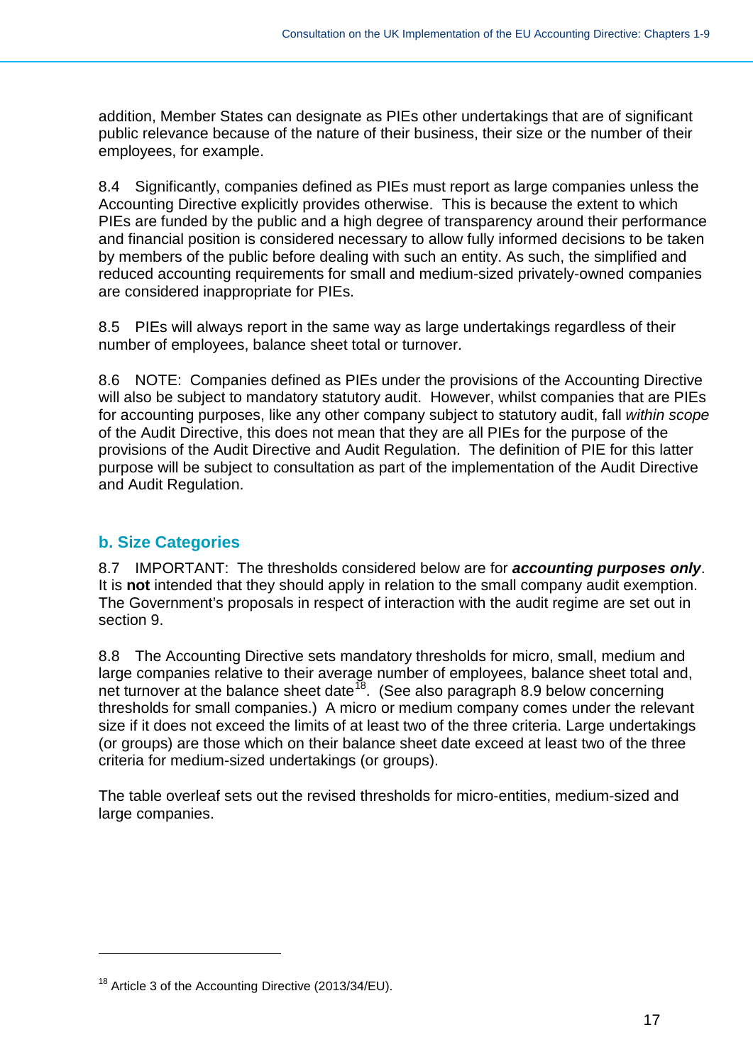addition, Member States can designate as PIEs other undertakings that are of significant public relevance because of the nature of their business, their size or the number of their employees, for example.

8.4 Significantly, companies defined as PIEs must report as large companies unless the Accounting Directive explicitly provides otherwise. This is because the extent to which PIEs are funded by the public and a high degree of transparency around their performance and financial position is considered necessary to allow fully informed decisions to be taken by members of the public before dealing with such an entity. As such, the simplified and reduced accounting requirements for small and medium-sized privately-owned companies are considered inappropriate for PIEs.

8.5 PIEs will always report in the same way as large undertakings regardless of their number of employees, balance sheet total or turnover.

8.6 NOTE: Companies defined as PIEs under the provisions of the Accounting Directive will also be subject to mandatory statutory audit. However, whilst companies that are PIEs for accounting purposes, like any other company subject to statutory audit, fall *within scope* of the Audit Directive, this does not mean that they are all PIEs for the purpose of the provisions of the Audit Directive and Audit Regulation. The definition of PIE for this latter purpose will be subject to consultation as part of the implementation of the Audit Directive and Audit Regulation.

## b. Size Categories

8.7 IMPORTANT: The thresholds considered below are for ***accounting purposes only***. It is **not** intended that they should apply in relation to the small company audit exemption. The Government's proposals in respect of interaction with the audit regime are set out in section 9.

8.8 The Accounting Directive sets mandatory thresholds for micro, small, medium and large companies relative to their average number of employees, balance sheet total and, net turnover at the balance sheet date[18]. (See also paragraph 8.9 below concerning thresholds for small companies.) A micro or medium company comes under the relevant size if it does not exceed the limits of at least two of the three criteria. Large undertakings (or groups) are those which on their balance sheet date exceed at least two of the three criteria for medium-sized undertakings (or groups).

The table overleaf sets out the revised thresholds for micro-entities, medium-sized and large companies.

[18] Article 3 of the Accounting Directive (2013/34/EU).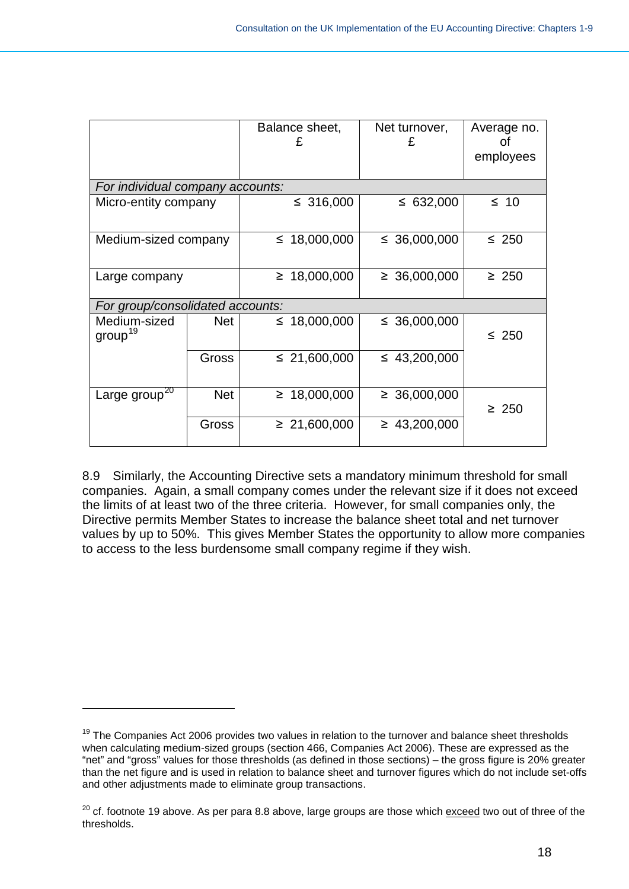| | | Balance sheet, £ | Net turnover, £ | Average no. of employees |
|---|---|---|---|---|
| *For individual company accounts:* | | | | |
| Micro-entity company | | ≤ 316,000 | ≤ 632,000 | ≤ 10 |
| Medium-sized company | | ≤ 18,000,000 | ≤ 36,000,000 | ≤ 250 |
| Large company | | ≥ 18,000,000 | ≥ 36,000,000 | ≥ 250 |
| *For group/consolidated accounts:* | | | | |
| Medium-sized group[19] | Net | ≤ 18,000,000 | ≤ 36,000,000 | ≤ 250 |
| | Gross | ≤ 21,600,000 | ≤ 43,200,000 | |
| Large group[20] | Net | ≥ 18,000,000 | ≥ 36,000,000 | ≥ 250 |
| | Gross | ≥ 21,600,000 | ≥ 43,200,000 | |

8.9 Similarly, the Accounting Directive sets a mandatory minimum threshold for small companies. Again, a small company comes under the relevant size if it does not exceed the limits of at least two of the three criteria. However, for small companies only, the Directive permits Member States to increase the balance sheet total and net turnover values by up to 50%. This gives Member States the opportunity to allow more companies to access to the less burdensome small company regime if they wish.

---

[19] The Companies Act 2006 provides two values in relation to the turnover and balance sheet thresholds when calculating medium-sized groups (section 466, Companies Act 2006). These are expressed as the "net" and "gross" values for those thresholds (as defined in those sections) – the gross figure is 20% greater than the net figure and is used in relation to balance sheet and turnover figures which do not include set-offs and other adjustments made to eliminate group transactions.

[20] cf. footnote 19 above. As per para 8.8 above, large groups are those which exceed two out of three of the thresholds.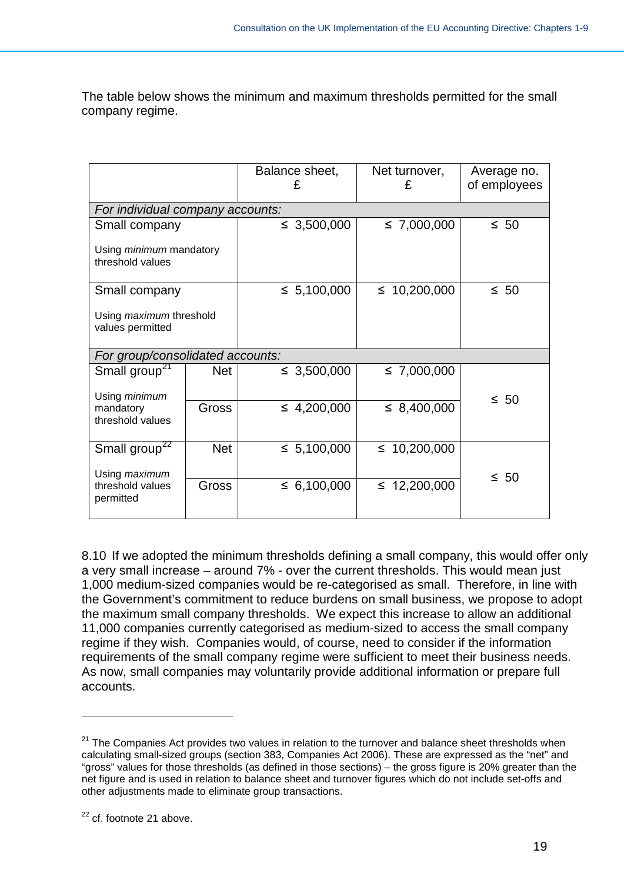The table below shows the minimum and maximum thresholds permitted for the small company regime.

| | | Balance sheet, £ | Net turnover, £ | Average no. of employees |
|---|---|---|---|---|
| *For individual company accounts:* | | | | |
| Small company<br>Using *minimum* mandatory threshold values | | ≤ 3,500,000 | ≤ 7,000,000 | ≤ 50 |
| Small company<br>Using *maximum* threshold values permitted | | ≤ 5,100,000 | ≤ 10,200,000 | ≤ 50 |
| *For group/consolidated accounts:* | | | | |
| Small group[21]<br>Using *minimum* mandatory threshold values | Net | ≤ 3,500,000 | ≤ 7,000,000 | ≤ 50 |
| | Gross | ≤ 4,200,000 | ≤ 8,400,000 | |
| Small group[22]<br>Using *maximum* threshold values permitted | Net | ≤ 5,100,000 | ≤ 10,200,000 | ≤ 50 |
| | Gross | ≤ 6,100,000 | ≤ 12,200,000 | |

8.10 If we adopted the minimum thresholds defining a small company, this would offer only a very small increase – around 7% - over the current thresholds. This would mean just 1,000 medium-sized companies would be re-categorised as small. Therefore, in line with the Government's commitment to reduce burdens on small business, we propose to adopt the maximum small company thresholds. We expect this increase to allow an additional 11,000 companies currently categorised as medium-sized to access the small company regime if they wish. Companies would, of course, need to consider if the information requirements of the small company regime were sufficient to meet their business needs. As now, small companies may voluntarily provide additional information or prepare full accounts.

---

[21] The Companies Act provides two values in relation to the turnover and balance sheet thresholds when calculating small-sized groups (section 383, Companies Act 2006). These are expressed as the "net" and "gross" values for those thresholds (as defined in those sections) – the gross figure is 20% greater than the net figure and is used in relation to balance sheet and turnover figures which do not include set-offs and other adjustments made to eliminate group transactions.

[22] cf. footnote 21 above.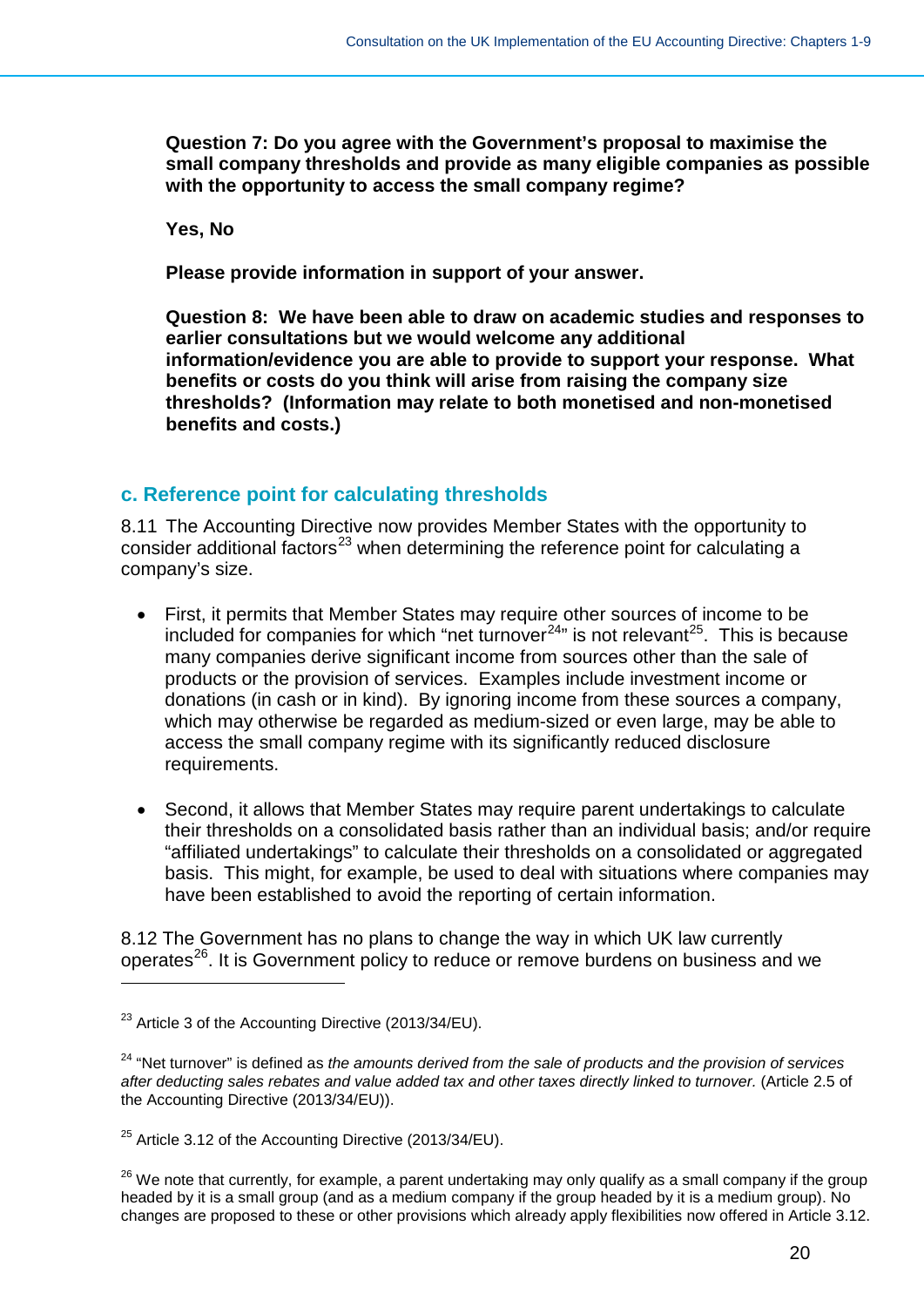**Question 7: Do you agree with the Government's proposal to maximise the small company thresholds and provide as many eligible companies as possible with the opportunity to access the small company regime?**

**Yes, No**

**Please provide information in support of your answer.**

**Question 8: We have been able to draw on academic studies and responses to earlier consultations but we would welcome any additional information/evidence you are able to provide to support your response. What benefits or costs do you think will arise from raising the company size thresholds? (Information may relate to both monetised and non-monetised benefits and costs.)**

### c. Reference point for calculating thresholds

8.11 The Accounting Directive now provides Member States with the opportunity to consider additional factors[23] when determining the reference point for calculating a company's size.

- First, it permits that Member States may require other sources of income to be included for companies for which "net turnover[24]" is not relevant[25]. This is because many companies derive significant income from sources other than the sale of products or the provision of services. Examples include investment income or donations (in cash or in kind). By ignoring income from these sources a company, which may otherwise be regarded as medium-sized or even large, may be able to access the small company regime with its significantly reduced disclosure requirements.

- Second, it allows that Member States may require parent undertakings to calculate their thresholds on a consolidated basis rather than an individual basis; and/or require "affiliated undertakings" to calculate their thresholds on a consolidated or aggregated basis. This might, for example, be used to deal with situations where companies may have been established to avoid the reporting of certain information.

8.12 The Government has no plans to change the way in which UK law currently operates[26]. It is Government policy to reduce or remove burdens on business and we

---

[23] Article 3 of the Accounting Directive (2013/34/EU).

[24] "Net turnover" is defined as *the amounts derived from the sale of products and the provision of services after deducting sales rebates and value added tax and other taxes directly linked to turnover.* (Article 2.5 of the Accounting Directive (2013/34/EU)).

[25] Article 3.12 of the Accounting Directive (2013/34/EU).

[26] We note that currently, for example, a parent undertaking may only qualify as a small company if the group headed by it is a small group (and as a medium company if the group headed by it is a medium group). No changes are proposed to these or other provisions which already apply flexibilities now offered in Article 3.12.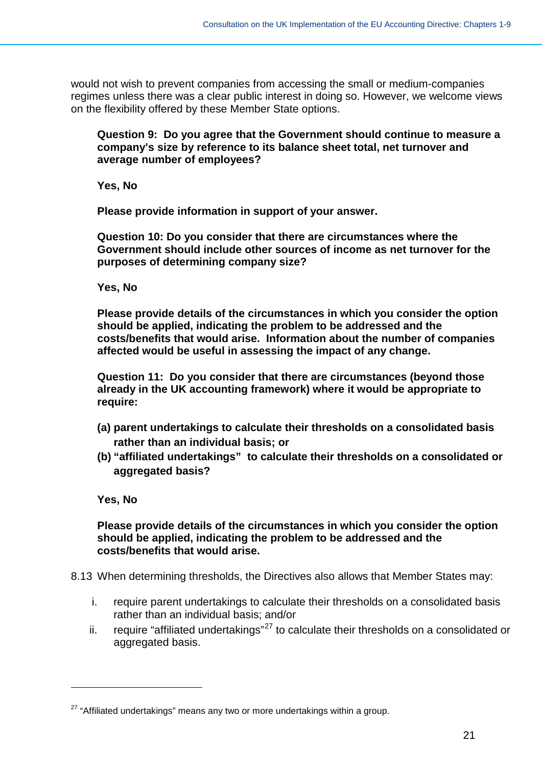would not wish to prevent companies from accessing the small or medium-companies regimes unless there was a clear public interest in doing so. However, we welcome views on the flexibility offered by these Member State options.

**Question 9: Do you agree that the Government should continue to measure a company's size by reference to its balance sheet total, net turnover and average number of employees?**

**Yes, No**

**Please provide information in support of your answer.**

**Question 10: Do you consider that there are circumstances where the Government should include other sources of income as net turnover for the purposes of determining company size?**

**Yes, No**

**Please provide details of the circumstances in which you consider the option should be applied, indicating the problem to be addressed and the costs/benefits that would arise. Information about the number of companies affected would be useful in assessing the impact of any change.**

**Question 11: Do you consider that there are circumstances (beyond those already in the UK accounting framework) where it would be appropriate to require:**

**(a) parent undertakings to calculate their thresholds on a consolidated basis rather than an individual basis; or**

**(b) "affiliated undertakings" to calculate their thresholds on a consolidated or aggregated basis?**

**Yes, No**

**Please provide details of the circumstances in which you consider the option should be applied, indicating the problem to be addressed and the costs/benefits that would arise.**

8.13 When determining thresholds, the Directives also allows that Member States may:

i. require parent undertakings to calculate their thresholds on a consolidated basis rather than an individual basis; and/or
ii. require "affiliated undertakings"[27] to calculate their thresholds on a consolidated or aggregated basis.

---

[27] "Affiliated undertakings" means any two or more undertakings within a group.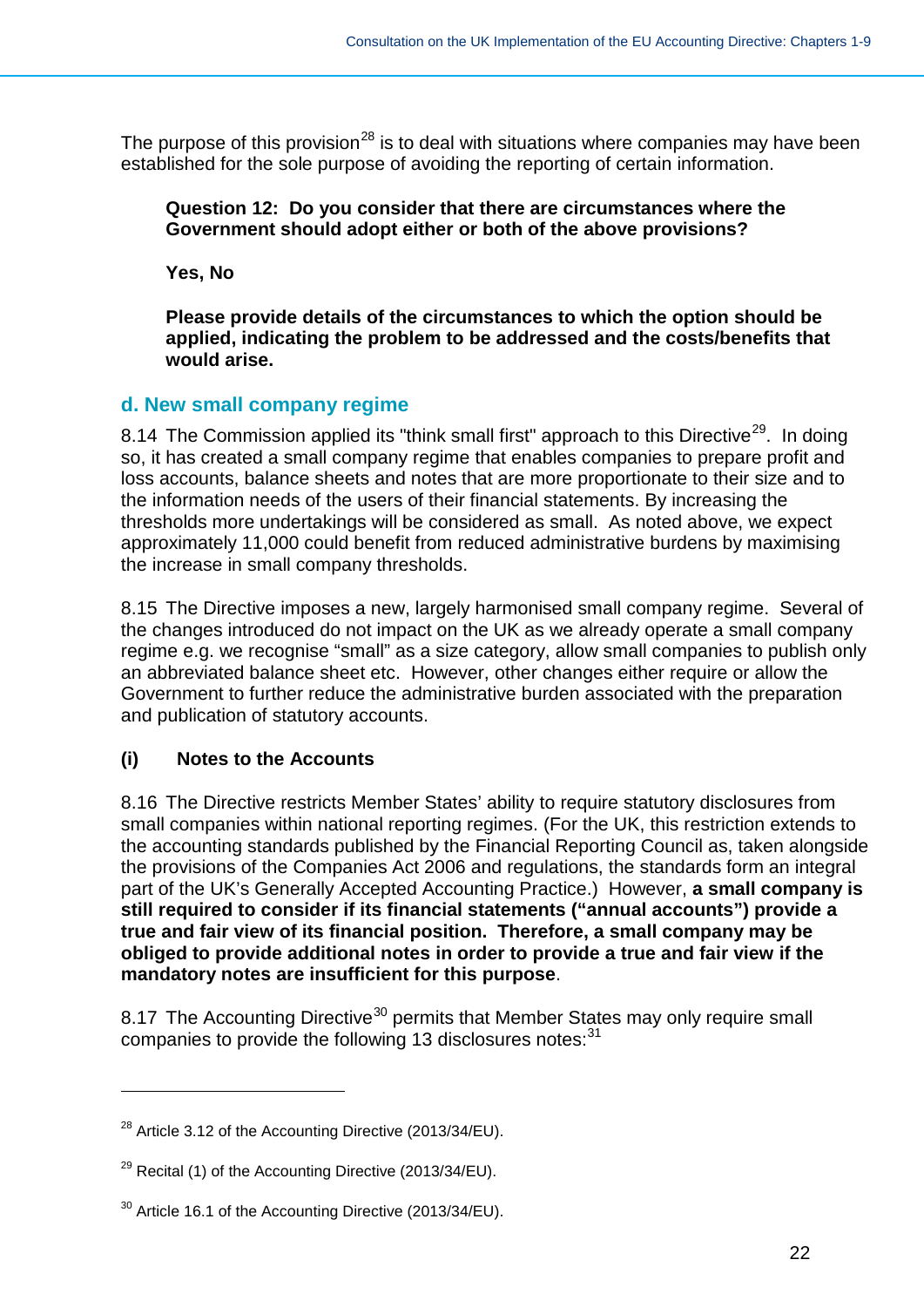The purpose of this provision[28] is to deal with situations where companies may have been established for the sole purpose of avoiding the reporting of certain information.

> **Question 12: Do you consider that there are circumstances where the Government should adopt either or both of the above provisions?**
>
> **Yes, No**
>
> **Please provide details of the circumstances to which the option should be applied, indicating the problem to be addressed and the costs/benefits that would arise.**

## d. New small company regime

8.14 The Commission applied its "think small first" approach to this Directive[29]. In doing so, it has created a small company regime that enables companies to prepare profit and loss accounts, balance sheets and notes that are more proportionate to their size and to the information needs of the users of their financial statements. By increasing the thresholds more undertakings will be considered as small. As noted above, we expect approximately 11,000 could benefit from reduced administrative burdens by maximising the increase in small company thresholds.

8.15 The Directive imposes a new, largely harmonised small company regime. Several of the changes introduced do not impact on the UK as we already operate a small company regime e.g. we recognise "small" as a size category, allow small companies to publish only an abbreviated balance sheet etc. However, other changes either require or allow the Government to further reduce the administrative burden associated with the preparation and publication of statutory accounts.

### (i) Notes to the Accounts

8.16 The Directive restricts Member States' ability to require statutory disclosures from small companies within national reporting regimes. (For the UK, this restriction extends to the accounting standards published by the Financial Reporting Council as, taken alongside the provisions of the Companies Act 2006 and regulations, the standards form an integral part of the UK's Generally Accepted Accounting Practice.) However, **a small company is still required to consider if its financial statements ("annual accounts") provide a true and fair view of its financial position. Therefore, a small company may be obliged to provide additional notes in order to provide a true and fair view if the mandatory notes are insufficient for this purpose**.

8.17 The Accounting Directive[30] permits that Member States may only require small companies to provide the following 13 disclosures notes:[31]

---

[28] Article 3.12 of the Accounting Directive (2013/34/EU).

[29] Recital (1) of the Accounting Directive (2013/34/EU).

[30] Article 16.1 of the Accounting Directive (2013/34/EU).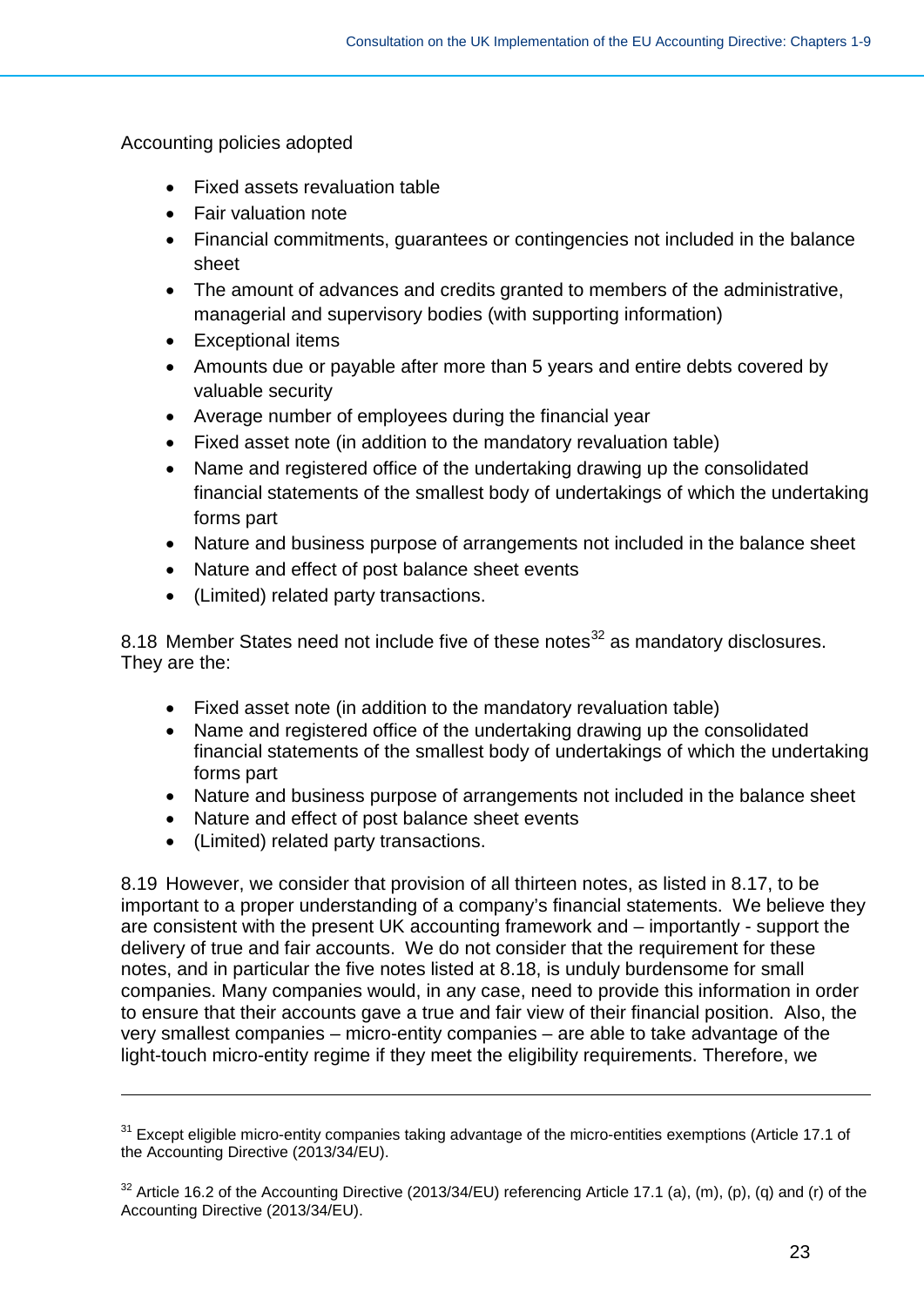Accounting policies adopted

- Fixed assets revaluation table
- Fair valuation note
- Financial commitments, guarantees or contingencies not included in the balance sheet
- The amount of advances and credits granted to members of the administrative, managerial and supervisory bodies (with supporting information)
- Exceptional items
- Amounts due or payable after more than 5 years and entire debts covered by valuable security
- Average number of employees during the financial year
- Fixed asset note (in addition to the mandatory revaluation table)
- Name and registered office of the undertaking drawing up the consolidated financial statements of the smallest body of undertakings of which the undertaking forms part
- Nature and business purpose of arrangements not included in the balance sheet
- Nature and effect of post balance sheet events
- (Limited) related party transactions.

8.18 Member States need not include five of these notes[32] as mandatory disclosures. They are the:

- Fixed asset note (in addition to the mandatory revaluation table)
- Name and registered office of the undertaking drawing up the consolidated financial statements of the smallest body of undertakings of which the undertaking forms part
- Nature and business purpose of arrangements not included in the balance sheet
- Nature and effect of post balance sheet events
- (Limited) related party transactions.

8.19 However, we consider that provision of all thirteen notes, as listed in 8.17, to be important to a proper understanding of a company's financial statements. We believe they are consistent with the present UK accounting framework and – importantly - support the delivery of true and fair accounts. We do not consider that the requirement for these notes, and in particular the five notes listed at 8.18, is unduly burdensome for small companies. Many companies would, in any case, need to provide this information in order to ensure that their accounts gave a true and fair view of their financial position. Also, the very smallest companies – micro-entity companies – are able to take advantage of the light-touch micro-entity regime if they meet the eligibility requirements. Therefore, we

---

[31] Except eligible micro-entity companies taking advantage of the micro-entities exemptions (Article 17.1 of the Accounting Directive (2013/34/EU).

[32] Article 16.2 of the Accounting Directive (2013/34/EU) referencing Article 17.1 (a), (m), (p), (q) and (r) of the Accounting Directive (2013/34/EU).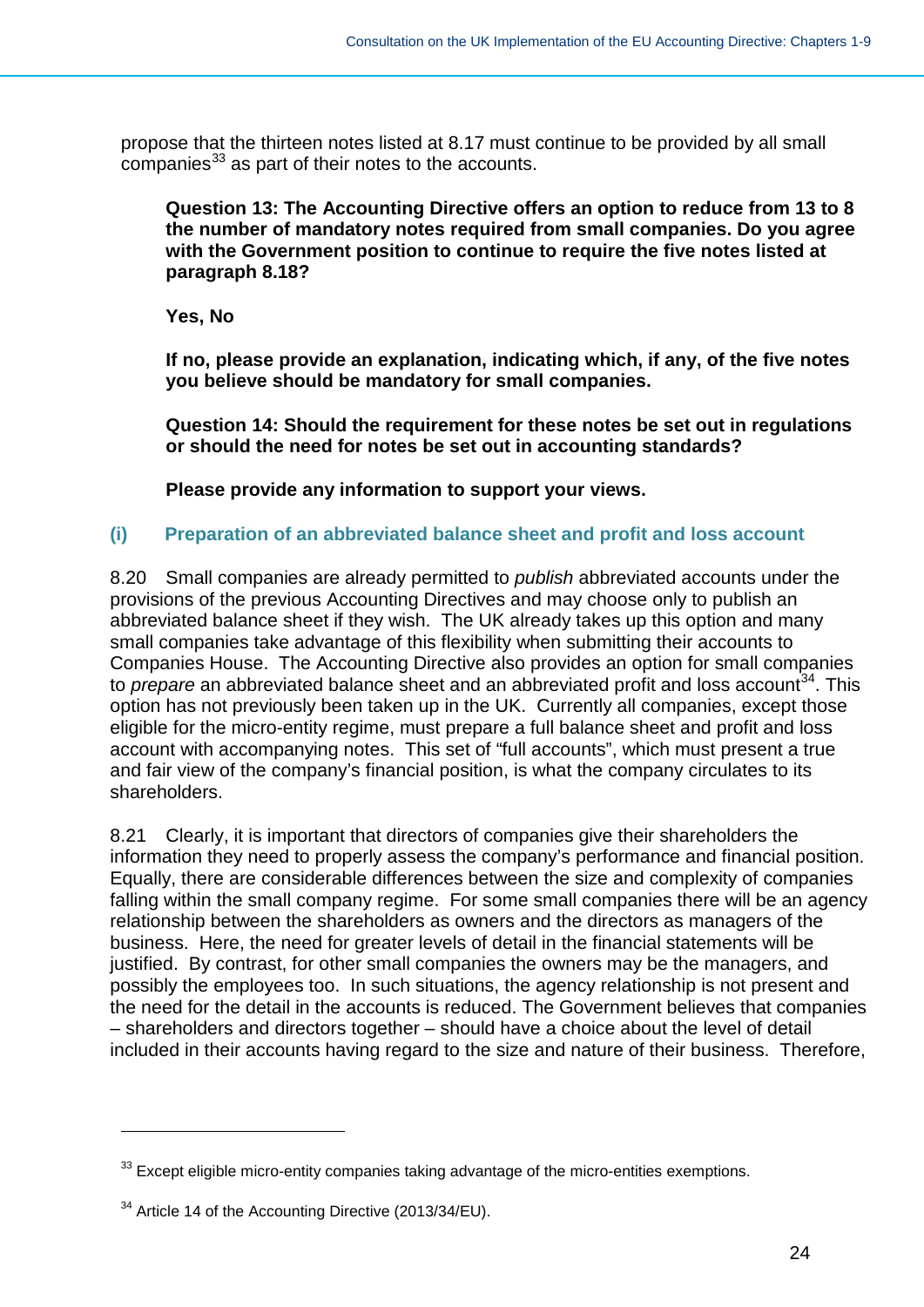propose that the thirteen notes listed at 8.17 must continue to be provided by all small companies[33] as part of their notes to the accounts.

> **Question 13: The Accounting Directive offers an option to reduce from 13 to 8 the number of mandatory notes required from small companies. Do you agree with the Government position to continue to require the five notes listed at paragraph 8.18?**
>
> **Yes, No**
>
> **If no, please provide an explanation, indicating which, if any, of the five notes you believe should be mandatory for small companies.**
>
> **Question 14: Should the requirement for these notes be set out in regulations or should the need for notes be set out in accounting standards?**
>
> **Please provide any information to support your views.**

### (i) Preparation of an abbreviated balance sheet and profit and loss account

8.20 Small companies are already permitted to *publish* abbreviated accounts under the provisions of the previous Accounting Directives and may choose only to publish an abbreviated balance sheet if they wish. The UK already takes up this option and many small companies take advantage of this flexibility when submitting their accounts to Companies House. The Accounting Directive also provides an option for small companies to *prepare* an abbreviated balance sheet and an abbreviated profit and loss account[34]. This option has not previously been taken up in the UK. Currently all companies, except those eligible for the micro-entity regime, must prepare a full balance sheet and profit and loss account with accompanying notes. This set of "full accounts", which must present a true and fair view of the company's financial position, is what the company circulates to its shareholders.

8.21 Clearly, it is important that directors of companies give their shareholders the information they need to properly assess the company's performance and financial position. Equally, there are considerable differences between the size and complexity of companies falling within the small company regime. For some small companies there will be an agency relationship between the shareholders as owners and the directors as managers of the business. Here, the need for greater levels of detail in the financial statements will be justified. By contrast, for other small companies the owners may be the managers, and possibly the employees too. In such situations, the agency relationship is not present and the need for the detail in the accounts is reduced. The Government believes that companies – shareholders and directors together – should have a choice about the level of detail included in their accounts having regard to the size and nature of their business. Therefore,

---

[33] Except eligible micro-entity companies taking advantage of the micro-entities exemptions.

[34] Article 14 of the Accounting Directive (2013/34/EU).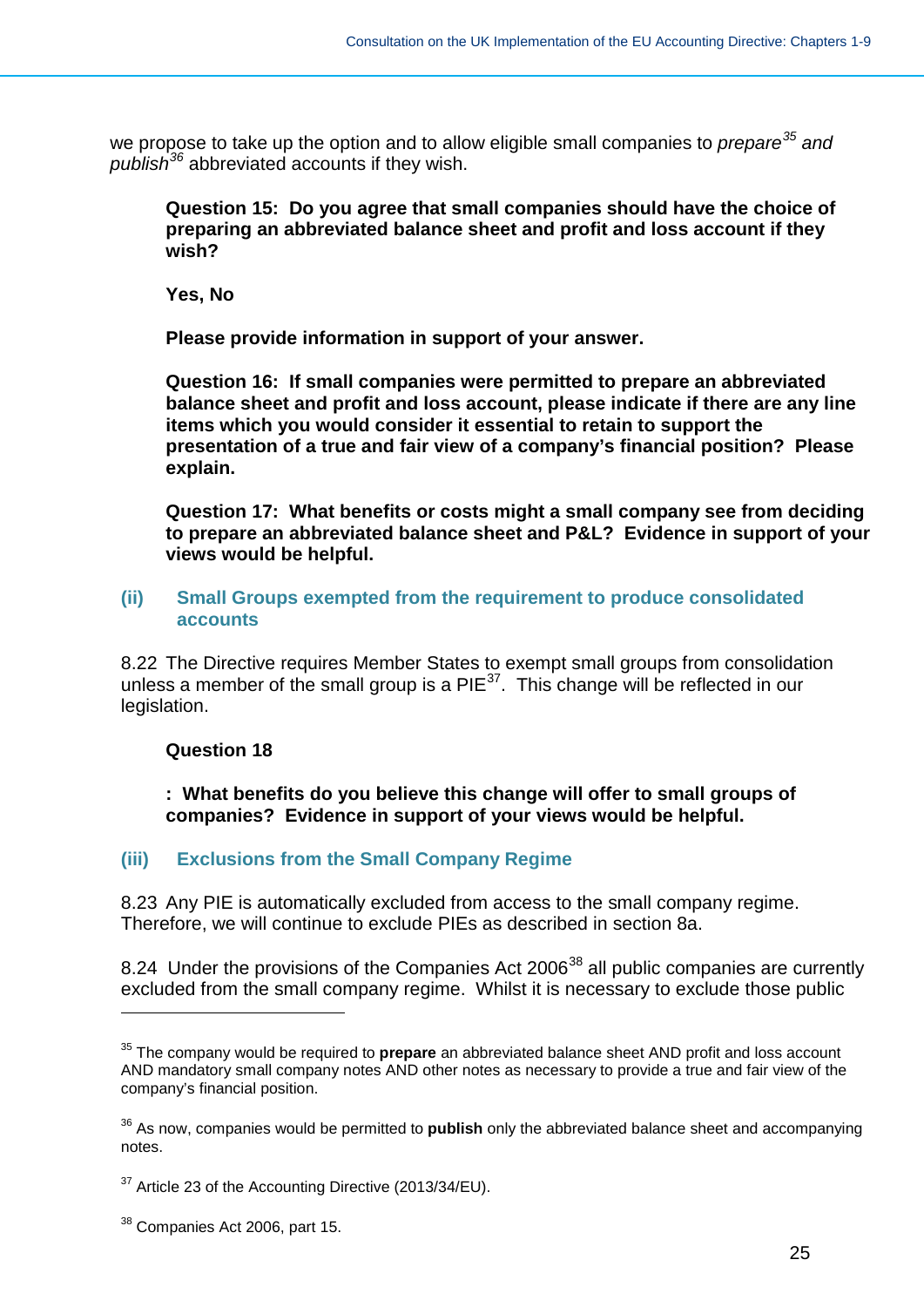we propose to take up the option and to allow eligible small companies to *prepare*[35] *and publish*[36] abbreviated accounts if they wish.

**Question 15: Do you agree that small companies should have the choice of preparing an abbreviated balance sheet and profit and loss account if they wish?**

**Yes, No**

**Please provide information in support of your answer.**

**Question 16: If small companies were permitted to prepare an abbreviated balance sheet and profit and loss account, please indicate if there are any line items which you would consider it essential to retain to support the presentation of a true and fair view of a company's financial position? Please explain.**

**Question 17: What benefits or costs might a small company see from deciding to prepare an abbreviated balance sheet and P&L? Evidence in support of your views would be helpful.**

### (ii) Small Groups exempted from the requirement to produce consolidated accounts

8.22 The Directive requires Member States to exempt small groups from consolidation unless a member of the small group is a PIE[37]. This change will be reflected in our legislation.

**Question 18**

**: What benefits do you believe this change will offer to small groups of companies? Evidence in support of your views would be helpful.**

### (iii) Exclusions from the Small Company Regime

8.23 Any PIE is automatically excluded from access to the small company regime. Therefore, we will continue to exclude PIEs as described in section 8a.

8.24 Under the provisions of the Companies Act 2006[38] all public companies are currently excluded from the small company regime. Whilst it is necessary to exclude those public

---

[35] The company would be required to **prepare** an abbreviated balance sheet AND profit and loss account AND mandatory small company notes AND other notes as necessary to provide a true and fair view of the company's financial position.

[36] As now, companies would be permitted to **publish** only the abbreviated balance sheet and accompanying notes.

[37] Article 23 of the Accounting Directive (2013/34/EU).

[38] Companies Act 2006, part 15.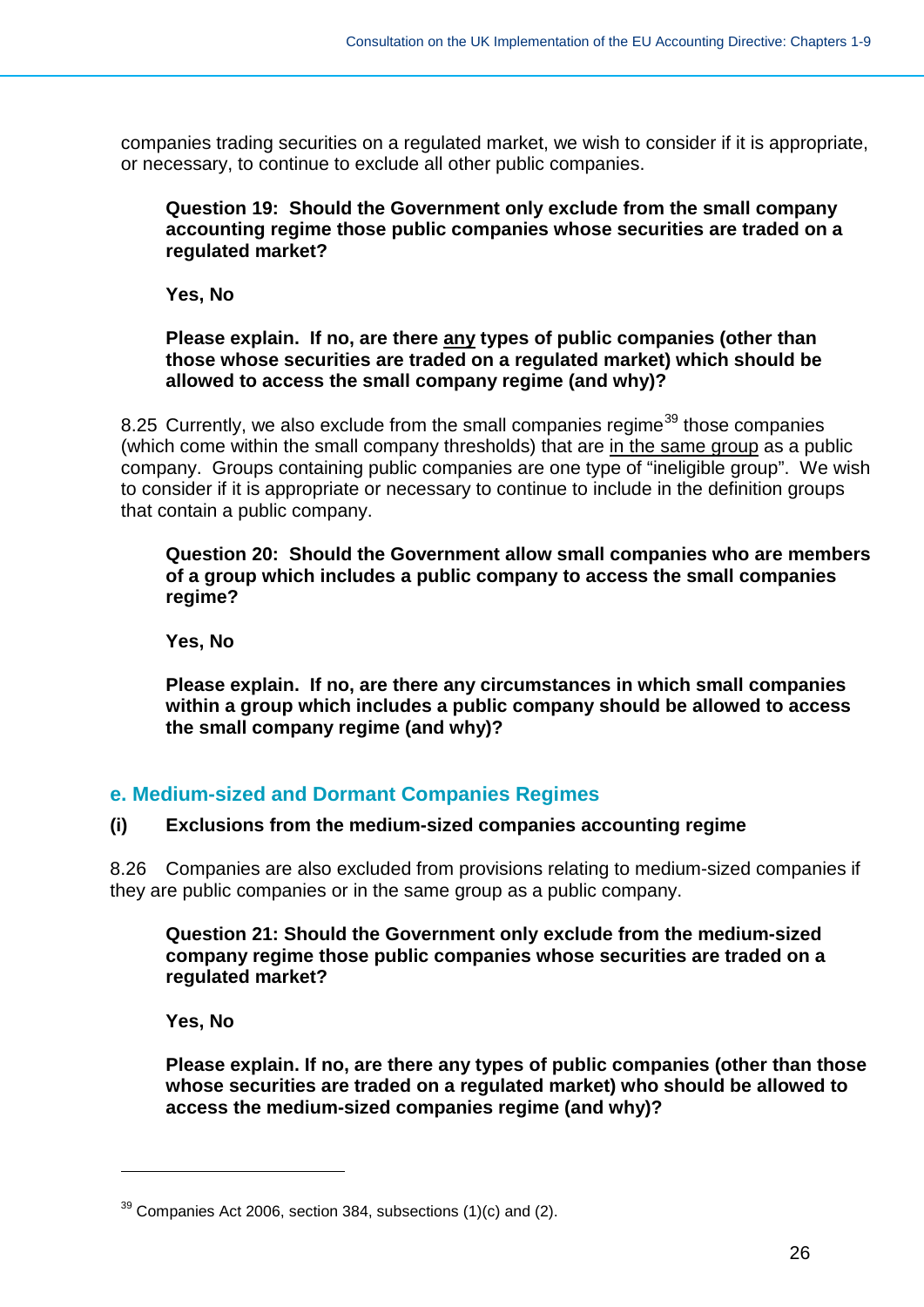companies trading securities on a regulated market, we wish to consider if it is appropriate, or necessary, to continue to exclude all other public companies.

**Question 19: Should the Government only exclude from the small company accounting regime those public companies whose securities are traded on a regulated market?**

**Yes, No**

**Please explain. If no, are there <u>any</u> types of public companies (other than those whose securities are traded on a regulated market) which should be allowed to access the small company regime (and why)?**

8.25 Currently, we also exclude from the small companies regime[39] those companies (which come within the small company thresholds) that are <u>in the same group</u> as a public company. Groups containing public companies are one type of "ineligible group". We wish to consider if it is appropriate or necessary to continue to include in the definition groups that contain a public company.

**Question 20: Should the Government allow small companies who are members of a group which includes a public company to access the small companies regime?**

**Yes, No**

**Please explain. If no, are there any circumstances in which small companies within a group which includes a public company should be allowed to access the small company regime (and why)?**

## e. Medium-sized and Dormant Companies Regimes

### (i) Exclusions from the medium-sized companies accounting regime

8.26 Companies are also excluded from provisions relating to medium-sized companies if they are public companies or in the same group as a public company.

**Question 21: Should the Government only exclude from the medium-sized company regime those public companies whose securities are traded on a regulated market?**

**Yes, No**

**Please explain. If no, are there any types of public companies (other than those whose securities are traded on a regulated market) who should be allowed to access the medium-sized companies regime (and why)?**

---

[39] Companies Act 2006, section 384, subsections (1)(c) and (2).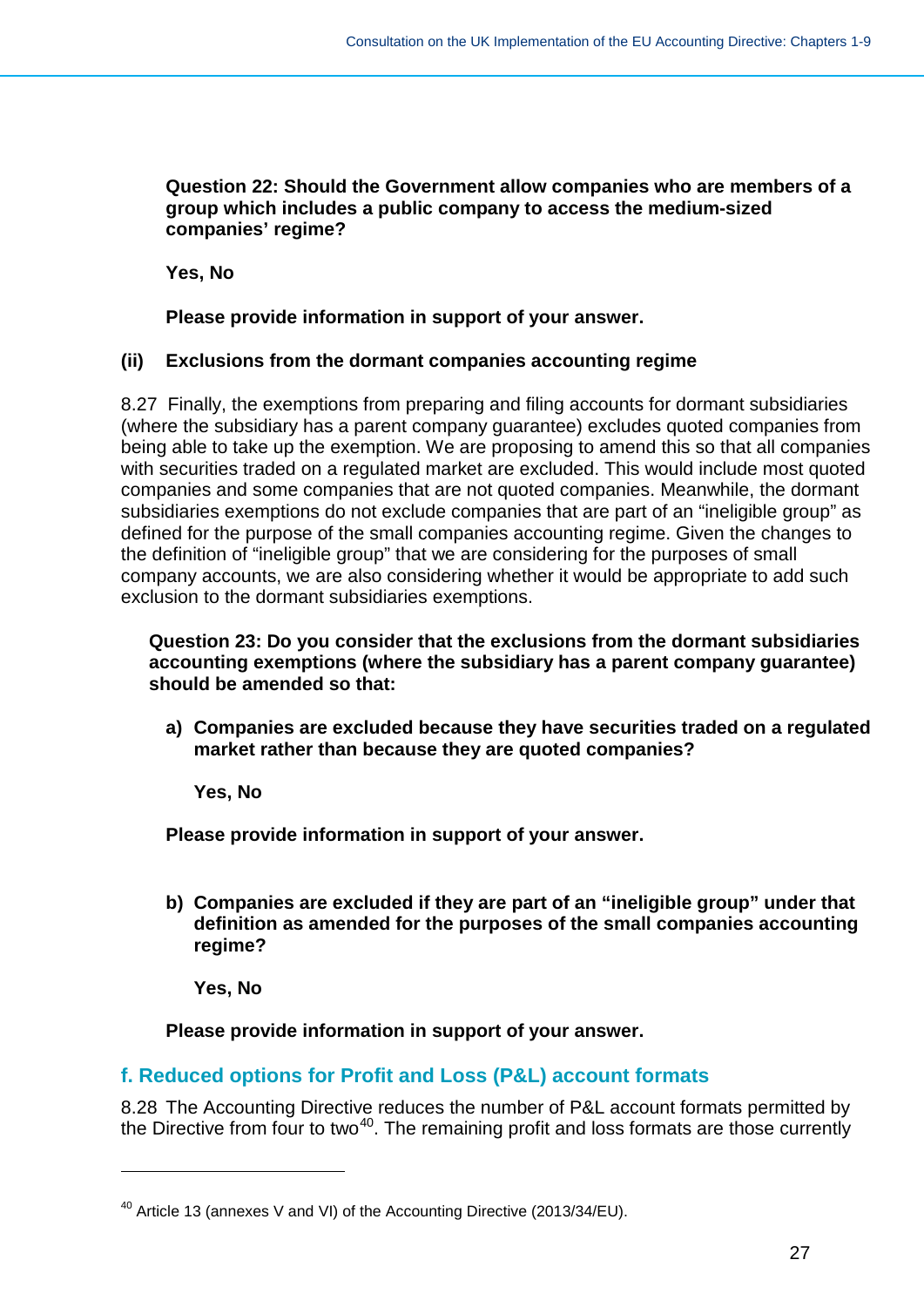**Question 22: Should the Government allow companies who are members of a group which includes a public company to access the medium-sized companies' regime?**

**Yes, No**

**Please provide information in support of your answer.**

### (ii) Exclusions from the dormant companies accounting regime

8.27 Finally, the exemptions from preparing and filing accounts for dormant subsidiaries (where the subsidiary has a parent company guarantee) excludes quoted companies from being able to take up the exemption. We are proposing to amend this so that all companies with securities traded on a regulated market are excluded. This would include most quoted companies and some companies that are not quoted companies. Meanwhile, the dormant subsidiaries exemptions do not exclude companies that are part of an "ineligible group" as defined for the purpose of the small companies accounting regime. Given the changes to the definition of "ineligible group" that we are considering for the purposes of small company accounts, we are also considering whether it would be appropriate to add such exclusion to the dormant subsidiaries exemptions.

**Question 23: Do you consider that the exclusions from the dormant subsidiaries accounting exemptions (where the subsidiary has a parent company guarantee) should be amended so that:**

**a) Companies are excluded because they have securities traded on a regulated market rather than because they are quoted companies?**

**Yes, No**

**Please provide information in support of your answer.**

**b) Companies are excluded if they are part of an "ineligible group" under that definition as amended for the purposes of the small companies accounting regime?**

**Yes, No**

**Please provide information in support of your answer.**

## f. Reduced options for Profit and Loss (P&L) account formats

8.28 The Accounting Directive reduces the number of P&L account formats permitted by the Directive from four to two[40]. The remaining profit and loss formats are those currently

[40] Article 13 (annexes V and VI) of the Accounting Directive (2013/34/EU).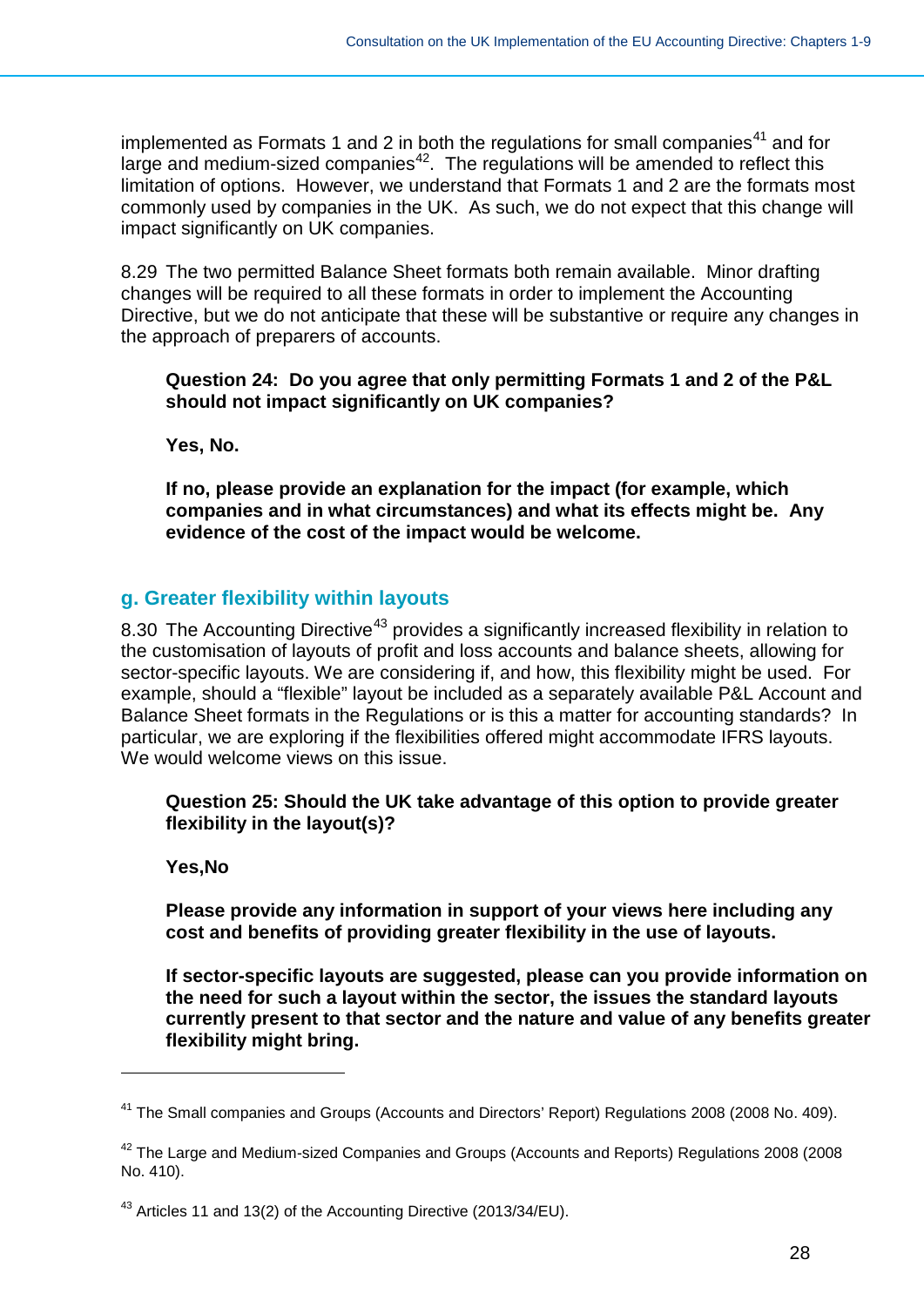implemented as Formats 1 and 2 in both the regulations for small companies[41] and for large and medium-sized companies[42]. The regulations will be amended to reflect this limitation of options. However, we understand that Formats 1 and 2 are the formats most commonly used by companies in the UK. As such, we do not expect that this change will impact significantly on UK companies.

8.29 The two permitted Balance Sheet formats both remain available. Minor drafting changes will be required to all these formats in order to implement the Accounting Directive, but we do not anticipate that these will be substantive or require any changes in the approach of preparers of accounts.

> **Question 24: Do you agree that only permitting Formats 1 and 2 of the P&L should not impact significantly on UK companies?**
>
> **Yes, No.**
>
> **If no, please provide an explanation for the impact (for example, which companies and in what circumstances) and what its effects might be. Any evidence of the cost of the impact would be welcome.**

## g. Greater flexibility within layouts

8.30 The Accounting Directive[43] provides a significantly increased flexibility in relation to the customisation of layouts of profit and loss accounts and balance sheets, allowing for sector-specific layouts. We are considering if, and how, this flexibility might be used. For example, should a "flexible" layout be included as a separately available P&L Account and Balance Sheet formats in the Regulations or is this a matter for accounting standards? In particular, we are exploring if the flexibilities offered might accommodate IFRS layouts. We would welcome views on this issue.

> **Question 25: Should the UK take advantage of this option to provide greater flexibility in the layout(s)?**
>
> **Yes,No**
>
> **Please provide any information in support of your views here including any cost and benefits of providing greater flexibility in the use of layouts.**
>
> **If sector-specific layouts are suggested, please can you provide information on the need for such a layout within the sector, the issues the standard layouts currently present to that sector and the nature and value of any benefits greater flexibility might bring.**

---

[41] The Small companies and Groups (Accounts and Directors' Report) Regulations 2008 (2008 No. 409).

[42] The Large and Medium-sized Companies and Groups (Accounts and Reports) Regulations 2008 (2008 No. 410).

[43] Articles 11 and 13(2) of the Accounting Directive (2013/34/EU).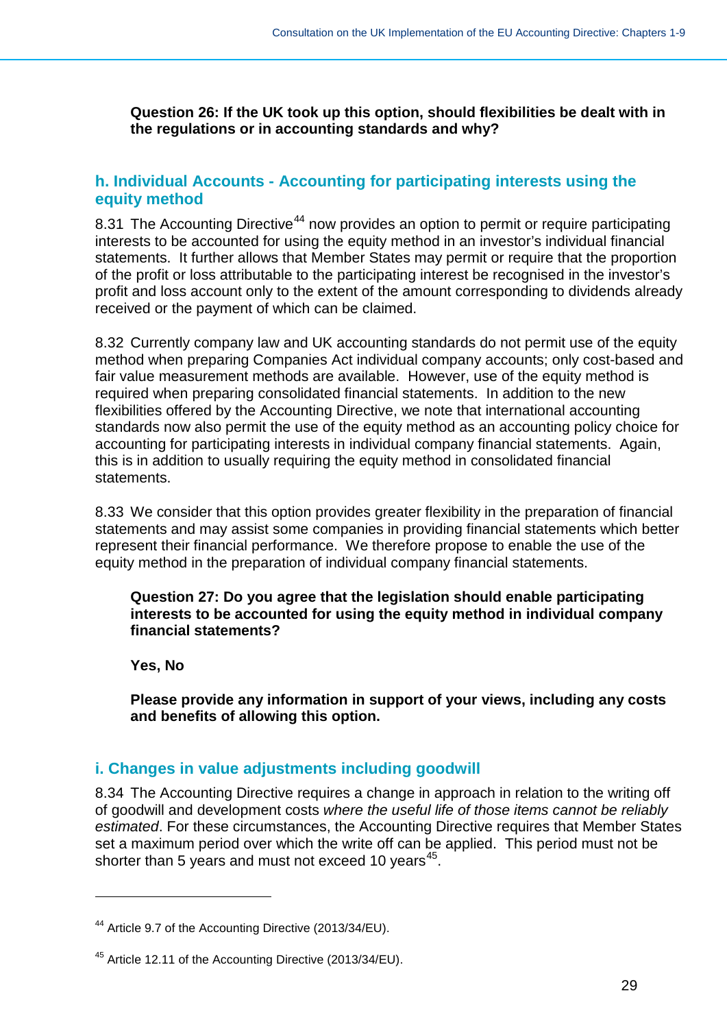**Question 26: If the UK took up this option, should flexibilities be dealt with in the regulations or in accounting standards and why?**

### h. Individual Accounts - Accounting for participating interests using the equity method

8.31 The Accounting Directive[44] now provides an option to permit or require participating interests to be accounted for using the equity method in an investor's individual financial statements. It further allows that Member States may permit or require that the proportion of the profit or loss attributable to the participating interest be recognised in the investor's profit and loss account only to the extent of the amount corresponding to dividends already received or the payment of which can be claimed.

8.32 Currently company law and UK accounting standards do not permit use of the equity method when preparing Companies Act individual company accounts; only cost-based and fair value measurement methods are available. However, use of the equity method is required when preparing consolidated financial statements. In addition to the new flexibilities offered by the Accounting Directive, we note that international accounting standards now also permit the use of the equity method as an accounting policy choice for accounting for participating interests in individual company financial statements. Again, this is in addition to usually requiring the equity method in consolidated financial statements.

8.33 We consider that this option provides greater flexibility in the preparation of financial statements and may assist some companies in providing financial statements which better represent their financial performance. We therefore propose to enable the use of the equity method in the preparation of individual company financial statements.

**Question 27: Do you agree that the legislation should enable participating interests to be accounted for using the equity method in individual company financial statements?**

**Yes, No**

**Please provide any information in support of your views, including any costs and benefits of allowing this option.**

### i. Changes in value adjustments including goodwill

8.34 The Accounting Directive requires a change in approach in relation to the writing off of goodwill and development costs *where the useful life of those items cannot be reliably estimated*. For these circumstances, the Accounting Directive requires that Member States set a maximum period over which the write off can be applied. This period must not be shorter than 5 years and must not exceed 10 years[45].

---

[44] Article 9.7 of the Accounting Directive (2013/34/EU).

[45] Article 12.11 of the Accounting Directive (2013/34/EU).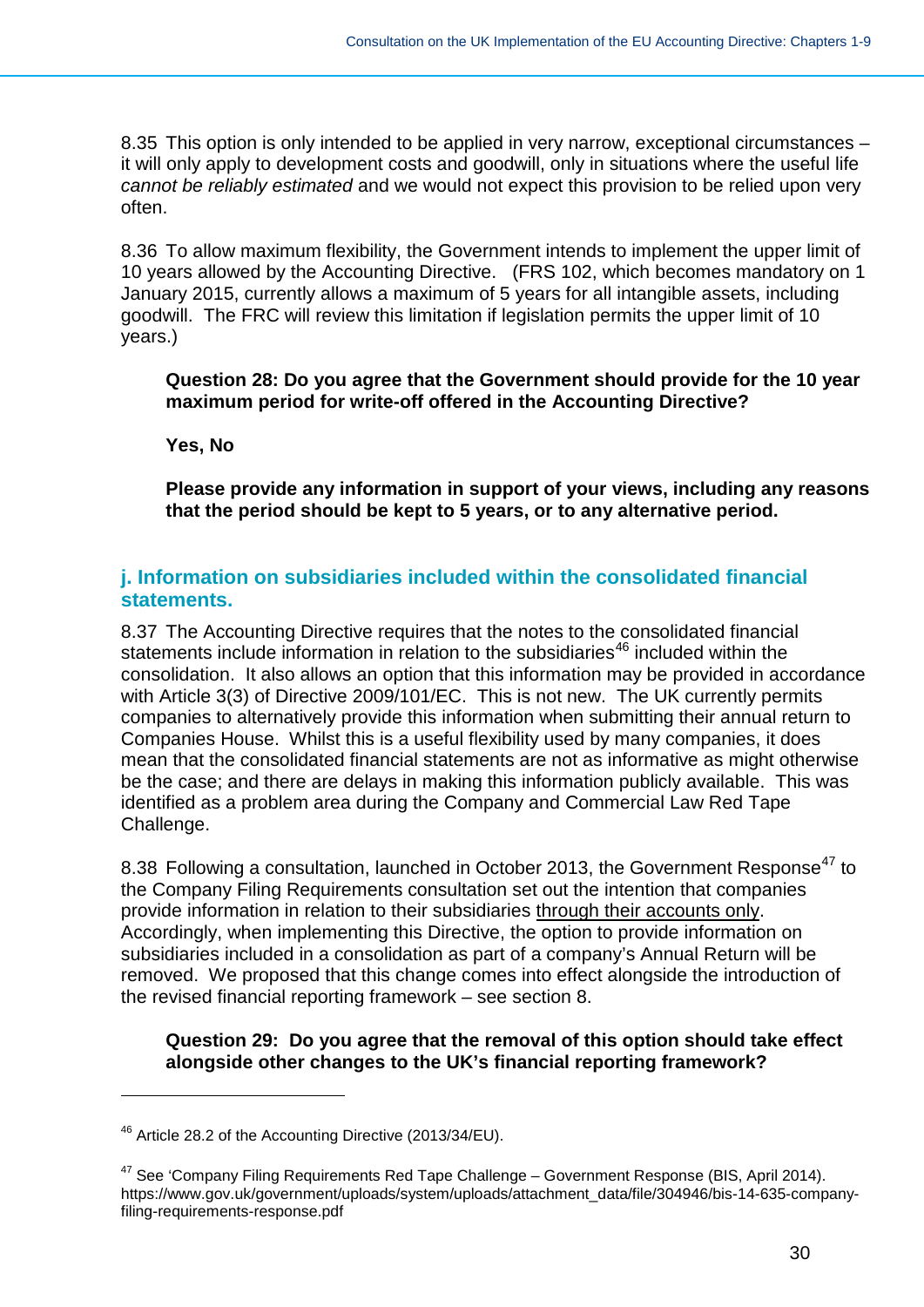8.35 This option is only intended to be applied in very narrow, exceptional circumstances – it will only apply to development costs and goodwill, only in situations where the useful life *cannot be reliably estimated* and we would not expect this provision to be relied upon very often.

8.36 To allow maximum flexibility, the Government intends to implement the upper limit of 10 years allowed by the Accounting Directive. (FRS 102, which becomes mandatory on 1 January 2015, currently allows a maximum of 5 years for all intangible assets, including goodwill. The FRC will review this limitation if legislation permits the upper limit of 10 years.)

> **Question 28: Do you agree that the Government should provide for the 10 year maximum period for write-off offered in the Accounting Directive?**
>
> **Yes, No**
>
> **Please provide any information in support of your views, including any reasons that the period should be kept to 5 years, or to any alternative period.**

## j. Information on subsidiaries included within the consolidated financial statements.

8.37 The Accounting Directive requires that the notes to the consolidated financial statements include information in relation to the subsidiaries[46] included within the consolidation. It also allows an option that this information may be provided in accordance with Article 3(3) of Directive 2009/101/EC. This is not new. The UK currently permits companies to alternatively provide this information when submitting their annual return to Companies House. Whilst this is a useful flexibility used by many companies, it does mean that the consolidated financial statements are not as informative as might otherwise be the case; and there are delays in making this information publicly available. This was identified as a problem area during the Company and Commercial Law Red Tape Challenge.

8.38 Following a consultation, launched in October 2013, the Government Response[47] to the Company Filing Requirements consultation set out the intention that companies provide information in relation to their subsidiaries through their accounts only. Accordingly, when implementing this Directive, the option to provide information on subsidiaries included in a consolidation as part of a company's Annual Return will be removed. We proposed that this change comes into effect alongside the introduction of the revised financial reporting framework – see section 8.

> **Question 29: Do you agree that the removal of this option should take effect alongside other changes to the UK's financial reporting framework?**

---

[46] Article 28.2 of the Accounting Directive (2013/34/EU).

[47] See 'Company Filing Requirements Red Tape Challenge – Government Response (BIS, April 2014). https://www.gov.uk/government/uploads/system/uploads/attachment_data/file/304946/bis-14-635-company-filing-requirements-response.pdf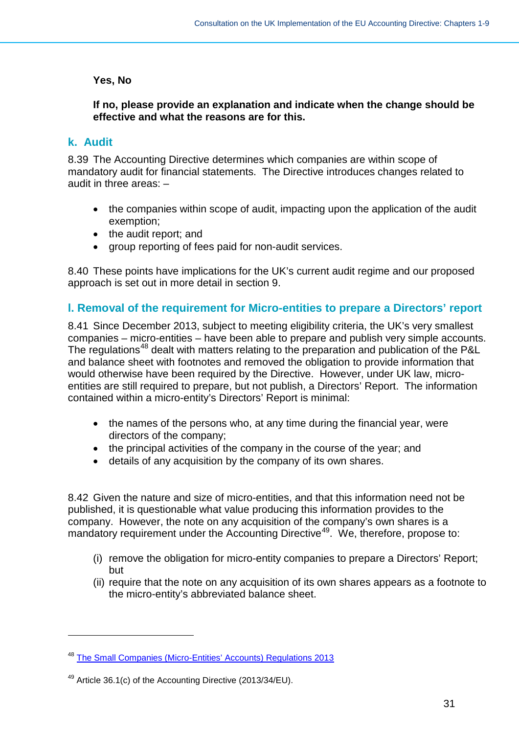**Yes, No**

**If no, please provide an explanation and indicate when the change should be effective and what the reasons are for this.**

## k. Audit

8.39 The Accounting Directive determines which companies are within scope of mandatory audit for financial statements. The Directive introduces changes related to audit in three areas: –

- the companies within scope of audit, impacting upon the application of the audit exemption;
- the audit report; and
- group reporting of fees paid for non-audit services.

8.40 These points have implications for the UK's current audit regime and our proposed approach is set out in more detail in section 9.

## l. Removal of the requirement for Micro-entities to prepare a Directors' report

8.41 Since December 2013, subject to meeting eligibility criteria, the UK's very smallest companies – micro-entities – have been able to prepare and publish very simple accounts. The regulations[48] dealt with matters relating to the preparation and publication of the P&L and balance sheet with footnotes and removed the obligation to provide information that would otherwise have been required by the Directive. However, under UK law, micro-entities are still required to prepare, but not publish, a Directors' Report. The information contained within a micro-entity's Directors' Report is minimal:

- the names of the persons who, at any time during the financial year, were directors of the company;
- the principal activities of the company in the course of the year; and
- details of any acquisition by the company of its own shares.

8.42 Given the nature and size of micro-entities, and that this information need not be published, it is questionable what value producing this information provides to the company. However, the note on any acquisition of the company's own shares is a mandatory requirement under the Accounting Directive[49]. We, therefore, propose to:

(i) remove the obligation for micro-entity companies to prepare a Directors' Report; but

(ii) require that the note on any acquisition of its own shares appears as a footnote to the micro-entity's abbreviated balance sheet.

---

[48] The Small Companies (Micro-Entities' Accounts) Regulations 2013

[49] Article 36.1(c) of the Accounting Directive (2013/34/EU).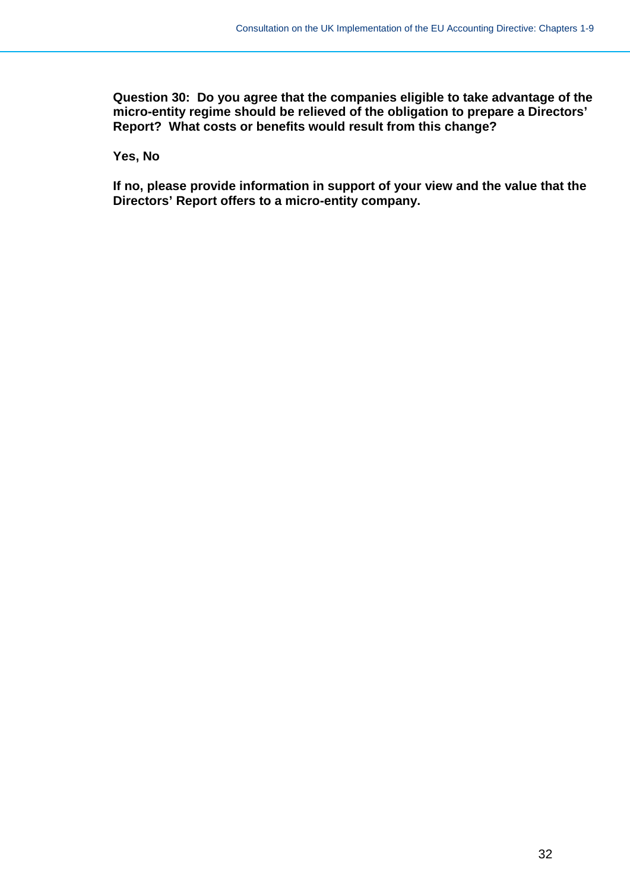**Question 30: Do you agree that the companies eligible to take advantage of the micro-entity regime should be relieved of the obligation to prepare a Directors' Report? What costs or benefits would result from this change?**

**Yes, No**

**If no, please provide information in support of your view and the value that the Directors' Report offers to a micro-entity company.**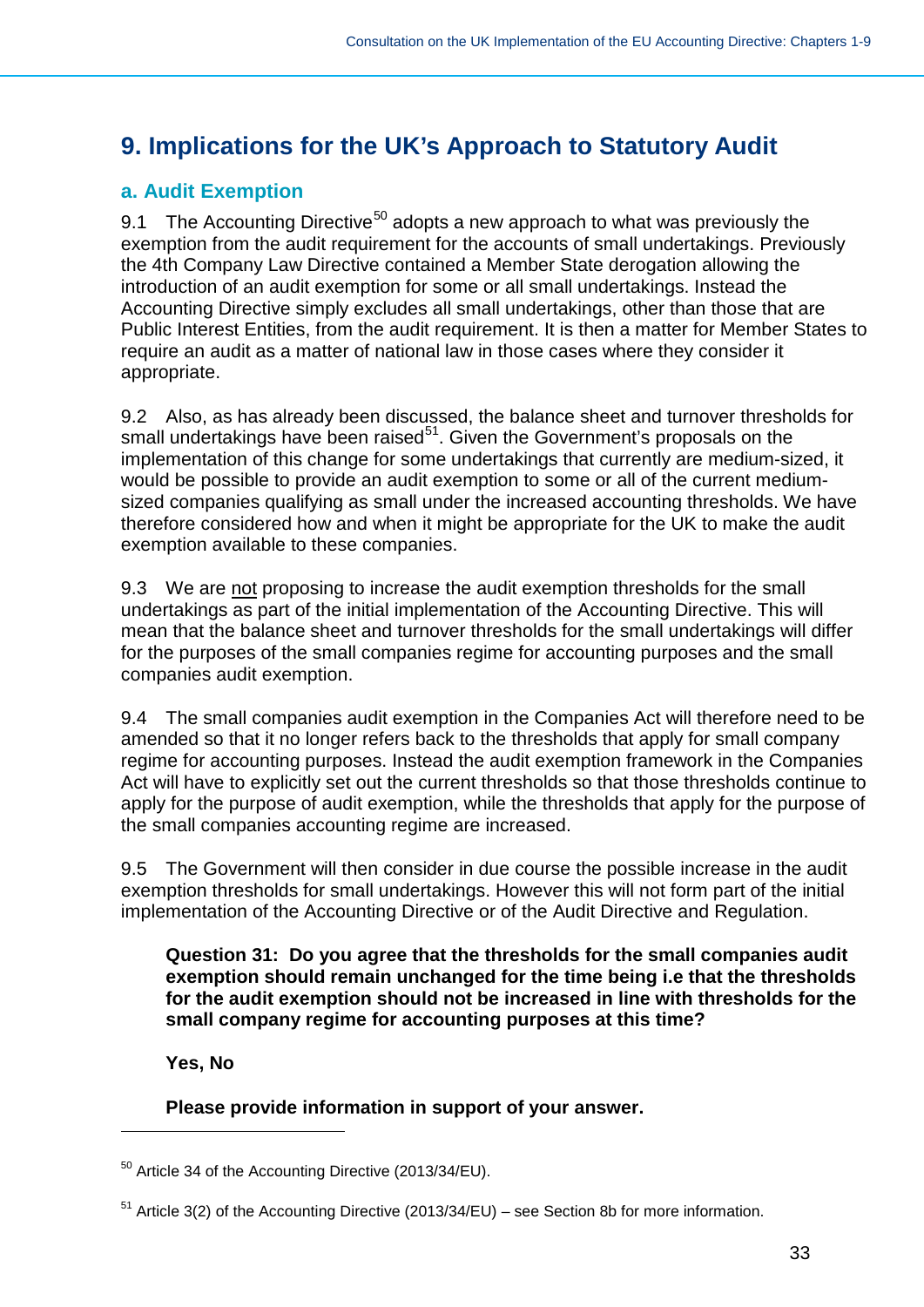# 9. Implications for the UK's Approach to Statutory Audit

## a. Audit Exemption

9.1 The Accounting Directive[50] adopts a new approach to what was previously the exemption from the audit requirement for the accounts of small undertakings. Previously the 4th Company Law Directive contained a Member State derogation allowing the introduction of an audit exemption for some or all small undertakings. Instead the Accounting Directive simply excludes all small undertakings, other than those that are Public Interest Entities, from the audit requirement. It is then a matter for Member States to require an audit as a matter of national law in those cases where they consider it appropriate.

9.2 Also, as has already been discussed, the balance sheet and turnover thresholds for small undertakings have been raised[51]. Given the Government's proposals on the implementation of this change for some undertakings that currently are medium-sized, it would be possible to provide an audit exemption to some or all of the current medium-sized companies qualifying as small under the increased accounting thresholds. We have therefore considered how and when it might be appropriate for the UK to make the audit exemption available to these companies.

9.3 We are not proposing to increase the audit exemption thresholds for the small undertakings as part of the initial implementation of the Accounting Directive. This will mean that the balance sheet and turnover thresholds for the small undertakings will differ for the purposes of the small companies regime for accounting purposes and the small companies audit exemption.

9.4 The small companies audit exemption in the Companies Act will therefore need to be amended so that it no longer refers back to the thresholds that apply for small company regime for accounting purposes. Instead the audit exemption framework in the Companies Act will have to explicitly set out the current thresholds so that those thresholds continue to apply for the purpose of audit exemption, while the thresholds that apply for the purpose of the small companies accounting regime are increased.

9.5 The Government will then consider in due course the possible increase in the audit exemption thresholds for small undertakings. However this will not form part of the initial implementation of the Accounting Directive or of the Audit Directive and Regulation.

> **Question 31: Do you agree that the thresholds for the small companies audit exemption should remain unchanged for the time being i.e that the thresholds for the audit exemption should not be increased in line with thresholds for the small company regime for accounting purposes at this time?**
>
> **Yes, No**
>
> **Please provide information in support of your answer.**

---

[50] Article 34 of the Accounting Directive (2013/34/EU).

[51] Article 3(2) of the Accounting Directive (2013/34/EU) – see Section 8b for more information.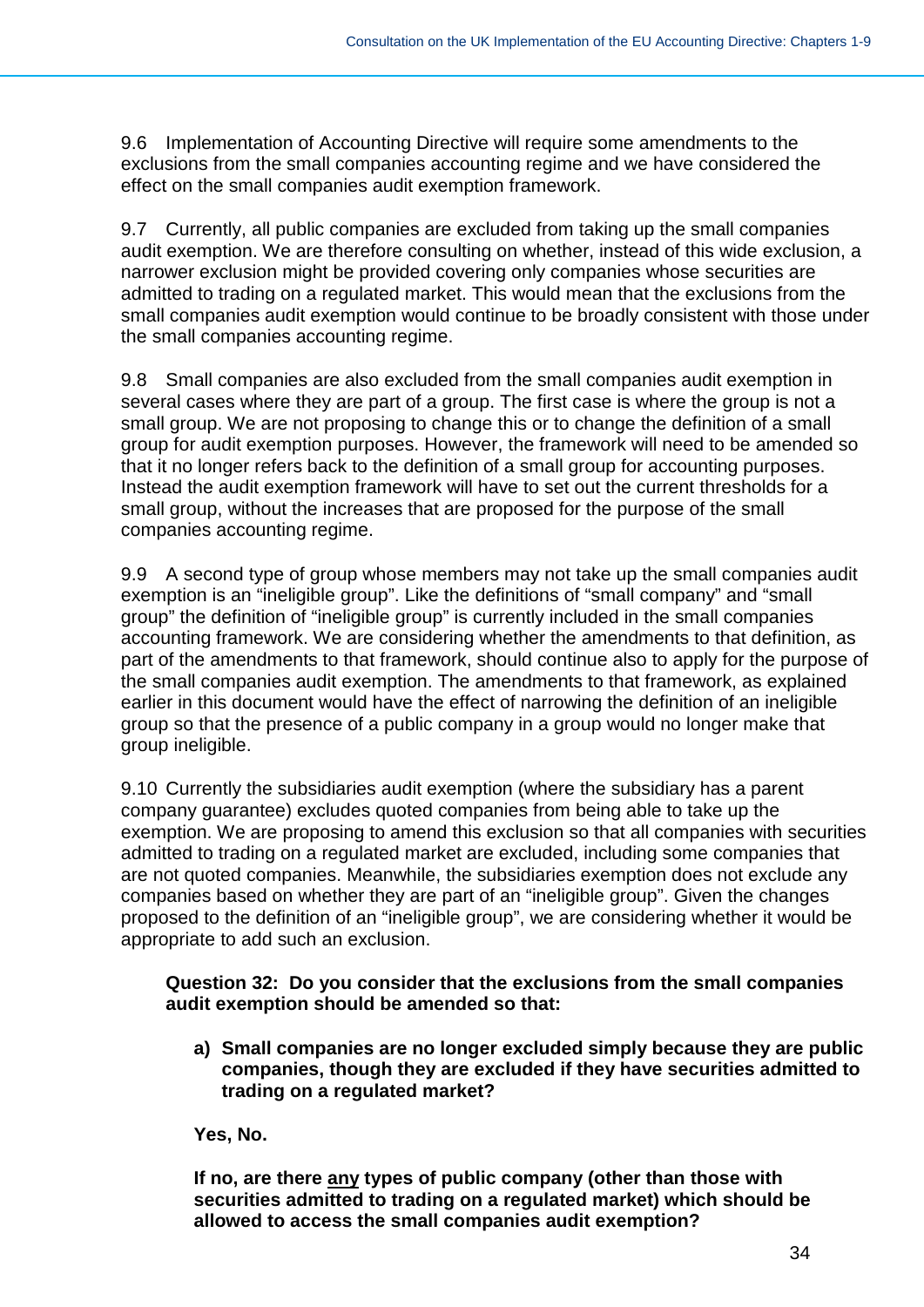9.6 Implementation of Accounting Directive will require some amendments to the exclusions from the small companies accounting regime and we have considered the effect on the small companies audit exemption framework.

9.7 Currently, all public companies are excluded from taking up the small companies audit exemption. We are therefore consulting on whether, instead of this wide exclusion, a narrower exclusion might be provided covering only companies whose securities are admitted to trading on a regulated market. This would mean that the exclusions from the small companies audit exemption would continue to be broadly consistent with those under the small companies accounting regime.

9.8 Small companies are also excluded from the small companies audit exemption in several cases where they are part of a group. The first case is where the group is not a small group. We are not proposing to change this or to change the definition of a small group for audit exemption purposes. However, the framework will need to be amended so that it no longer refers back to the definition of a small group for accounting purposes. Instead the audit exemption framework will have to set out the current thresholds for a small group, without the increases that are proposed for the purpose of the small companies accounting regime.

9.9 A second type of group whose members may not take up the small companies audit exemption is an "ineligible group". Like the definitions of "small company" and "small group" the definition of "ineligible group" is currently included in the small companies accounting framework. We are considering whether the amendments to that definition, as part of the amendments to that framework, should continue also to apply for the purpose of the small companies audit exemption. The amendments to that framework, as explained earlier in this document would have the effect of narrowing the definition of an ineligible group so that the presence of a public company in a group would no longer make that group ineligible.

9.10 Currently the subsidiaries audit exemption (where the subsidiary has a parent company guarantee) excludes quoted companies from being able to take up the exemption. We are proposing to amend this exclusion so that all companies with securities admitted to trading on a regulated market are excluded, including some companies that are not quoted companies. Meanwhile, the subsidiaries exemption does not exclude any companies based on whether they are part of an "ineligible group". Given the changes proposed to the definition of an "ineligible group", we are considering whether it would be appropriate to add such an exclusion.

**Question 32: Do you consider that the exclusions from the small companies audit exemption should be amended so that:**

**a) Small companies are no longer excluded simply because they are public companies, though they are excluded if they have securities admitted to trading on a regulated market?**

**Yes, No.**

**If no, are there <u>any</u> types of public company (other than those with securities admitted to trading on a regulated market) which should be allowed to access the small companies audit exemption?**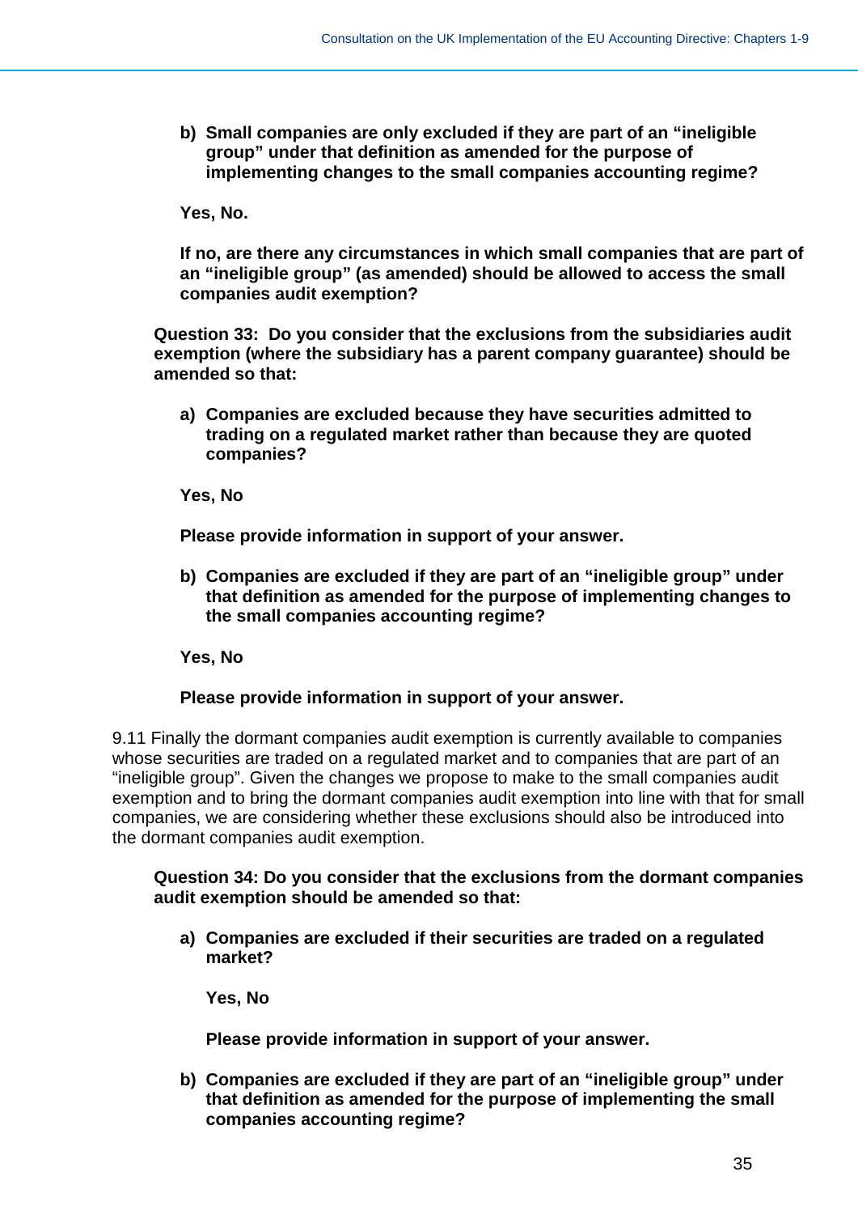**b) Small companies are only excluded if they are part of an "ineligible group" under that definition as amended for the purpose of implementing changes to the small companies accounting regime?**

**Yes, No.**

**If no, are there any circumstances in which small companies that are part of an "ineligible group" (as amended) should be allowed to access the small companies audit exemption?**

**Question 33: Do you consider that the exclusions from the subsidiaries audit exemption (where the subsidiary has a parent company guarantee) should be amended so that:**

**a) Companies are excluded because they have securities admitted to trading on a regulated market rather than because they are quoted companies?**

**Yes, No**

**Please provide information in support of your answer.**

**b) Companies are excluded if they are part of an "ineligible group" under that definition as amended for the purpose of implementing changes to the small companies accounting regime?**

**Yes, No**

**Please provide information in support of your answer.**

9.11 Finally the dormant companies audit exemption is currently available to companies whose securities are traded on a regulated market and to companies that are part of an "ineligible group". Given the changes we propose to make to the small companies audit exemption and to bring the dormant companies audit exemption into line with that for small companies, we are considering whether these exclusions should also be introduced into the dormant companies audit exemption.

**Question 34: Do you consider that the exclusions from the dormant companies audit exemption should be amended so that:**

**a) Companies are excluded if their securities are traded on a regulated market?**

**Yes, No**

**Please provide information in support of your answer.**

**b) Companies are excluded if they are part of an "ineligible group" under that definition as amended for the purpose of implementing the small companies accounting regime?**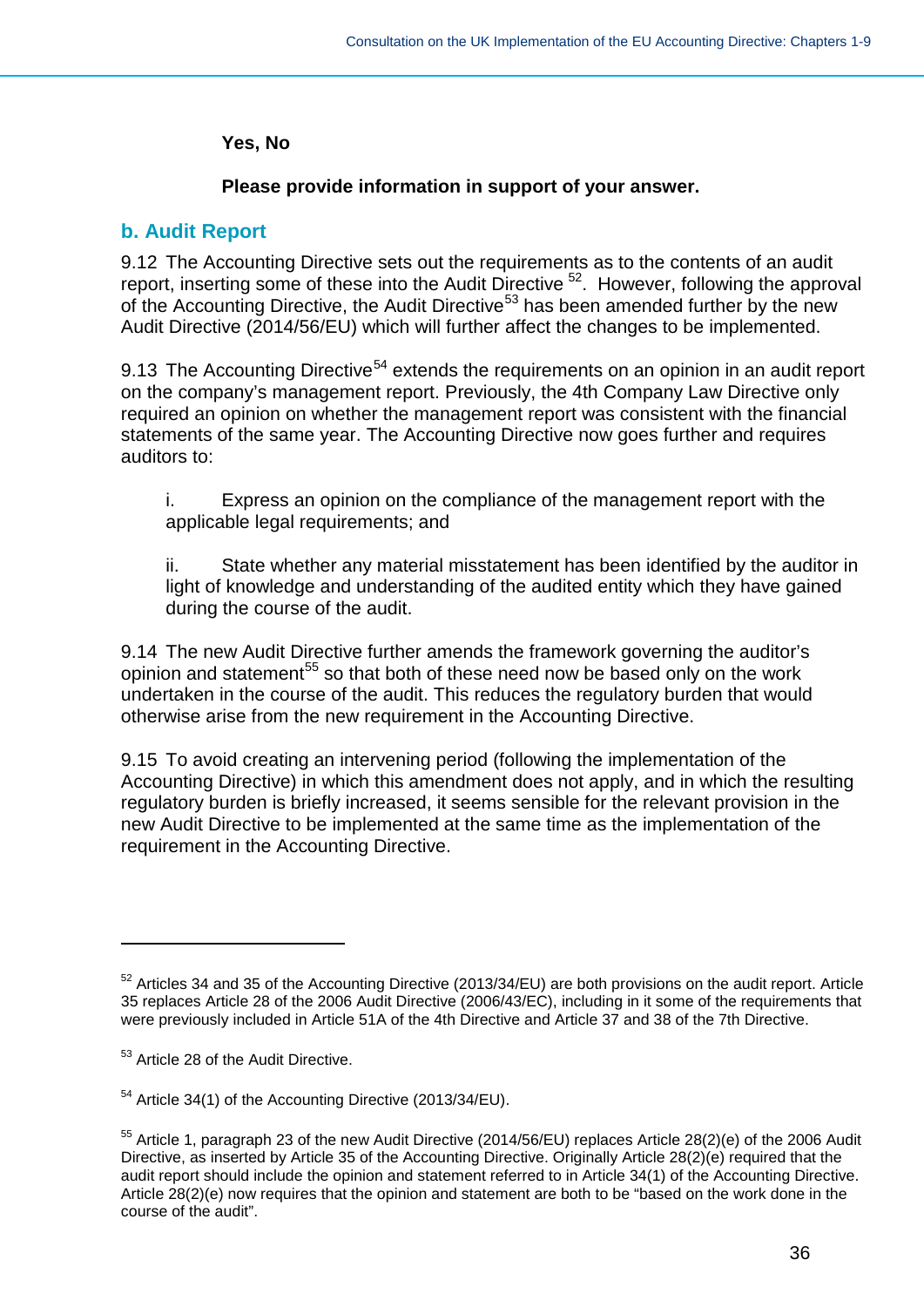**Yes, No**

**Please provide information in support of your answer.**

## b. Audit Report

9.12 The Accounting Directive sets out the requirements as to the contents of an audit report, inserting some of these into the Audit Directive [52]. However, following the approval of the Accounting Directive, the Audit Directive[53] has been amended further by the new Audit Directive (2014/56/EU) which will further affect the changes to be implemented.

9.13 The Accounting Directive[54] extends the requirements on an opinion in an audit report on the company's management report. Previously, the 4th Company Law Directive only required an opinion on whether the management report was consistent with the financial statements of the same year. The Accounting Directive now goes further and requires auditors to:

i. Express an opinion on the compliance of the management report with the applicable legal requirements; and

ii. State whether any material misstatement has been identified by the auditor in light of knowledge and understanding of the audited entity which they have gained during the course of the audit.

9.14 The new Audit Directive further amends the framework governing the auditor's opinion and statement[55] so that both of these need now be based only on the work undertaken in the course of the audit. This reduces the regulatory burden that would otherwise arise from the new requirement in the Accounting Directive.

9.15 To avoid creating an intervening period (following the implementation of the Accounting Directive) in which this amendment does not apply, and in which the resulting regulatory burden is briefly increased, it seems sensible for the relevant provision in the new Audit Directive to be implemented at the same time as the implementation of the requirement in the Accounting Directive.

---

[52] Articles 34 and 35 of the Accounting Directive (2013/34/EU) are both provisions on the audit report. Article 35 replaces Article 28 of the 2006 Audit Directive (2006/43/EC), including in it some of the requirements that were previously included in Article 51A of the 4th Directive and Article 37 and 38 of the 7th Directive.

[53] Article 28 of the Audit Directive.

[54] Article 34(1) of the Accounting Directive (2013/34/EU).

[55] Article 1, paragraph 23 of the new Audit Directive (2014/56/EU) replaces Article 28(2)(e) of the 2006 Audit Directive, as inserted by Article 35 of the Accounting Directive. Originally Article 28(2)(e) required that the audit report should include the opinion and statement referred to in Article 34(1) of the Accounting Directive. Article 28(2)(e) now requires that the opinion and statement are both to be "based on the work done in the course of the audit".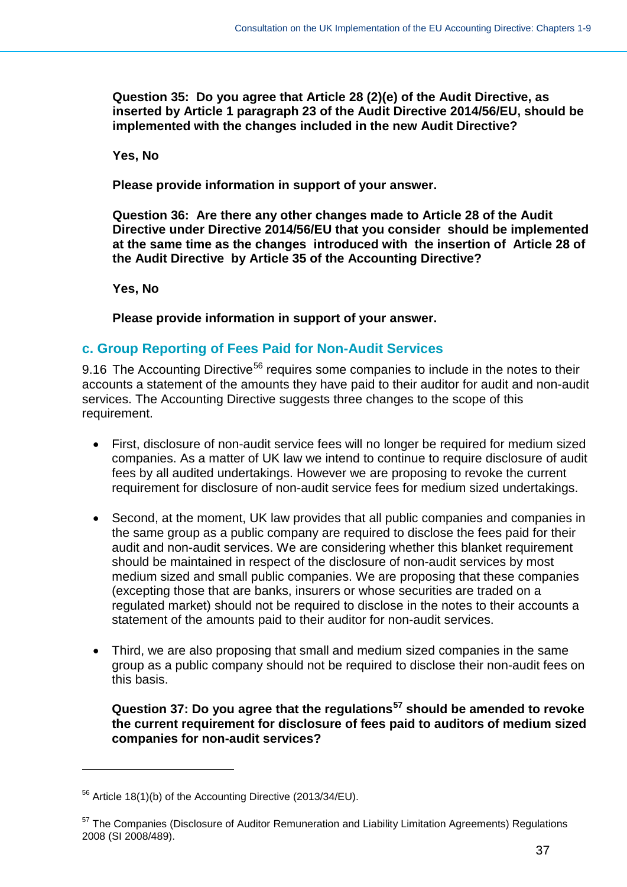**Question 35: Do you agree that Article 28 (2)(e) of the Audit Directive, as inserted by Article 1 paragraph 23 of the Audit Directive 2014/56/EU, should be implemented with the changes included in the new Audit Directive?**

**Yes, No**

**Please provide information in support of your answer.**

**Question 36: Are there any other changes made to Article 28 of the Audit Directive under Directive 2014/56/EU that you consider should be implemented at the same time as the changes introduced with the insertion of Article 28 of the Audit Directive by Article 35 of the Accounting Directive?**

**Yes, No**

**Please provide information in support of your answer.**

### c. Group Reporting of Fees Paid for Non-Audit Services

9.16 The Accounting Directive[56] requires some companies to include in the notes to their accounts a statement of the amounts they have paid to their auditor for audit and non-audit services. The Accounting Directive suggests three changes to the scope of this requirement.

- First, disclosure of non-audit service fees will no longer be required for medium sized companies. As a matter of UK law we intend to continue to require disclosure of audit fees by all audited undertakings. However we are proposing to revoke the current requirement for disclosure of non-audit service fees for medium sized undertakings.

- Second, at the moment, UK law provides that all public companies and companies in the same group as a public company are required to disclose the fees paid for their audit and non-audit services. We are considering whether this blanket requirement should be maintained in respect of the disclosure of non-audit services by most medium sized and small public companies. We are proposing that these companies (excepting those that are banks, insurers or whose securities are traded on a regulated market) should not be required to disclose in the notes to their accounts a statement of the amounts paid to their auditor for non-audit services.

- Third, we are also proposing that small and medium sized companies in the same group as a public company should not be required to disclose their non-audit fees on this basis.

**Question 37: Do you agree that the regulations[57] should be amended to revoke the current requirement for disclosure of fees paid to auditors of medium sized companies for non-audit services?**

---

[56] Article 18(1)(b) of the Accounting Directive (2013/34/EU).

[57] The Companies (Disclosure of Auditor Remuneration and Liability Limitation Agreements) Regulations 2008 (SI 2008/489).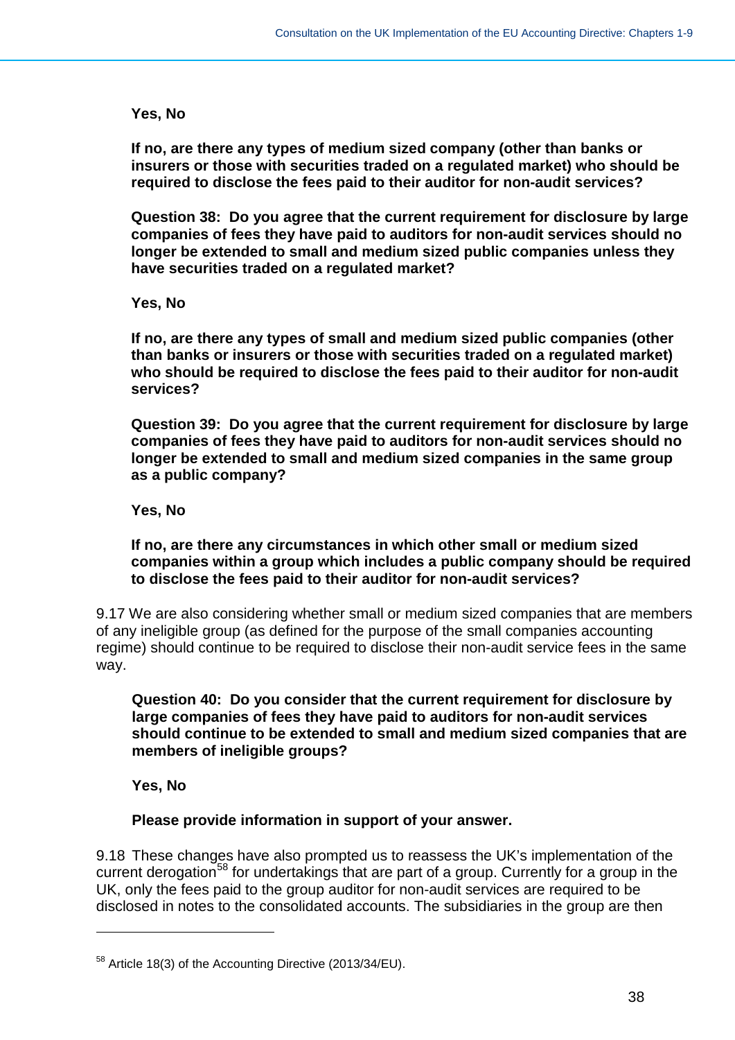**Yes, No**

**If no, are there any types of medium sized company (other than banks or insurers or those with securities traded on a regulated market) who should be required to disclose the fees paid to their auditor for non-audit services?**

**Question 38: Do you agree that the current requirement for disclosure by large companies of fees they have paid to auditors for non-audit services should no longer be extended to small and medium sized public companies unless they have securities traded on a regulated market?**

**Yes, No**

**If no, are there any types of small and medium sized public companies (other than banks or insurers or those with securities traded on a regulated market) who should be required to disclose the fees paid to their auditor for non-audit services?**

**Question 39: Do you agree that the current requirement for disclosure by large companies of fees they have paid to auditors for non-audit services should no longer be extended to small and medium sized companies in the same group as a public company?**

**Yes, No**

**If no, are there any circumstances in which other small or medium sized companies within a group which includes a public company should be required to disclose the fees paid to their auditor for non-audit services?**

9.17 We are also considering whether small or medium sized companies that are members of any ineligible group (as defined for the purpose of the small companies accounting regime) should continue to be required to disclose their non-audit service fees in the same way.

**Question 40: Do you consider that the current requirement for disclosure by large companies of fees they have paid to auditors for non-audit services should continue to be extended to small and medium sized companies that are members of ineligible groups?**

**Yes, No**

**Please provide information in support of your answer.**

9.18 These changes have also prompted us to reassess the UK's implementation of the current derogation[58] for undertakings that are part of a group. Currently for a group in the UK, only the fees paid to the group auditor for non-audit services are required to be disclosed in notes to the consolidated accounts. The subsidiaries in the group are then

---

[58] Article 18(3) of the Accounting Directive (2013/34/EU).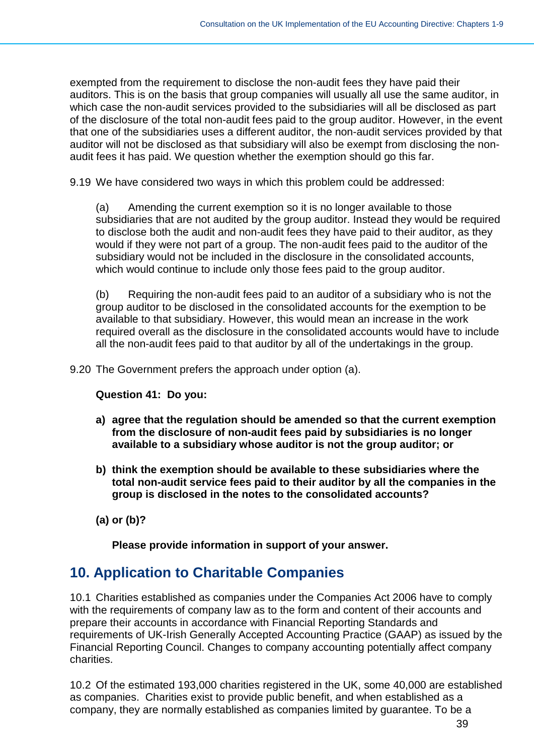exempted from the requirement to disclose the non-audit fees they have paid their auditors. This is on the basis that group companies will usually all use the same auditor, in which case the non-audit services provided to the subsidiaries will all be disclosed as part of the disclosure of the total non-audit fees paid to the group auditor. However, in the event that one of the subsidiaries uses a different auditor, the non-audit services provided by that auditor will not be disclosed as that subsidiary will also be exempt from disclosing the non-audit fees it has paid. We question whether the exemption should go this far.

9.19 We have considered two ways in which this problem could be addressed:

> (a) Amending the current exemption so it is no longer available to those subsidiaries that are not audited by the group auditor. Instead they would be required to disclose both the audit and non-audit fees they have paid to their auditor, as they would if they were not part of a group. The non-audit fees paid to the auditor of the subsidiary would not be included in the disclosure in the consolidated accounts, which would continue to include only those fees paid to the group auditor.
>
> (b) Requiring the non-audit fees paid to an auditor of a subsidiary who is not the group auditor to be disclosed in the consolidated accounts for the exemption to be available to that subsidiary. However, this would mean an increase in the work required overall as the disclosure in the consolidated accounts would have to include all the non-audit fees paid to that auditor by all of the undertakings in the group.

9.20 The Government prefers the approach under option (a).

**Question 41: Do you:**

**a) agree that the regulation should be amended so that the current exemption from the disclosure of non-audit fees paid by subsidiaries is no longer available to a subsidiary whose auditor is not the group auditor; or**

**b) think the exemption should be available to these subsidiaries where the total non-audit service fees paid to their auditor by all the companies in the group is disclosed in the notes to the consolidated accounts?**

**(a) or (b)?**

**Please provide information in support of your answer.**

## 10. Application to Charitable Companies

10.1 Charities established as companies under the Companies Act 2006 have to comply with the requirements of company law as to the form and content of their accounts and prepare their accounts in accordance with Financial Reporting Standards and requirements of UK-Irish Generally Accepted Accounting Practice (GAAP) as issued by the Financial Reporting Council. Changes to company accounting potentially affect company charities.

10.2 Of the estimated 193,000 charities registered in the UK, some 40,000 are established as companies. Charities exist to provide public benefit, and when established as a company, they are normally established as companies limited by guarantee. To be a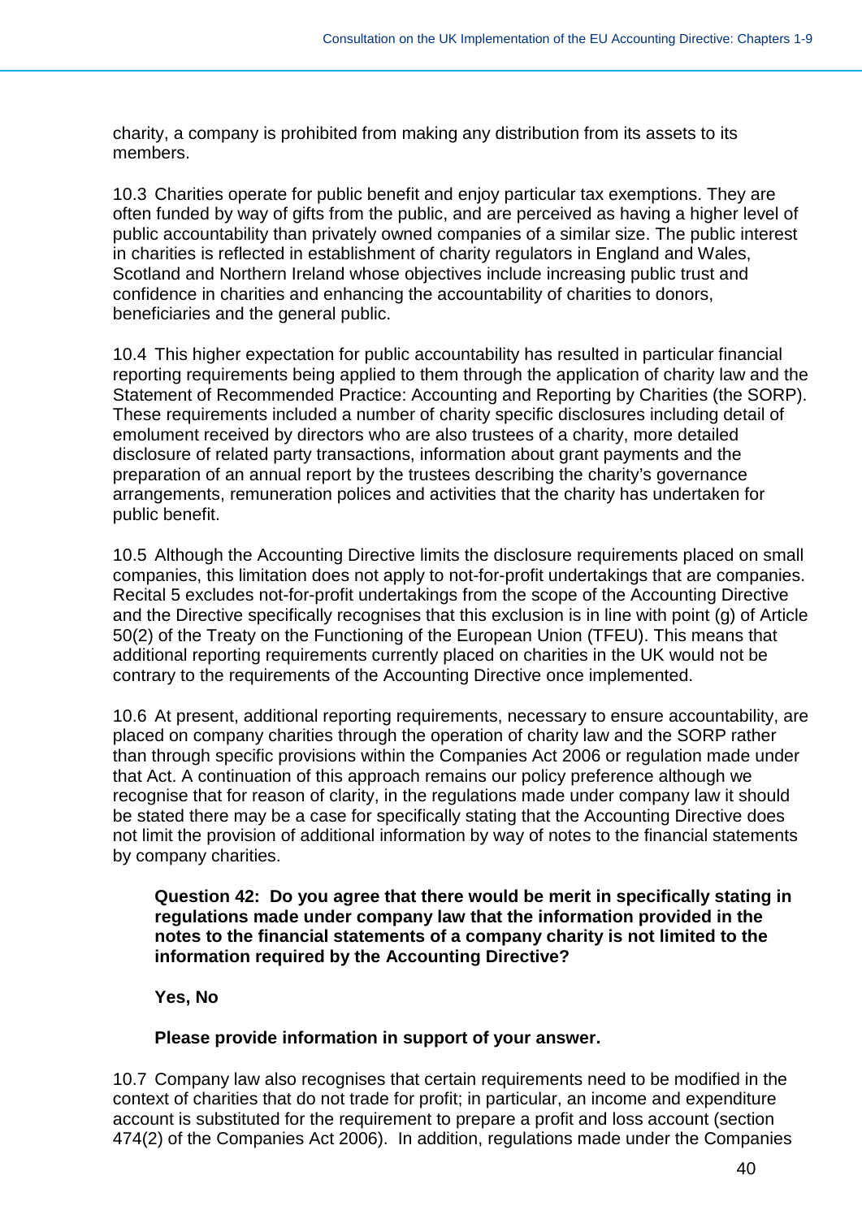charity, a company is prohibited from making any distribution from its assets to its members.

10.3 Charities operate for public benefit and enjoy particular tax exemptions. They are often funded by way of gifts from the public, and are perceived as having a higher level of public accountability than privately owned companies of a similar size. The public interest in charities is reflected in establishment of charity regulators in England and Wales, Scotland and Northern Ireland whose objectives include increasing public trust and confidence in charities and enhancing the accountability of charities to donors, beneficiaries and the general public.

10.4 This higher expectation for public accountability has resulted in particular financial reporting requirements being applied to them through the application of charity law and the Statement of Recommended Practice: Accounting and Reporting by Charities (the SORP). These requirements included a number of charity specific disclosures including detail of emolument received by directors who are also trustees of a charity, more detailed disclosure of related party transactions, information about grant payments and the preparation of an annual report by the trustees describing the charity's governance arrangements, remuneration polices and activities that the charity has undertaken for public benefit.

10.5 Although the Accounting Directive limits the disclosure requirements placed on small companies, this limitation does not apply to not-for-profit undertakings that are companies. Recital 5 excludes not-for-profit undertakings from the scope of the Accounting Directive and the Directive specifically recognises that this exclusion is in line with point (g) of Article 50(2) of the Treaty on the Functioning of the European Union (TFEU). This means that additional reporting requirements currently placed on charities in the UK would not be contrary to the requirements of the Accounting Directive once implemented.

10.6 At present, additional reporting requirements, necessary to ensure accountability, are placed on company charities through the operation of charity law and the SORP rather than through specific provisions within the Companies Act 2006 or regulation made under that Act. A continuation of this approach remains our policy preference although we recognise that for reason of clarity, in the regulations made under company law it should be stated there may be a case for specifically stating that the Accounting Directive does not limit the provision of additional information by way of notes to the financial statements by company charities.

> **Question 42: Do you agree that there would be merit in specifically stating in regulations made under company law that the information provided in the notes to the financial statements of a company charity is not limited to the information required by the Accounting Directive?**
>
> **Yes, No**
>
> **Please provide information in support of your answer.**

10.7 Company law also recognises that certain requirements need to be modified in the context of charities that do not trade for profit; in particular, an income and expenditure account is substituted for the requirement to prepare a profit and loss account (section 474(2) of the Companies Act 2006). In addition, regulations made under the Companies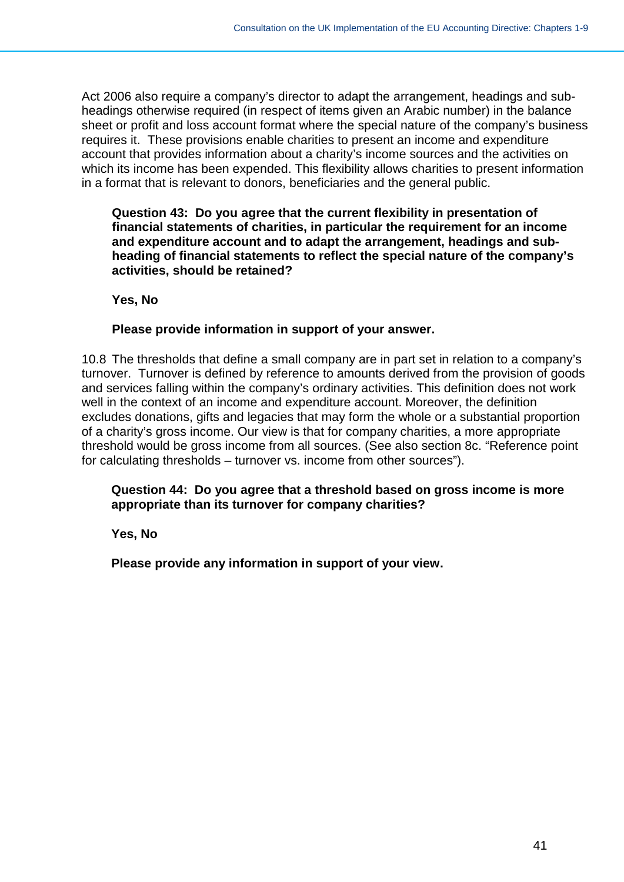Act 2006 also require a company's director to adapt the arrangement, headings and sub-headings otherwise required (in respect of items given an Arabic number) in the balance sheet or profit and loss account format where the special nature of the company's business requires it. These provisions enable charities to present an income and expenditure account that provides information about a charity's income sources and the activities on which its income has been expended. This flexibility allows charities to present information in a format that is relevant to donors, beneficiaries and the general public.

> **Question 43: Do you agree that the current flexibility in presentation of financial statements of charities, in particular the requirement for an income and expenditure account and to adapt the arrangement, headings and sub-heading of financial statements to reflect the special nature of the company's activities, should be retained?**
>
> **Yes, No**
>
> **Please provide information in support of your answer.**

10.8 The thresholds that define a small company are in part set in relation to a company's turnover. Turnover is defined by reference to amounts derived from the provision of goods and services falling within the company's ordinary activities. This definition does not work well in the context of an income and expenditure account. Moreover, the definition excludes donations, gifts and legacies that may form the whole or a substantial proportion of a charity's gross income. Our view is that for company charities, a more appropriate threshold would be gross income from all sources. (See also section 8c. "Reference point for calculating thresholds – turnover vs. income from other sources").

> **Question 44: Do you agree that a threshold based on gross income is more appropriate than its turnover for company charities?**
>
> **Yes, No**
>
> **Please provide any information in support of your view.**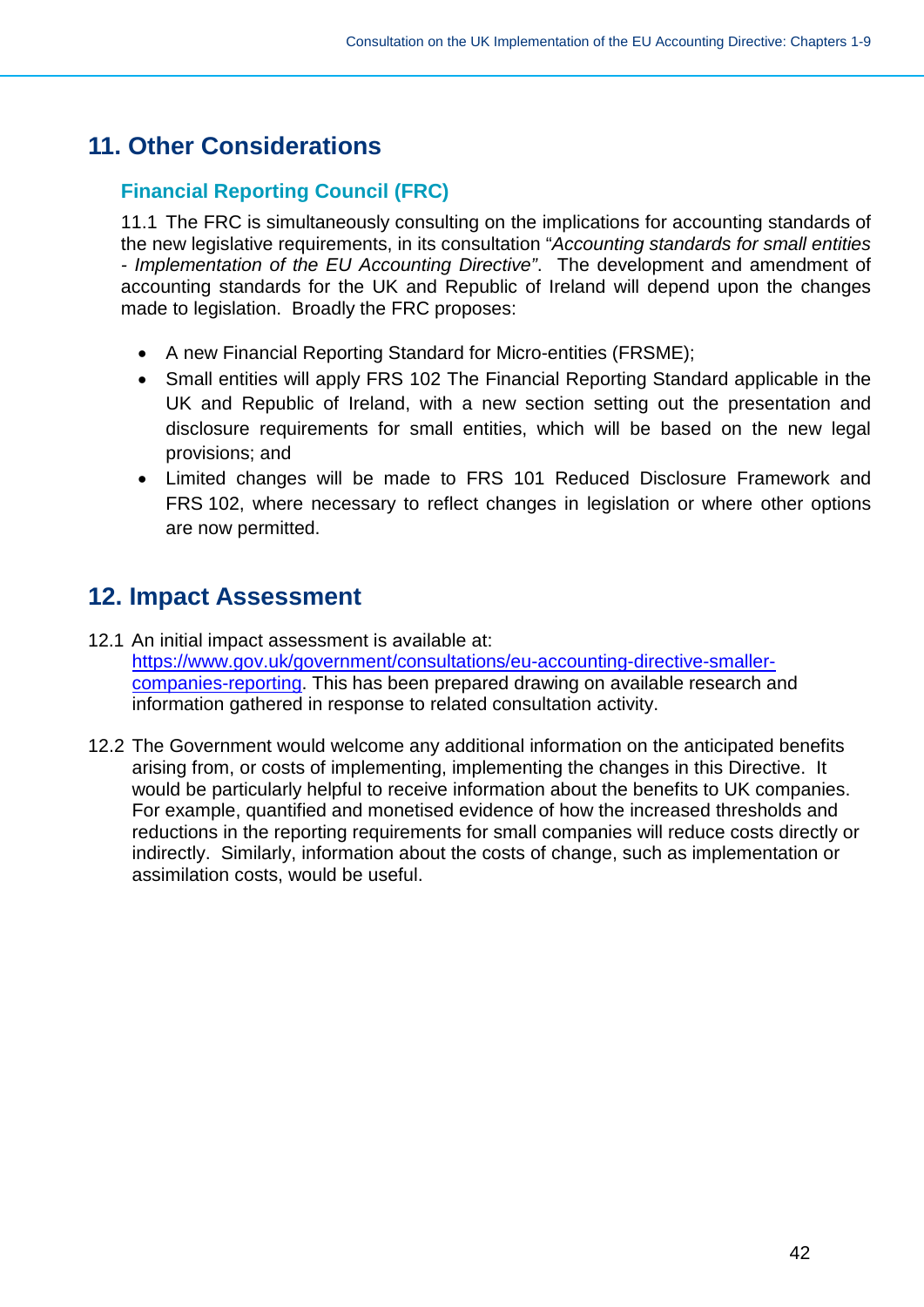## 11. Other Considerations

### Financial Reporting Council (FRC)

11.1 The FRC is simultaneously consulting on the implications for accounting standards of the new legislative requirements, in its consultation "*Accounting standards for small entities - Implementation of the EU Accounting Directive*". The development and amendment of accounting standards for the UK and Republic of Ireland will depend upon the changes made to legislation. Broadly the FRC proposes:

- A new Financial Reporting Standard for Micro-entities (FRSME);
- Small entities will apply FRS 102 The Financial Reporting Standard applicable in the UK and Republic of Ireland, with a new section setting out the presentation and disclosure requirements for small entities, which will be based on the new legal provisions; and
- Limited changes will be made to FRS 101 Reduced Disclosure Framework and FRS 102, where necessary to reflect changes in legislation or where other options are now permitted.

## 12. Impact Assessment

12.1 An initial impact assessment is available at: https://www.gov.uk/government/consultations/eu-accounting-directive-smaller-companies-reporting. This has been prepared drawing on available research and information gathered in response to related consultation activity.

12.2 The Government would welcome any additional information on the anticipated benefits arising from, or costs of implementing, implementing the changes in this Directive. It would be particularly helpful to receive information about the benefits to UK companies. For example, quantified and monetised evidence of how the increased thresholds and reductions in the reporting requirements for small companies will reduce costs directly or indirectly. Similarly, information about the costs of change, such as implementation or assimilation costs, would be useful.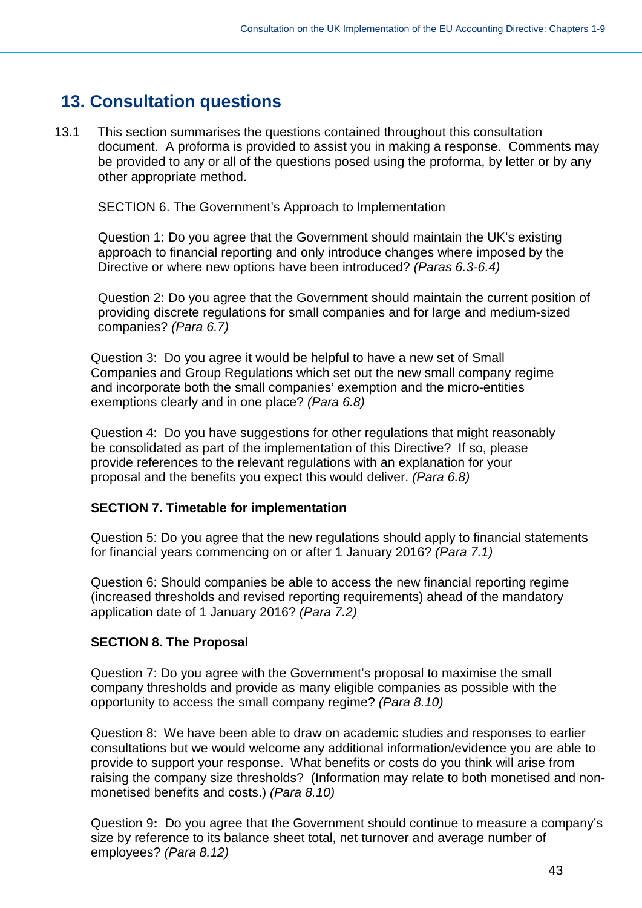## 13. Consultation questions

13.1 This section summarises the questions contained throughout this consultation document. A proforma is provided to assist you in making a response. Comments may be provided to any or all of the questions posed using the proforma, by letter or by any other appropriate method.

SECTION 6. The Government's Approach to Implementation

Question 1: Do you agree that the Government should maintain the UK's existing approach to financial reporting and only introduce changes where imposed by the Directive or where new options have been introduced? *(Paras 6.3-6.4)*

Question 2: Do you agree that the Government should maintain the current position of providing discrete regulations for small companies and for large and medium-sized companies? *(Para 6.7)*

Question 3: Do you agree it would be helpful to have a new set of Small Companies and Group Regulations which set out the new small company regime and incorporate both the small companies' exemption and the micro-entities exemptions clearly and in one place? *(Para 6.8)*

Question 4: Do you have suggestions for other regulations that might reasonably be consolidated as part of the implementation of this Directive? If so, please provide references to the relevant regulations with an explanation for your proposal and the benefits you expect this would deliver. *(Para 6.8)*

**SECTION 7. Timetable for implementation**

Question 5: Do you agree that the new regulations should apply to financial statements for financial years commencing on or after 1 January 2016? *(Para 7.1)*

Question 6: Should companies be able to access the new financial reporting regime (increased thresholds and revised reporting requirements) ahead of the mandatory application date of 1 January 2016? *(Para 7.2)*

**SECTION 8. The Proposal**

Question 7: Do you agree with the Government's proposal to maximise the small company thresholds and provide as many eligible companies as possible with the opportunity to access the small company regime? *(Para 8.10)*

Question 8: We have been able to draw on academic studies and responses to earlier consultations but we would welcome any additional information/evidence you are able to provide to support your response. What benefits or costs do you think will arise from raising the company size thresholds? (Information may relate to both monetised and non-monetised benefits and costs.) *(Para 8.10)*

Question 9**:** Do you agree that the Government should continue to measure a company's size by reference to its balance sheet total, net turnover and average number of employees? *(Para 8.12)*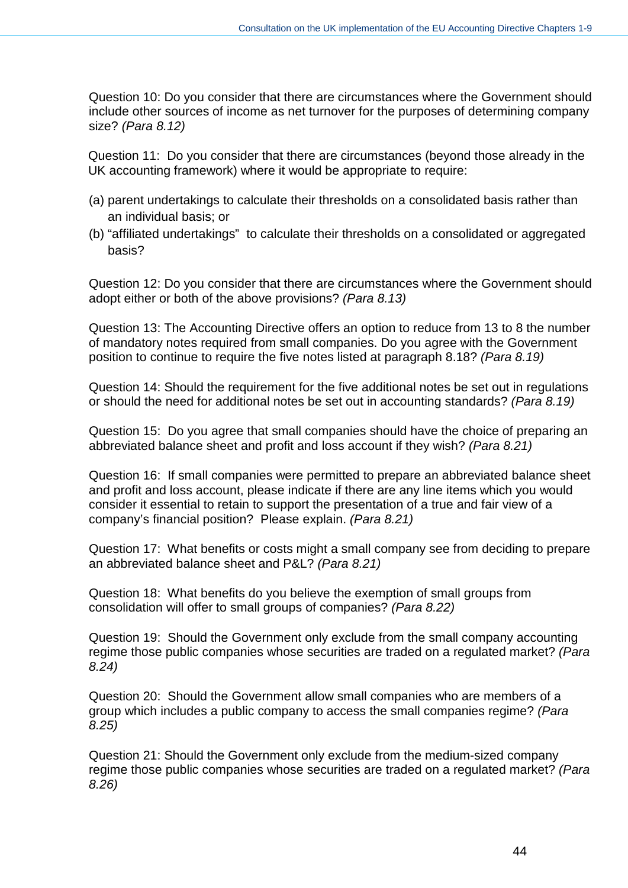Question 10: Do you consider that there are circumstances where the Government should include other sources of income as net turnover for the purposes of determining company size? *(Para 8.12)*

Question 11: Do you consider that there are circumstances (beyond those already in the UK accounting framework) where it would be appropriate to require:

(a) parent undertakings to calculate their thresholds on a consolidated basis rather than an individual basis; or

(b) “affiliated undertakings” to calculate their thresholds on a consolidated or aggregated basis?

Question 12: Do you consider that there are circumstances where the Government should adopt either or both of the above provisions? *(Para 8.13)*

Question 13: The Accounting Directive offers an option to reduce from 13 to 8 the number of mandatory notes required from small companies. Do you agree with the Government position to continue to require the five notes listed at paragraph 8.18? *(Para 8.19)*

Question 14: Should the requirement for the five additional notes be set out in regulations or should the need for additional notes be set out in accounting standards? *(Para 8.19)*

Question 15: Do you agree that small companies should have the choice of preparing an abbreviated balance sheet and profit and loss account if they wish? *(Para 8.21)*

Question 16: If small companies were permitted to prepare an abbreviated balance sheet and profit and loss account, please indicate if there are any line items which you would consider it essential to retain to support the presentation of a true and fair view of a company’s financial position? Please explain. *(Para 8.21)*

Question 17: What benefits or costs might a small company see from deciding to prepare an abbreviated balance sheet and P&L? *(Para 8.21)*

Question 18: What benefits do you believe the exemption of small groups from consolidation will offer to small groups of companies? *(Para 8.22)*

Question 19: Should the Government only exclude from the small company accounting regime those public companies whose securities are traded on a regulated market? *(Para 8.24)*

Question 20: Should the Government allow small companies who are members of a group which includes a public company to access the small companies regime? *(Para 8.25)*

Question 21: Should the Government only exclude from the medium-sized company regime those public companies whose securities are traded on a regulated market? *(Para 8.26)*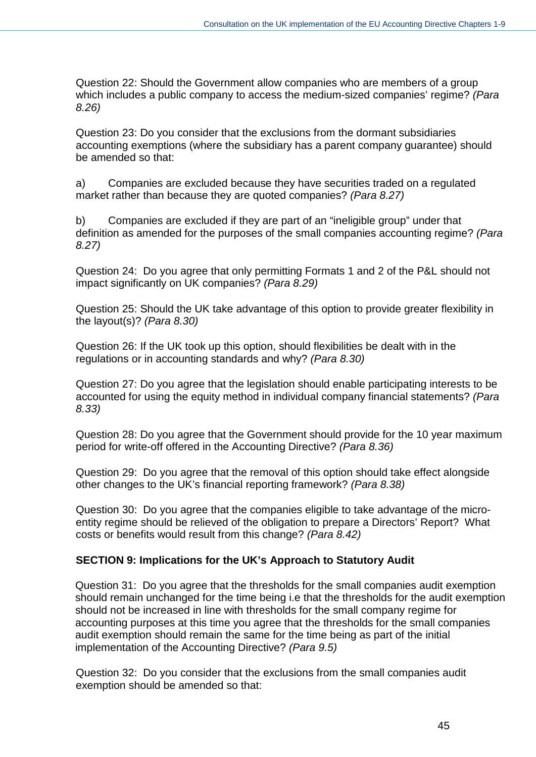Question 22: Should the Government allow companies who are members of a group which includes a public company to access the medium-sized companies' regime? *(Para 8.26)*

Question 23: Do you consider that the exclusions from the dormant subsidiaries accounting exemptions (where the subsidiary has a parent company guarantee) should be amended so that:

a) Companies are excluded because they have securities traded on a regulated market rather than because they are quoted companies? *(Para 8.27)*

b) Companies are excluded if they are part of an "ineligible group" under that definition as amended for the purposes of the small companies accounting regime? *(Para 8.27)*

Question 24: Do you agree that only permitting Formats 1 and 2 of the P&L should not impact significantly on UK companies? *(Para 8.29)*

Question 25: Should the UK take advantage of this option to provide greater flexibility in the layout(s)? *(Para 8.30)*

Question 26: If the UK took up this option, should flexibilities be dealt with in the regulations or in accounting standards and why? *(Para 8.30)*

Question 27: Do you agree that the legislation should enable participating interests to be accounted for using the equity method in individual company financial statements? *(Para 8.33)*

Question 28: Do you agree that the Government should provide for the 10 year maximum period for write-off offered in the Accounting Directive? *(Para 8.36)*

Question 29: Do you agree that the removal of this option should take effect alongside other changes to the UK's financial reporting framework? *(Para 8.38)*

Question 30: Do you agree that the companies eligible to take advantage of the micro-entity regime should be relieved of the obligation to prepare a Directors' Report? What costs or benefits would result from this change? *(Para 8.42)*

## SECTION 9: Implications for the UK's Approach to Statutory Audit

Question 31: Do you agree that the thresholds for the small companies audit exemption should remain unchanged for the time being i.e that the thresholds for the audit exemption should not be increased in line with thresholds for the small company regime for accounting purposes at this time you agree that the thresholds for the small companies audit exemption should remain the same for the time being as part of the initial implementation of the Accounting Directive? *(Para 9.5)*

Question 32: Do you consider that the exclusions from the small companies audit exemption should be amended so that: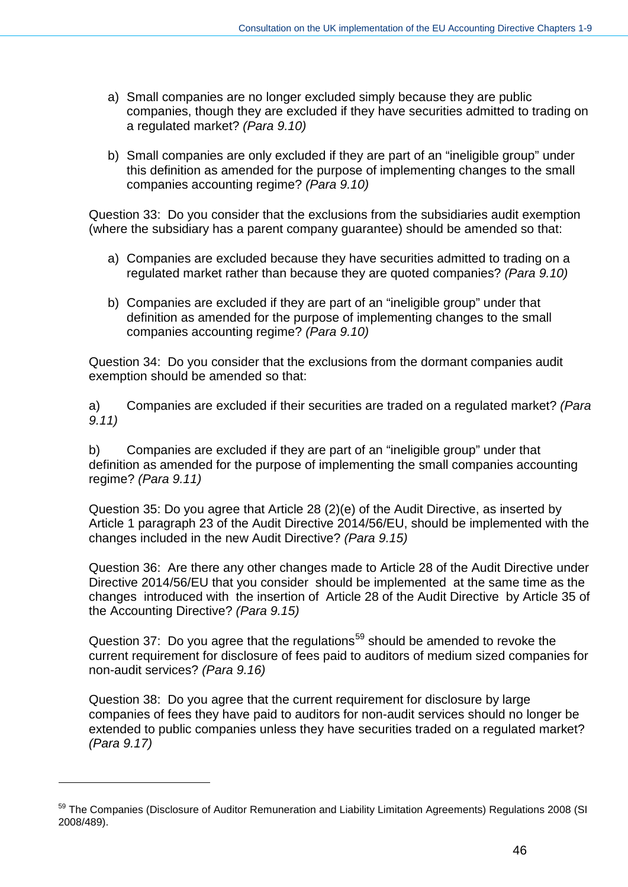a) Small companies are no longer excluded simply because they are public companies, though they are excluded if they have securities admitted to trading on a regulated market? *(Para 9.10)*

b) Small companies are only excluded if they are part of an "ineligible group" under this definition as amended for the purpose of implementing changes to the small companies accounting regime? *(Para 9.10)*

Question 33: Do you consider that the exclusions from the subsidiaries audit exemption (where the subsidiary has a parent company guarantee) should be amended so that:

a) Companies are excluded because they have securities admitted to trading on a regulated market rather than because they are quoted companies? *(Para 9.10)*

b) Companies are excluded if they are part of an "ineligible group" under that definition as amended for the purpose of implementing changes to the small companies accounting regime? *(Para 9.10)*

Question 34: Do you consider that the exclusions from the dormant companies audit exemption should be amended so that:

a) Companies are excluded if their securities are traded on a regulated market? *(Para 9.11)*

b) Companies are excluded if they are part of an "ineligible group" under that definition as amended for the purpose of implementing the small companies accounting regime? *(Para 9.11)*

Question 35: Do you agree that Article 28 (2)(e) of the Audit Directive, as inserted by Article 1 paragraph 23 of the Audit Directive 2014/56/EU, should be implemented with the changes included in the new Audit Directive? *(Para 9.15)*

Question 36: Are there any other changes made to Article 28 of the Audit Directive under Directive 2014/56/EU that you consider should be implemented at the same time as the changes introduced with the insertion of Article 28 of the Audit Directive by Article 35 of the Accounting Directive? *(Para 9.15)*

Question 37: Do you agree that the regulations[59] should be amended to revoke the current requirement for disclosure of fees paid to auditors of medium sized companies for non-audit services? *(Para 9.16)*

Question 38: Do you agree that the current requirement for disclosure by large companies of fees they have paid to auditors for non-audit services should no longer be extended to public companies unless they have securities traded on a regulated market? *(Para 9.17)*

---

[59] The Companies (Disclosure of Auditor Remuneration and Liability Limitation Agreements) Regulations 2008 (SI 2008/489).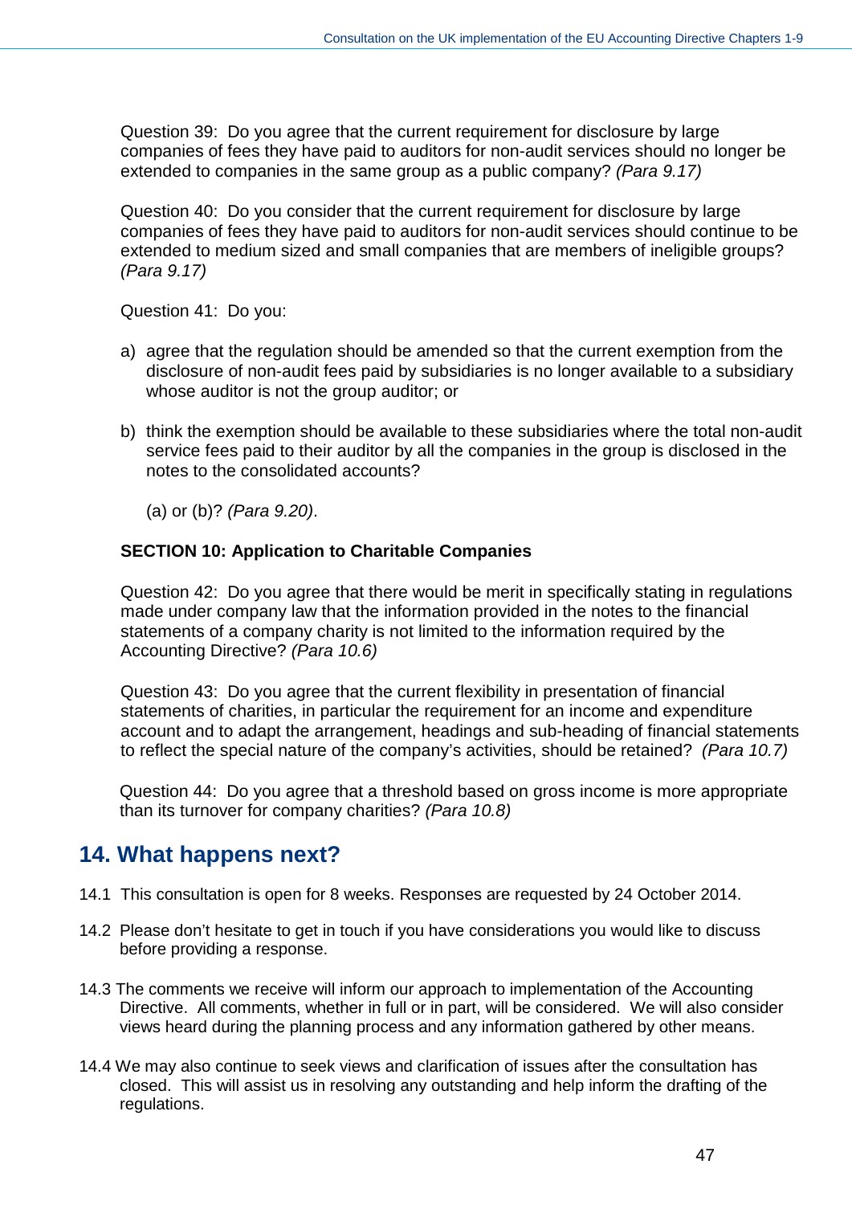Question 39: Do you agree that the current requirement for disclosure by large companies of fees they have paid to auditors for non-audit services should no longer be extended to companies in the same group as a public company? *(Para 9.17)*

Question 40: Do you consider that the current requirement for disclosure by large companies of fees they have paid to auditors for non-audit services should continue to be extended to medium sized and small companies that are members of ineligible groups? *(Para 9.17)*

Question 41: Do you:

a) agree that the regulation should be amended so that the current exemption from the disclosure of non-audit fees paid by subsidiaries is no longer available to a subsidiary whose auditor is not the group auditor; or

b) think the exemption should be available to these subsidiaries where the total non-audit service fees paid to their auditor by all the companies in the group is disclosed in the notes to the consolidated accounts?

(a) or (b)? *(Para 9.20)*.

**SECTION 10: Application to Charitable Companies**

Question 42: Do you agree that there would be merit in specifically stating in regulations made under company law that the information provided in the notes to the financial statements of a company charity is not limited to the information required by the Accounting Directive? *(Para 10.6)*

Question 43: Do you agree that the current flexibility in presentation of financial statements of charities, in particular the requirement for an income and expenditure account and to adapt the arrangement, headings and sub-heading of financial statements to reflect the special nature of the company's activities, should be retained? *(Para 10.7)*

Question 44: Do you agree that a threshold based on gross income is more appropriate than its turnover for company charities? *(Para 10.8)*

## 14. What happens next?

14.1 This consultation is open for 8 weeks. Responses are requested by 24 October 2014.

14.2 Please don't hesitate to get in touch if you have considerations you would like to discuss before providing a response.

14.3 The comments we receive will inform our approach to implementation of the Accounting Directive. All comments, whether in full or in part, will be considered. We will also consider views heard during the planning process and any information gathered by other means.

14.4 We may also continue to seek views and clarification of issues after the consultation has closed. This will assist us in resolving any outstanding and help inform the drafting of the regulations.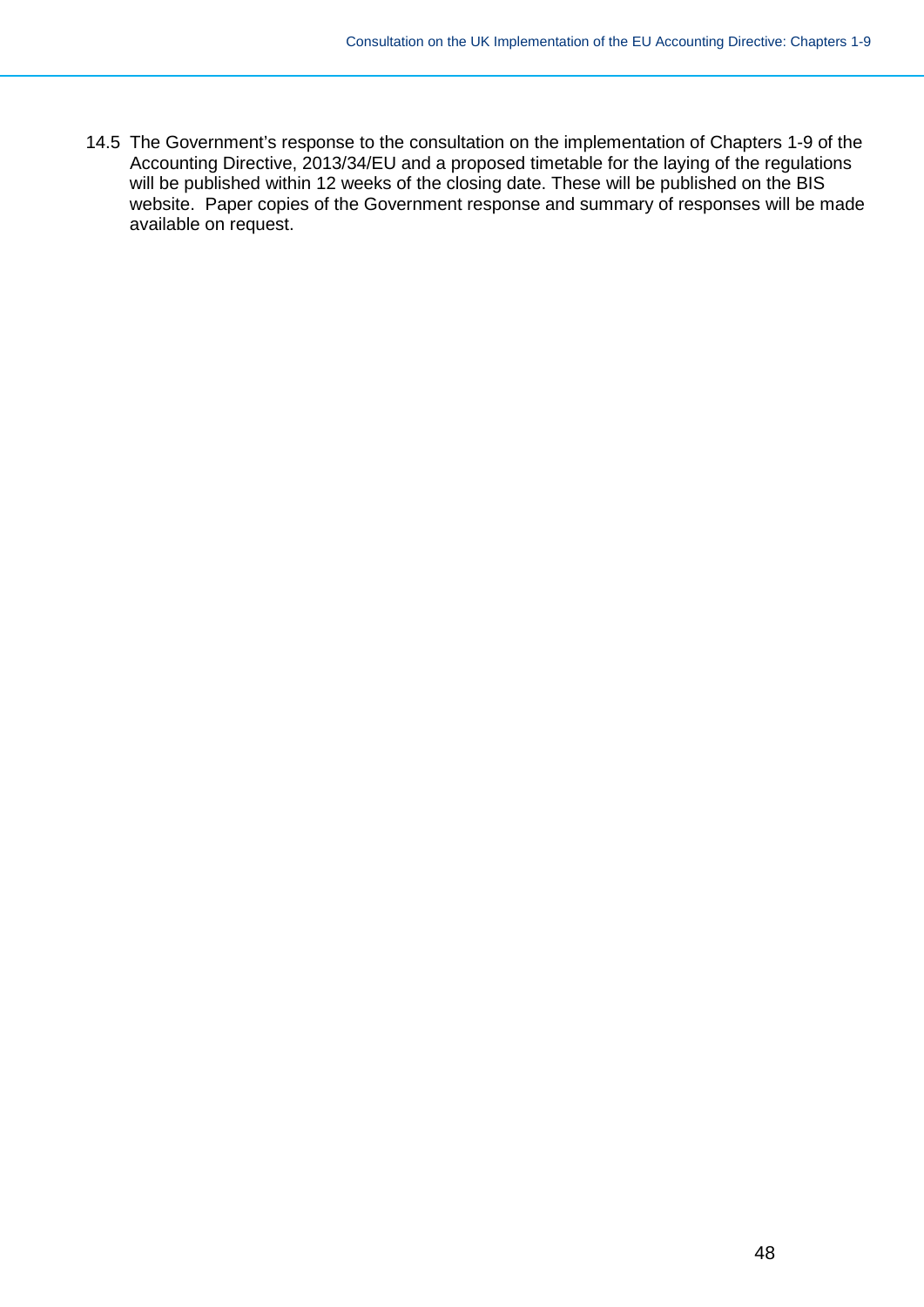14.5 The Government's response to the consultation on the implementation of Chapters 1-9 of the Accounting Directive, 2013/34/EU and a proposed timetable for the laying of the regulations will be published within 12 weeks of the closing date. These will be published on the BIS website. Paper copies of the Government response and summary of responses will be made available on request.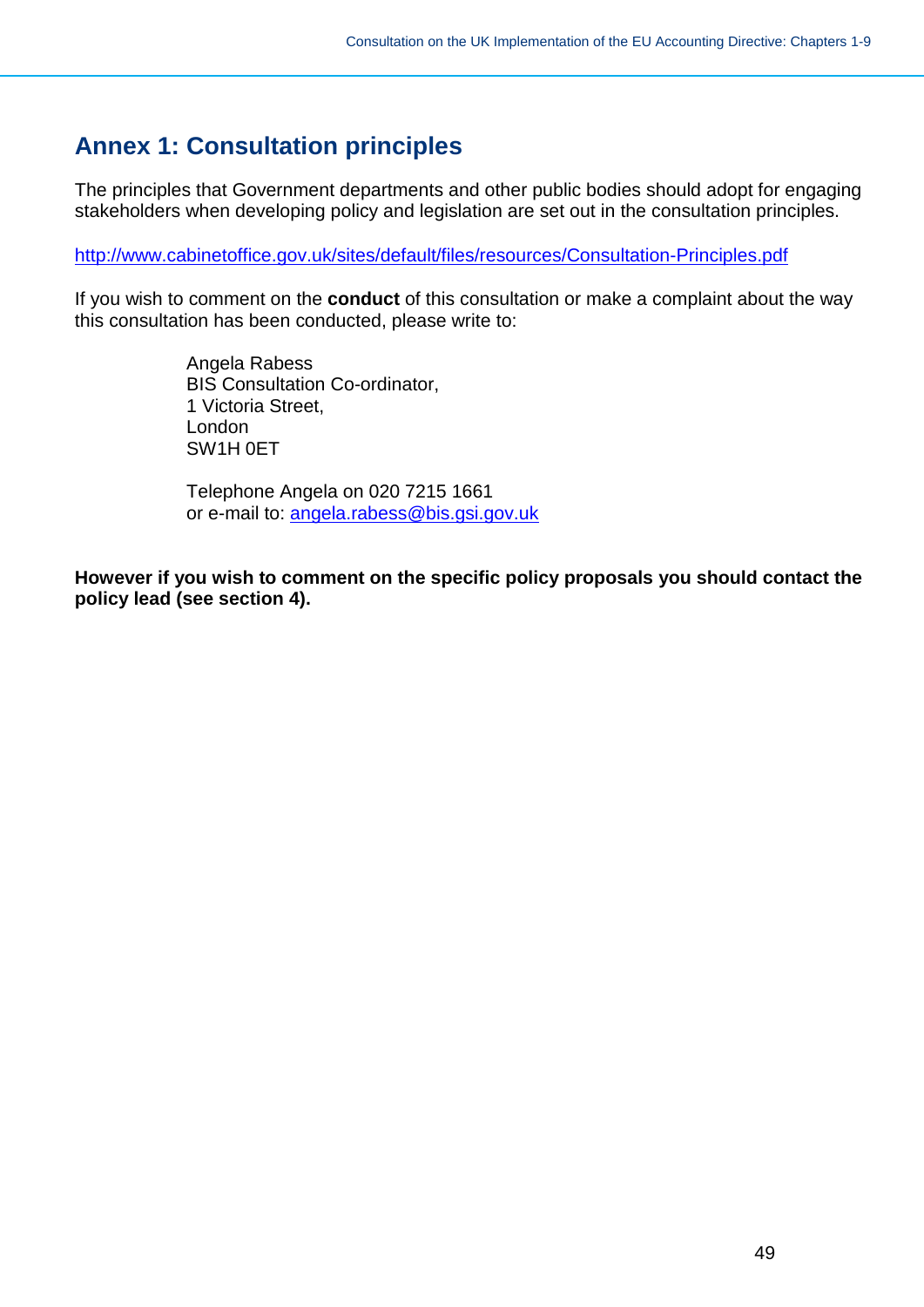## Annex 1: Consultation principles

The principles that Government departments and other public bodies should adopt for engaging stakeholders when developing policy and legislation are set out in the consultation principles.

http://www.cabinetoffice.gov.uk/sites/default/files/resources/Consultation-Principles.pdf

If you wish to comment on the **conduct** of this consultation or make a complaint about the way this consultation has been conducted, please write to:

Angela Rabess  
BIS Consultation Co-ordinator,  
1 Victoria Street,  
London  
SW1H 0ET

Telephone Angela on 020 7215 1661  
or e-mail to: angela.rabess@bis.gsi.gov.uk

**However if you wish to comment on the specific policy proposals you should contact the policy lead (see section 4).**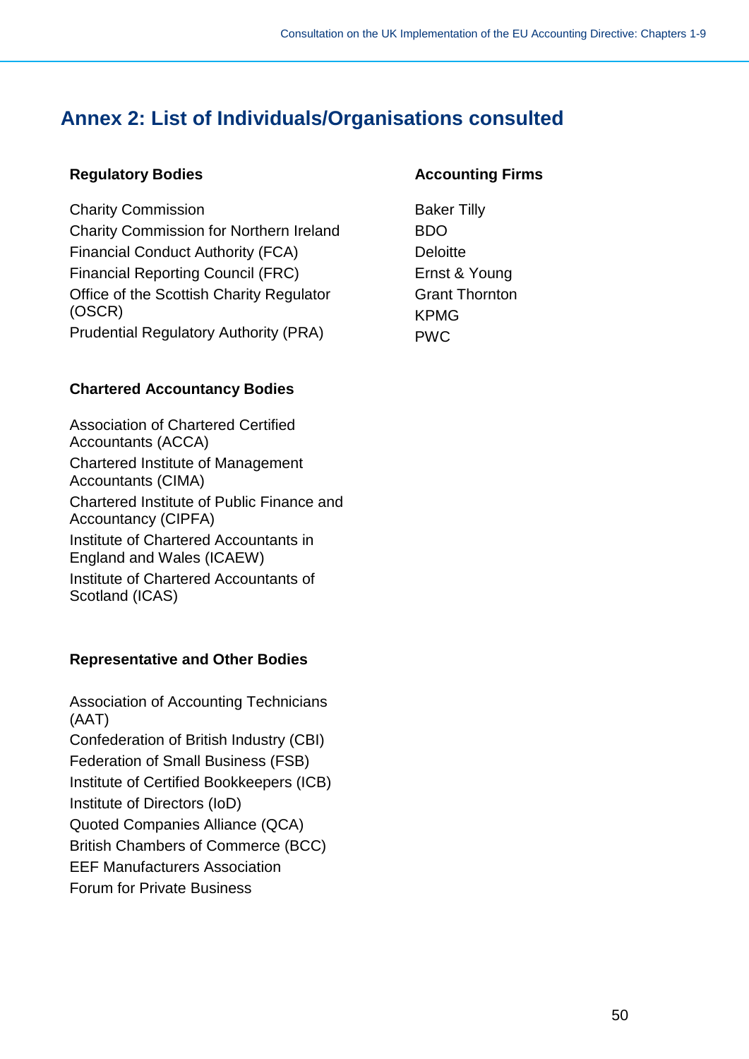## Annex 2: List of Individuals/Organisations consulted

### Regulatory Bodies

Charity Commission
Charity Commission for Northern Ireland
Financial Conduct Authority (FCA)
Financial Reporting Council (FRC)
Office of the Scottish Charity Regulator (OSCR)
Prudential Regulatory Authority (PRA)

### Chartered Accountancy Bodies

Association of Chartered Certified Accountants (ACCA)
Chartered Institute of Management Accountants (CIMA)
Chartered Institute of Public Finance and Accountancy (CIPFA)
Institute of Chartered Accountants in England and Wales (ICAEW)
Institute of Chartered Accountants of Scotland (ICAS)

### Representative and Other Bodies

Association of Accounting Technicians (AAT)
Confederation of British Industry (CBI)
Federation of Small Business (FSB)
Institute of Certified Bookkeepers (ICB)
Institute of Directors (IoD)
Quoted Companies Alliance (QCA)
British Chambers of Commerce (BCC)
EEF Manufacturers Association
Forum for Private Business

### Accounting Firms

Baker Tilly
BDO
Deloitte
Ernst & Young
Grant Thornton
KPMG
PWC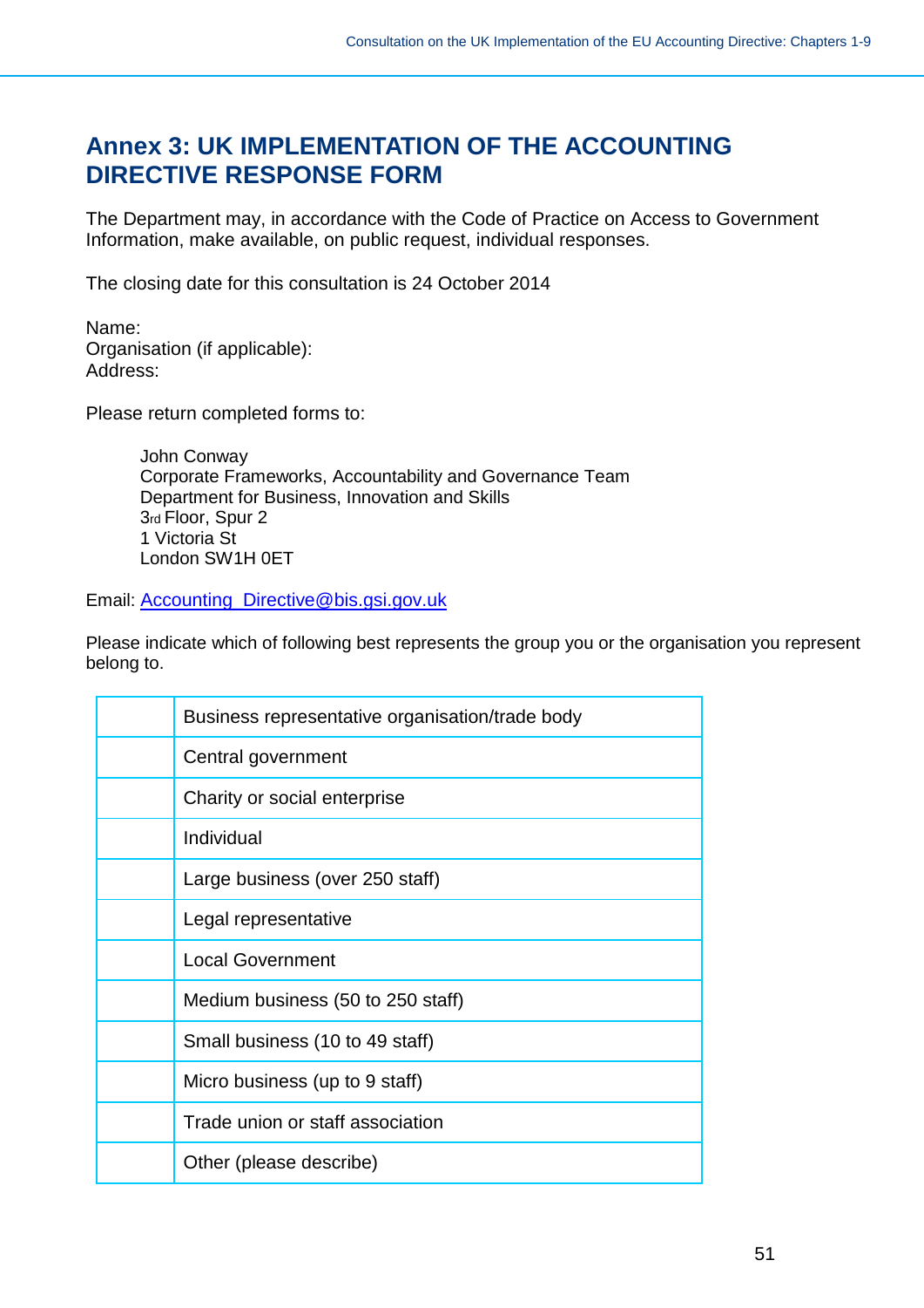# Annex 3: UK IMPLEMENTATION OF THE ACCOUNTING DIRECTIVE RESPONSE FORM

The Department may, in accordance with the Code of Practice on Access to Government Information, make available, on public request, individual responses.

The closing date for this consultation is 24 October 2014

Name:
Organisation (if applicable):
Address:

Please return completed forms to:

> John Conway
> Corporate Frameworks, Accountability and Governance Team
> Department for Business, Innovation and Skills
> 3rd Floor, Spur 2
> 1 Victoria St
> London SW1H 0ET

Email: Accounting_Directive@bis.gsi.gov.uk

Please indicate which of following best represents the group you or the organisation you represent belong to.

| | |
|---|---|
| | Business representative organisation/trade body |
| | Central government |
| | Charity or social enterprise |
| | Individual |
| | Large business (over 250 staff) |
| | Legal representative |
| | Local Government |
| | Medium business (50 to 250 staff) |
| | Small business (10 to 49 staff) |
| | Micro business (up to 9 staff) |
| | Trade union or staff association |
| | Other (please describe) |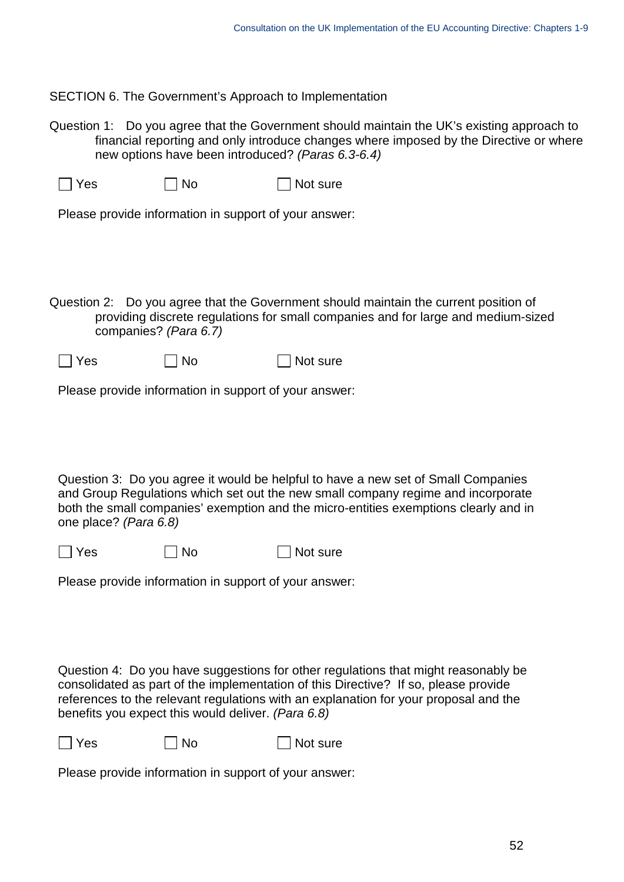## SECTION 6. The Government's Approach to Implementation

Question 1: Do you agree that the Government should maintain the UK's existing approach to financial reporting and only introduce changes where imposed by the Directive or where new options have been introduced? *(Paras 6.3-6.4)*

☐ Yes ☐ No ☐ Not sure

Please provide information in support of your answer:

Question 2: Do you agree that the Government should maintain the current position of providing discrete regulations for small companies and for large and medium-sized companies? *(Para 6.7)*

☐ Yes ☐ No ☐ Not sure

Please provide information in support of your answer:

Question 3: Do you agree it would be helpful to have a new set of Small Companies and Group Regulations which set out the new small company regime and incorporate both the small companies' exemption and the micro-entities exemptions clearly and in one place? *(Para 6.8)*

☐ Yes ☐ No ☐ Not sure

Please provide information in support of your answer:

Question 4: Do you have suggestions for other regulations that might reasonably be consolidated as part of the implementation of this Directive? If so, please provide references to the relevant regulations with an explanation for your proposal and the benefits you expect this would deliver. *(Para 6.8)*

☐ Yes ☐ No ☐ Not sure

Please provide information in support of your answer: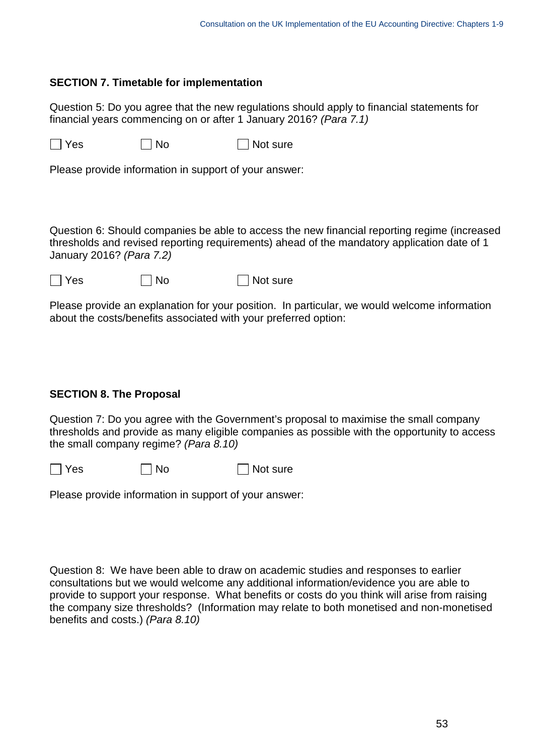**SECTION 7. Timetable for implementation**

Question 5: Do you agree that the new regulations should apply to financial statements for financial years commencing on or after 1 January 2016? *(Para 7.1)*

☐ Yes ☐ No ☐ Not sure

Please provide information in support of your answer:

Question 6: Should companies be able to access the new financial reporting regime (increased thresholds and revised reporting requirements) ahead of the mandatory application date of 1 January 2016? *(Para 7.2)*

☐ Yes ☐ No ☐ Not sure

Please provide an explanation for your position. In particular, we would welcome information about the costs/benefits associated with your preferred option:

**SECTION 8. The Proposal**

Question 7: Do you agree with the Government's proposal to maximise the small company thresholds and provide as many eligible companies as possible with the opportunity to access the small company regime? *(Para 8.10)*

☐ Yes ☐ No ☐ Not sure

Please provide information in support of your answer:

Question 8: We have been able to draw on academic studies and responses to earlier consultations but we would welcome any additional information/evidence you are able to provide to support your response. What benefits or costs do you think will arise from raising the company size thresholds? (Information may relate to both monetised and non-monetised benefits and costs.) *(Para 8.10)*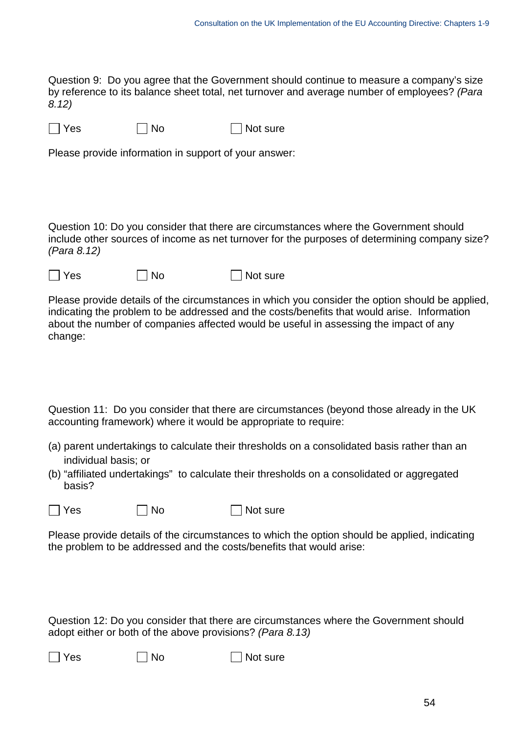Question 9: Do you agree that the Government should continue to measure a company's size by reference to its balance sheet total, net turnover and average number of employees? *(Para 8.12)*

☐ Yes ☐ No ☐ Not sure

Please provide information in support of your answer:

Question 10: Do you consider that there are circumstances where the Government should include other sources of income as net turnover for the purposes of determining company size? *(Para 8.12)*

☐ Yes ☐ No ☐ Not sure

Please provide details of the circumstances in which you consider the option should be applied, indicating the problem to be addressed and the costs/benefits that would arise. Information about the number of companies affected would be useful in assessing the impact of any change:

Question 11: Do you consider that there are circumstances (beyond those already in the UK accounting framework) where it would be appropriate to require:

(a) parent undertakings to calculate their thresholds on a consolidated basis rather than an individual basis; or
(b) "affiliated undertakings" to calculate their thresholds on a consolidated or aggregated basis?

☐ Yes ☐ No ☐ Not sure

Please provide details of the circumstances to which the option should be applied, indicating the problem to be addressed and the costs/benefits that would arise:

Question 12: Do you consider that there are circumstances where the Government should adopt either or both of the above provisions? *(Para 8.13)*

☐ Yes ☐ No ☐ Not sure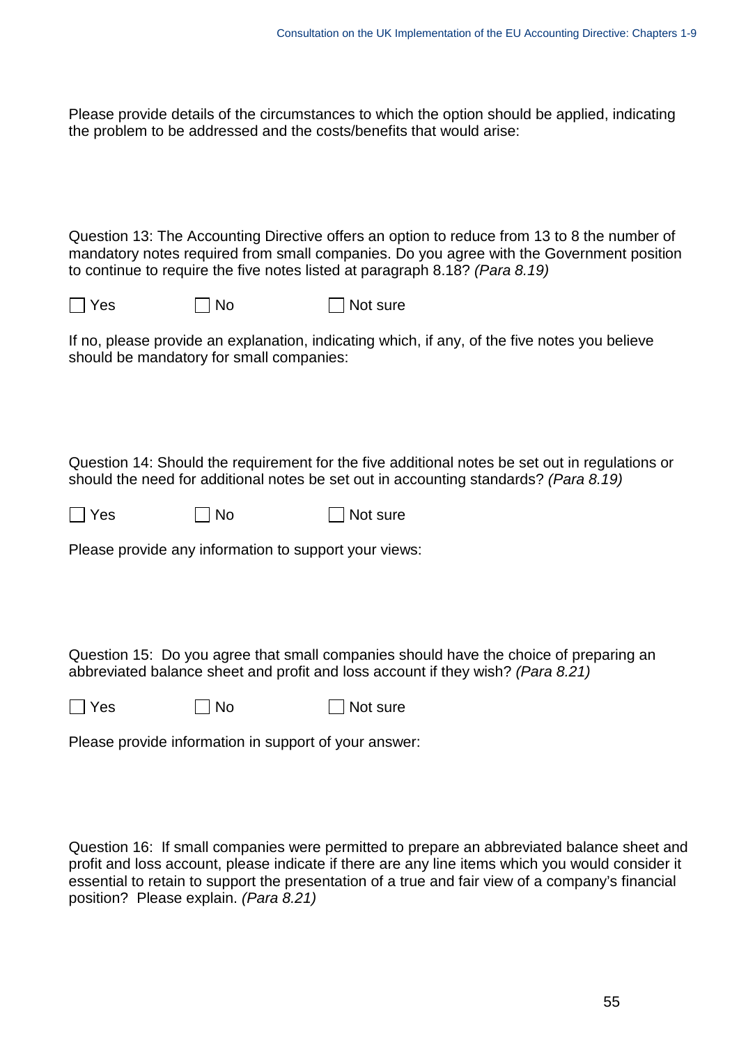Please provide details of the circumstances to which the option should be applied, indicating the problem to be addressed and the costs/benefits that would arise:

Question 13: The Accounting Directive offers an option to reduce from 13 to 8 the number of mandatory notes required from small companies. Do you agree with the Government position to continue to require the five notes listed at paragraph 8.18? *(Para 8.19)*

☐ Yes ☐ No ☐ Not sure

If no, please provide an explanation, indicating which, if any, of the five notes you believe should be mandatory for small companies:

Question 14: Should the requirement for the five additional notes be set out in regulations or should the need for additional notes be set out in accounting standards? *(Para 8.19)*

☐ Yes ☐ No ☐ Not sure

Please provide any information to support your views:

Question 15: Do you agree that small companies should have the choice of preparing an abbreviated balance sheet and profit and loss account if they wish? *(Para 8.21)*

☐ Yes ☐ No ☐ Not sure

Please provide information in support of your answer:

Question 16: If small companies were permitted to prepare an abbreviated balance sheet and profit and loss account, please indicate if there are any line items which you would consider it essential to retain to support the presentation of a true and fair view of a company's financial position? Please explain. *(Para 8.21)*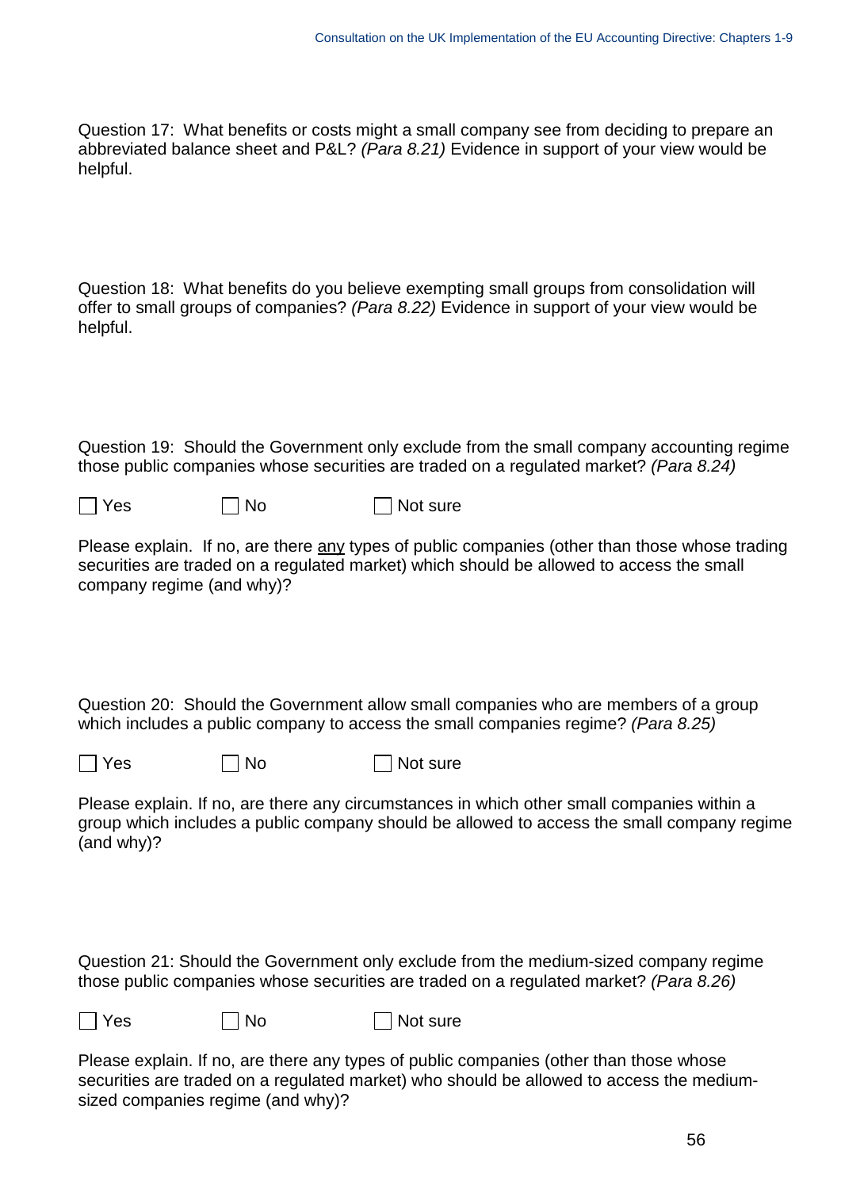Question 17: What benefits or costs might a small company see from deciding to prepare an abbreviated balance sheet and P&L? *(Para 8.21)* Evidence in support of your view would be helpful.

Question 18: What benefits do you believe exempting small groups from consolidation will offer to small groups of companies? *(Para 8.22)* Evidence in support of your view would be helpful.

Question 19: Should the Government only exclude from the small company accounting regime those public companies whose securities are traded on a regulated market? *(Para 8.24)*

☐ Yes ☐ No ☐ Not sure

Please explain. If no, are there <u>any</u> types of public companies (other than those whose trading securities are traded on a regulated market) which should be allowed to access the small company regime (and why)?

Question 20: Should the Government allow small companies who are members of a group which includes a public company to access the small companies regime? *(Para 8.25)*

☐ Yes ☐ No ☐ Not sure

Please explain. If no, are there any circumstances in which other small companies within a group which includes a public company should be allowed to access the small company regime (and why)?

Question 21: Should the Government only exclude from the medium-sized company regime those public companies whose securities are traded on a regulated market? *(Para 8.26)*

☐ Yes ☐ No ☐ Not sure

Please explain. If no, are there any types of public companies (other than those whose securities are traded on a regulated market) who should be allowed to access the medium-sized companies regime (and why)?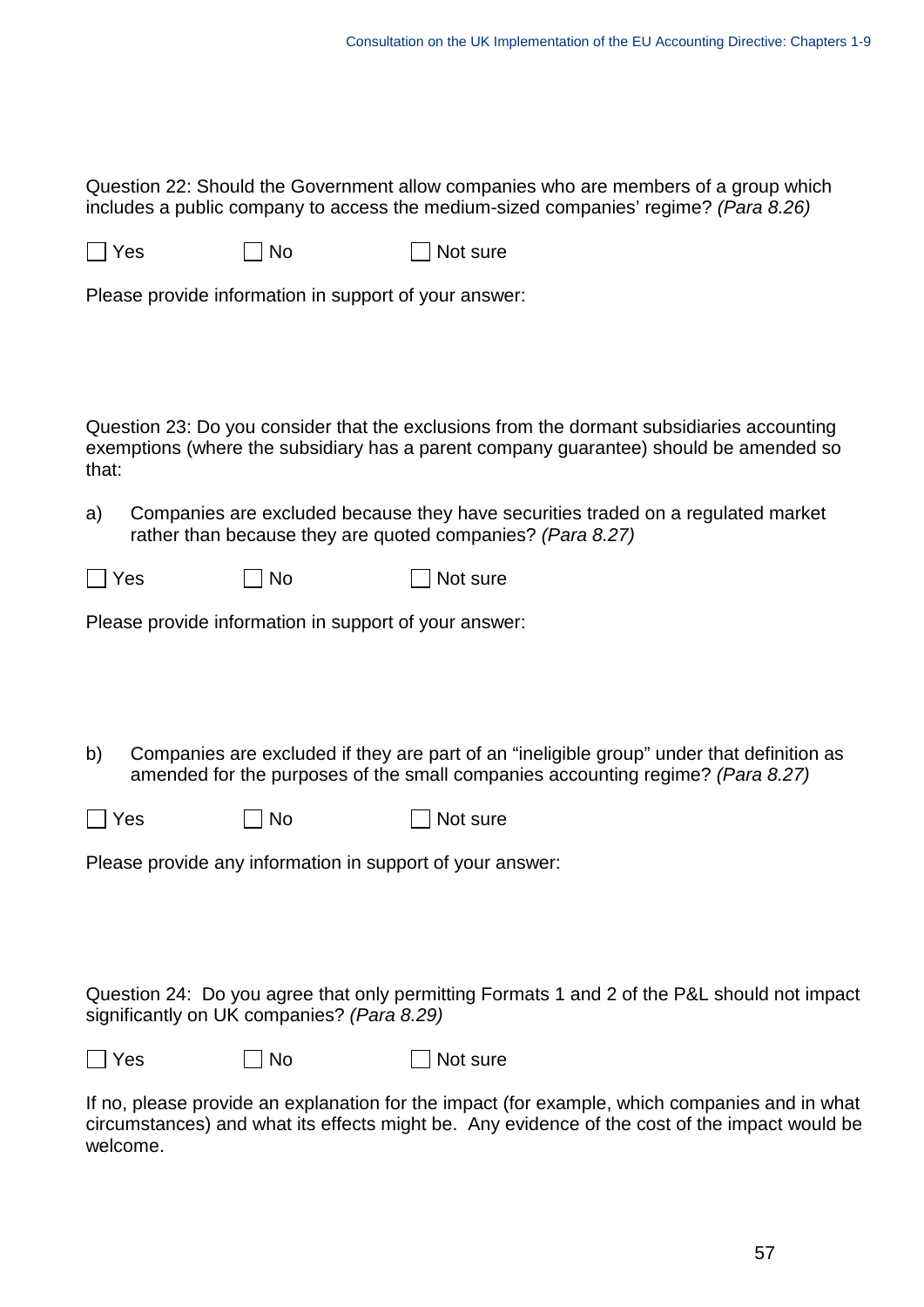Question 22: Should the Government allow companies who are members of a group which includes a public company to access the medium-sized companies' regime? *(Para 8.26)*

☐ Yes ☐ No ☐ Not sure

Please provide information in support of your answer:

Question 23: Do you consider that the exclusions from the dormant subsidiaries accounting exemptions (where the subsidiary has a parent company guarantee) should be amended so that:

a) Companies are excluded because they have securities traded on a regulated market rather than because they are quoted companies? *(Para 8.27)*

☐ Yes ☐ No ☐ Not sure

Please provide information in support of your answer:

b) Companies are excluded if they are part of an "ineligible group" under that definition as amended for the purposes of the small companies accounting regime? *(Para 8.27)*

☐ Yes ☐ No ☐ Not sure

Please provide any information in support of your answer:

Question 24: Do you agree that only permitting Formats 1 and 2 of the P&L should not impact significantly on UK companies? *(Para 8.29)*

☐ Yes ☐ No ☐ Not sure

If no, please provide an explanation for the impact (for example, which companies and in what circumstances) and what its effects might be. Any evidence of the cost of the impact would be welcome.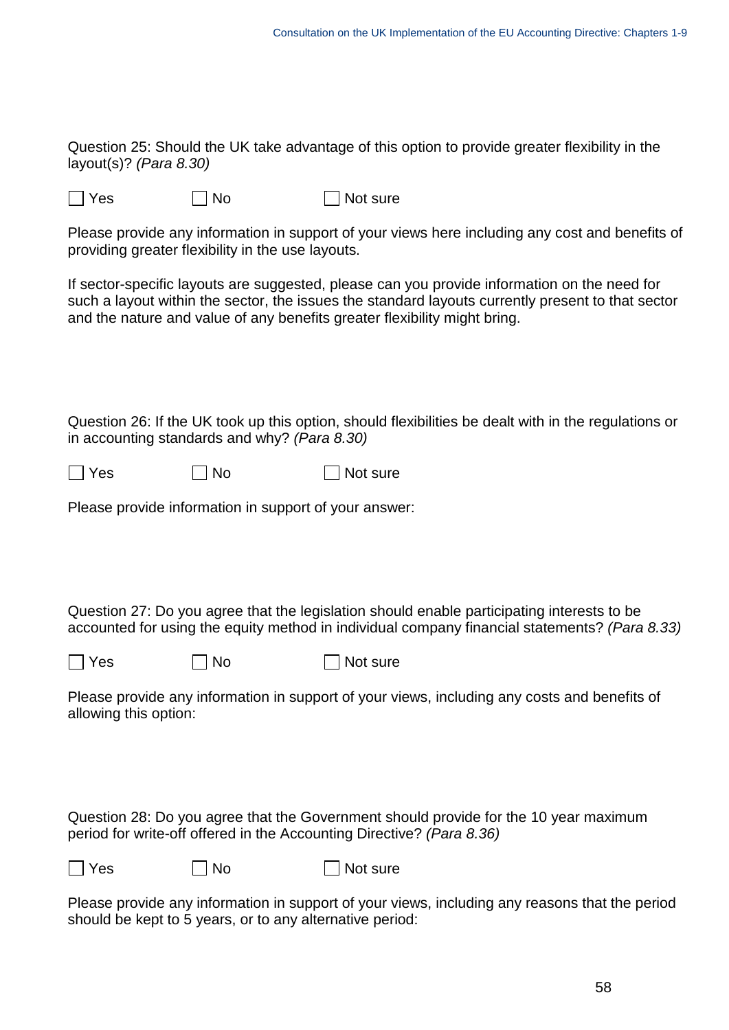Question 25: Should the UK take advantage of this option to provide greater flexibility in the layout(s)? *(Para 8.30)*

☐ Yes ☐ No ☐ Not sure

Please provide any information in support of your views here including any cost and benefits of providing greater flexibility in the use layouts.

If sector-specific layouts are suggested, please can you provide information on the need for such a layout within the sector, the issues the standard layouts currently present to that sector and the nature and value of any benefits greater flexibility might bring.

Question 26: If the UK took up this option, should flexibilities be dealt with in the regulations or in accounting standards and why? *(Para 8.30)*

☐ Yes ☐ No ☐ Not sure

Please provide information in support of your answer:

Question 27: Do you agree that the legislation should enable participating interests to be accounted for using the equity method in individual company financial statements? *(Para 8.33)*

☐ Yes ☐ No ☐ Not sure

Please provide any information in support of your views, including any costs and benefits of allowing this option:

Question 28: Do you agree that the Government should provide for the 10 year maximum period for write-off offered in the Accounting Directive? *(Para 8.36)*

☐ Yes ☐ No ☐ Not sure

Please provide any information in support of your views, including any reasons that the period should be kept to 5 years, or to any alternative period: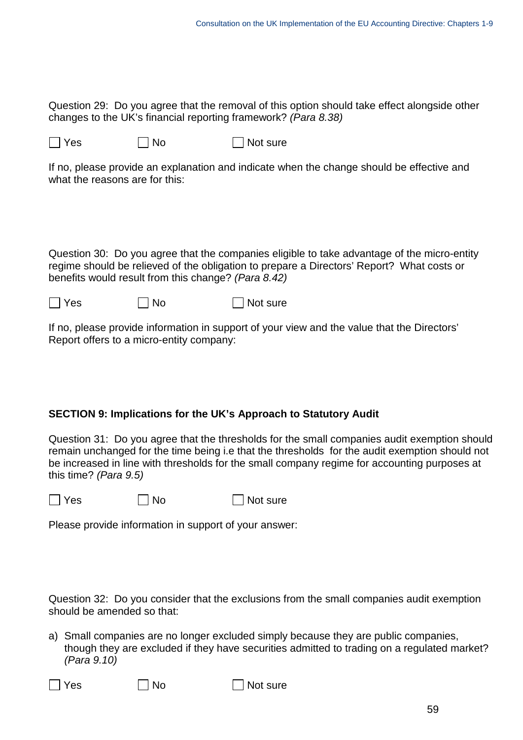Question 29: Do you agree that the removal of this option should take effect alongside other changes to the UK's financial reporting framework? *(Para 8.38)*

☐ Yes ☐ No ☐ Not sure

If no, please provide an explanation and indicate when the change should be effective and what the reasons are for this:

Question 30: Do you agree that the companies eligible to take advantage of the micro-entity regime should be relieved of the obligation to prepare a Directors' Report? What costs or benefits would result from this change? *(Para 8.42)*

☐ Yes ☐ No ☐ Not sure

If no, please provide information in support of your view and the value that the Directors' Report offers to a micro-entity company:

**SECTION 9: Implications for the UK's Approach to Statutory Audit**

Question 31: Do you agree that the thresholds for the small companies audit exemption should remain unchanged for the time being i.e that the thresholds for the audit exemption should not be increased in line with thresholds for the small company regime for accounting purposes at this time? *(Para 9.5)*

☐ Yes ☐ No ☐ Not sure

Please provide information in support of your answer:

Question 32: Do you consider that the exclusions from the small companies audit exemption should be amended so that:

a) Small companies are no longer excluded simply because they are public companies, though they are excluded if they have securities admitted to trading on a regulated market? *(Para 9.10)*

☐ Yes ☐ No ☐ Not sure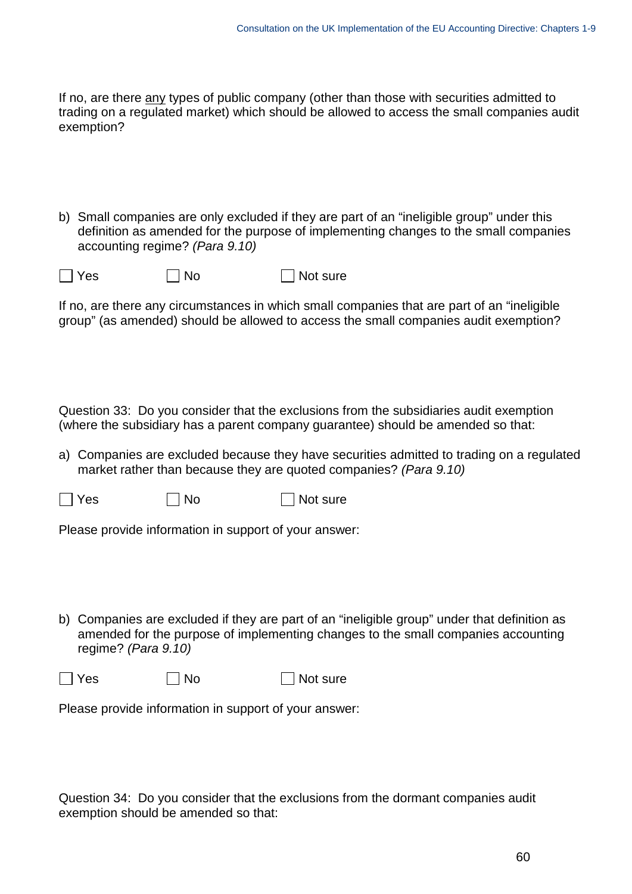If no, are there <u>any</u> types of public company (other than those with securities admitted to trading on a regulated market) which should be allowed to access the small companies audit exemption?

b) Small companies are only excluded if they are part of an “ineligible group” under this definition as amended for the purpose of implementing changes to the small companies accounting regime? *(Para 9.10)*

☐ Yes ☐ No ☐ Not sure

If no, are there any circumstances in which small companies that are part of an “ineligible group” (as amended) should be allowed to access the small companies audit exemption?

Question 33: Do you consider that the exclusions from the subsidiaries audit exemption (where the subsidiary has a parent company guarantee) should be amended so that:

a) Companies are excluded because they have securities admitted to trading on a regulated market rather than because they are quoted companies? *(Para 9.10)*

☐ Yes ☐ No ☐ Not sure

Please provide information in support of your answer:

b) Companies are excluded if they are part of an “ineligible group” under that definition as amended for the purpose of implementing changes to the small companies accounting regime? *(Para 9.10)*

☐ Yes ☐ No ☐ Not sure

Please provide information in support of your answer:

Question 34: Do you consider that the exclusions from the dormant companies audit exemption should be amended so that: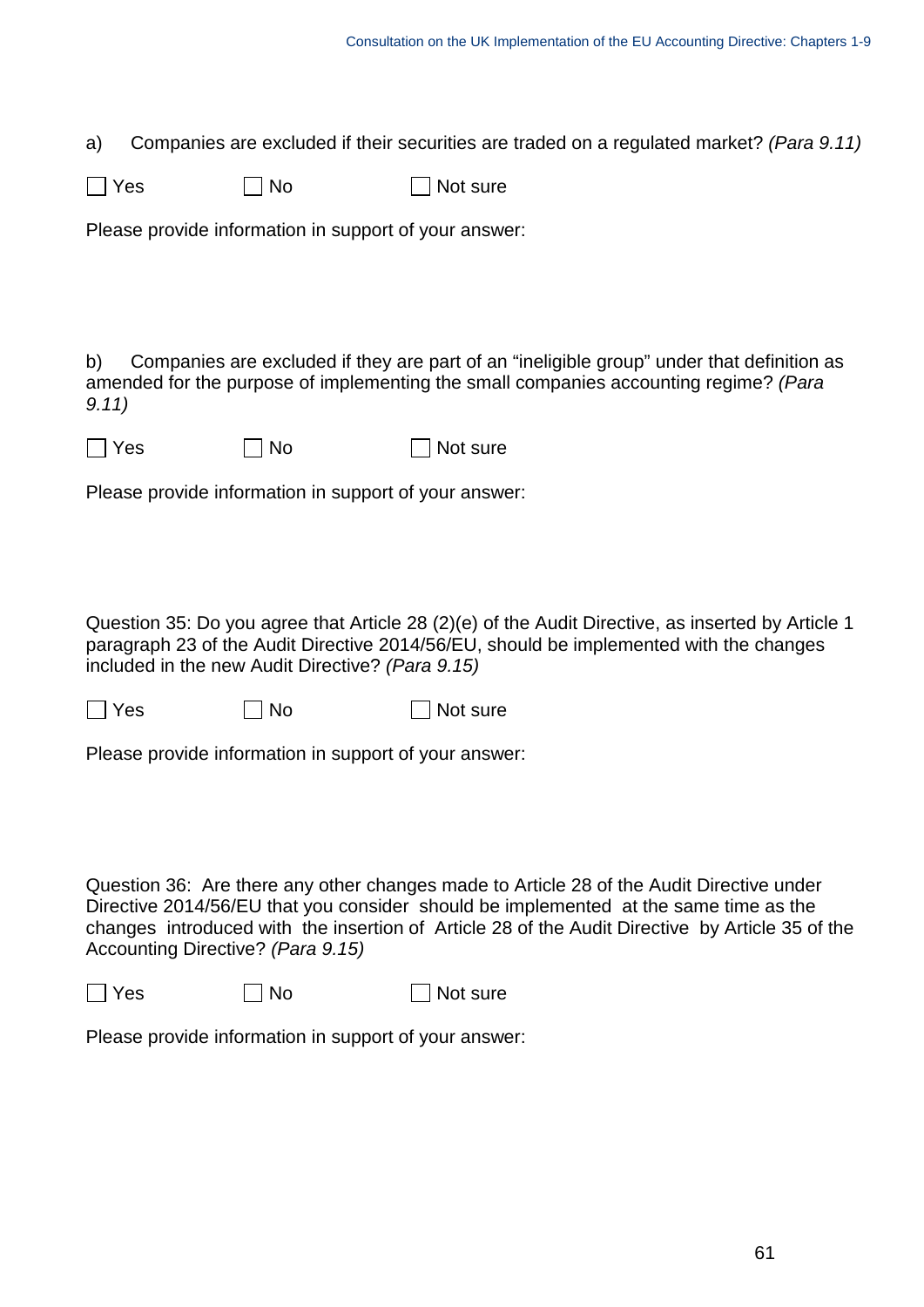a) Companies are excluded if their securities are traded on a regulated market? *(Para 9.11)*

☐ Yes ☐ No ☐ Not sure

Please provide information in support of your answer:

b) Companies are excluded if they are part of an "ineligible group" under that definition as amended for the purpose of implementing the small companies accounting regime? *(Para 9.11)*

☐ Yes ☐ No ☐ Not sure

Please provide information in support of your answer:

Question 35: Do you agree that Article 28 (2)(e) of the Audit Directive, as inserted by Article 1 paragraph 23 of the Audit Directive 2014/56/EU, should be implemented with the changes included in the new Audit Directive? *(Para 9.15)*

☐ Yes ☐ No ☐ Not sure

Please provide information in support of your answer:

Question 36: Are there any other changes made to Article 28 of the Audit Directive under Directive 2014/56/EU that you consider should be implemented at the same time as the changes introduced with the insertion of Article 28 of the Audit Directive by Article 35 of the Accounting Directive? *(Para 9.15)*

☐ Yes ☐ No ☐ Not sure

Please provide information in support of your answer: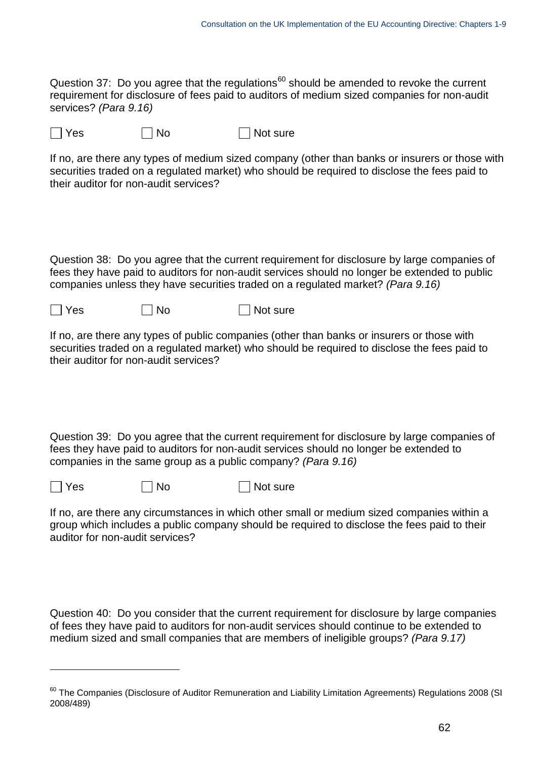Question 37: Do you agree that the regulations[60] should be amended to revoke the current requirement for disclosure of fees paid to auditors of medium sized companies for non-audit services? *(Para 9.16)*

☐ Yes ☐ No ☐ Not sure

If no, are there any types of medium sized company (other than banks or insurers or those with securities traded on a regulated market) who should be required to disclose the fees paid to their auditor for non-audit services?

Question 38: Do you agree that the current requirement for disclosure by large companies of fees they have paid to auditors for non-audit services should no longer be extended to public companies unless they have securities traded on a regulated market? *(Para 9.16)*

☐ Yes ☐ No ☐ Not sure

If no, are there any types of public companies (other than banks or insurers or those with securities traded on a regulated market) who should be required to disclose the fees paid to their auditor for non-audit services?

Question 39: Do you agree that the current requirement for disclosure by large companies of fees they have paid to auditors for non-audit services should no longer be extended to companies in the same group as a public company? *(Para 9.16)*

☐ Yes ☐ No ☐ Not sure

If no, are there any circumstances in which other small or medium sized companies within a group which includes a public company should be required to disclose the fees paid to their auditor for non-audit services?

Question 40: Do you consider that the current requirement for disclosure by large companies of fees they have paid to auditors for non-audit services should continue to be extended to medium sized and small companies that are members of ineligible groups? *(Para 9.17)*

---

[60] The Companies (Disclosure of Auditor Remuneration and Liability Limitation Agreements) Regulations 2008 (SI 2008/489)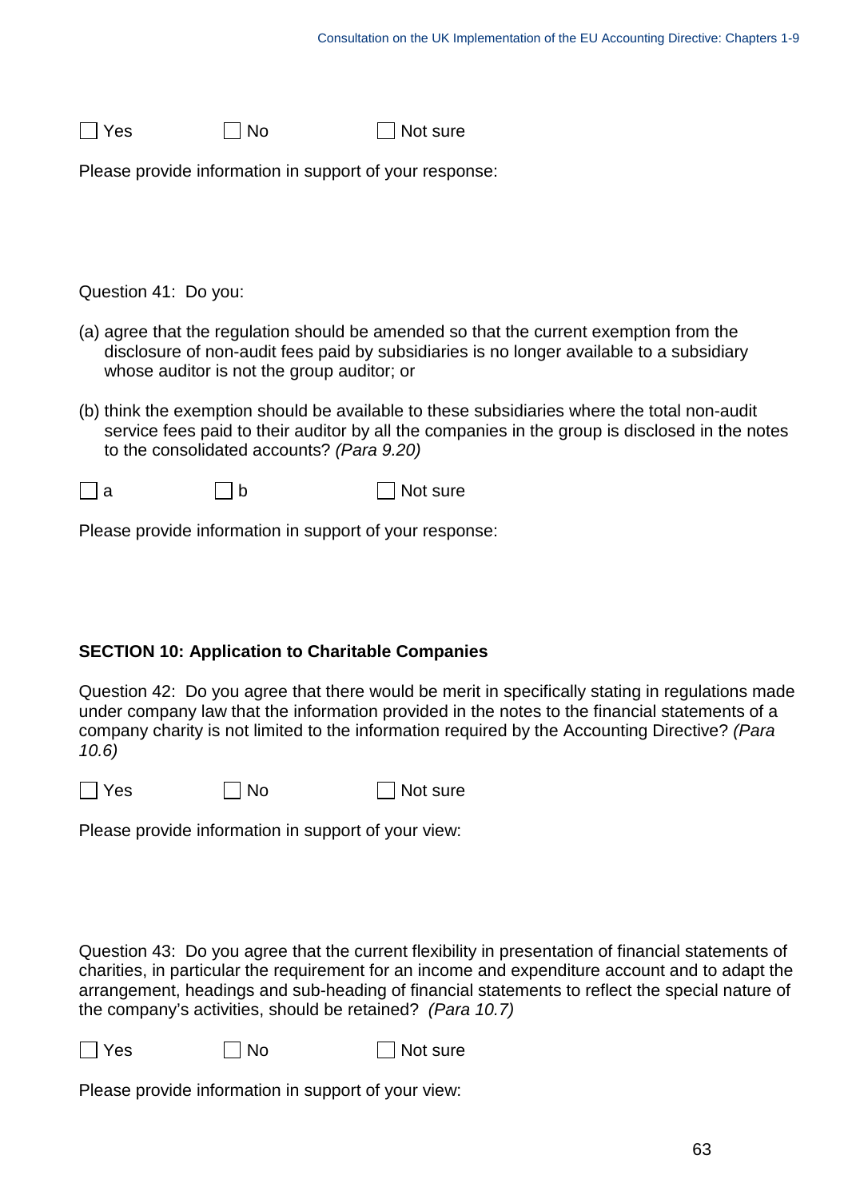☐ Yes ☐ No ☐ Not sure

Please provide information in support of your response:

Question 41: Do you:

(a) agree that the regulation should be amended so that the current exemption from the disclosure of non-audit fees paid by subsidiaries is no longer available to a subsidiary whose auditor is not the group auditor; or

(b) think the exemption should be available to these subsidiaries where the total non-audit service fees paid to their auditor by all the companies in the group is disclosed in the notes to the consolidated accounts? *(Para 9.20)*

☐ a ☐ b ☐ Not sure

Please provide information in support of your response:

**SECTION 10: Application to Charitable Companies**

Question 42: Do you agree that there would be merit in specifically stating in regulations made under company law that the information provided in the notes to the financial statements of a company charity is not limited to the information required by the Accounting Directive? *(Para 10.6)*

☐ Yes ☐ No ☐ Not sure

Please provide information in support of your view:

Question 43: Do you agree that the current flexibility in presentation of financial statements of charities, in particular the requirement for an income and expenditure account and to adapt the arrangement, headings and sub-heading of financial statements to reflect the special nature of the company's activities, should be retained? *(Para 10.7)*

☐ Yes ☐ No ☐ Not sure

Please provide information in support of your view: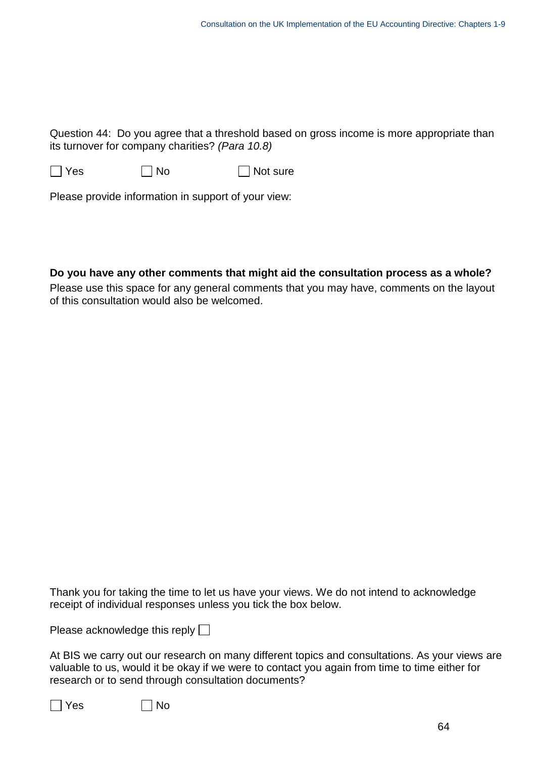Question 44: Do you agree that a threshold based on gross income is more appropriate than its turnover for company charities? *(Para 10.8)*

☐ Yes ☐ No ☐ Not sure

Please provide information in support of your view:

**Do you have any other comments that might aid the consultation process as a whole?**

Please use this space for any general comments that you may have, comments on the layout of this consultation would also be welcomed.

Thank you for taking the time to let us have your views. We do not intend to acknowledge receipt of individual responses unless you tick the box below.

Please acknowledge this reply ☐

At BIS we carry our research on many different topics and consultations. As your views are valuable to us, would it be okay if we were to contact you again from time to time either for research or to send through consultation documents?

☐ Yes ☐ No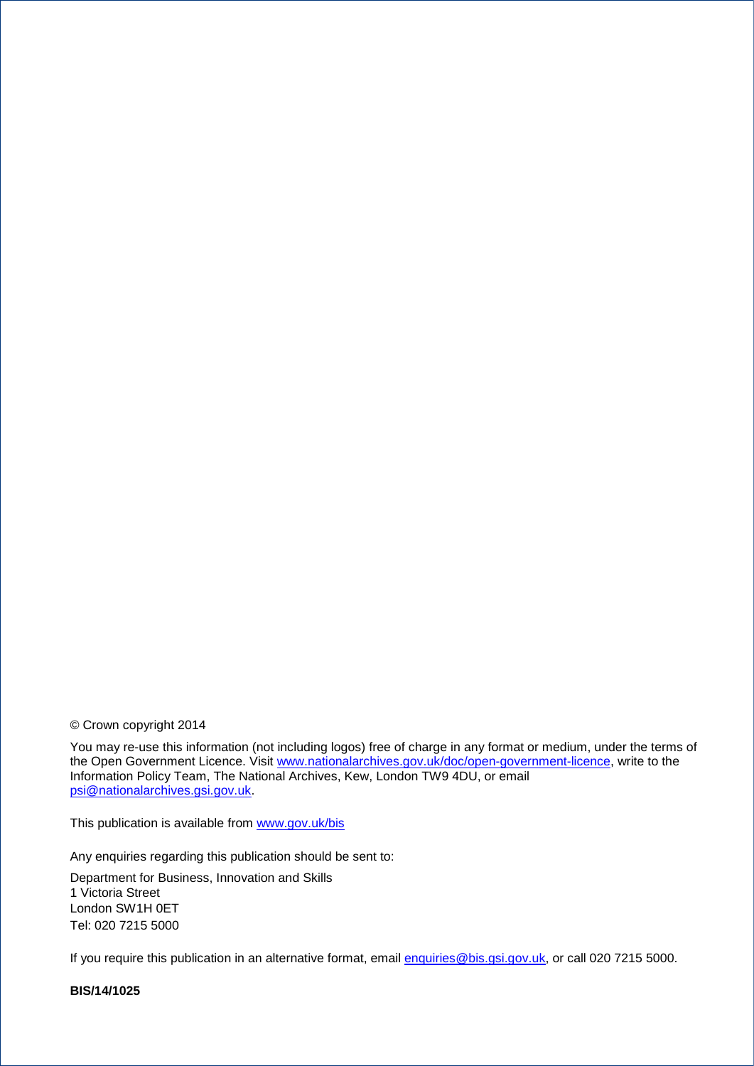© Crown copyright 2014

You may re-use this information (not including logos) free of charge in any format or medium, under the terms of the Open Government Licence. Visit www.nationalarchives.gov.uk/doc/open-government-licence, write to the Information Policy Team, The National Archives, Kew, London TW9 4DU, or email psi@nationalarchives.gsi.gov.uk.

This publication is available from www.gov.uk/bis

Any enquiries regarding this publication should be sent to:

Department for Business, Innovation and Skills
1 Victoria Street
London SW1H 0ET
Tel: 020 7215 5000

If you require this publication in an alternative format, email enquiries@bis.gsi.gov.uk, or call 020 7215 5000.

**BIS/14/1025**